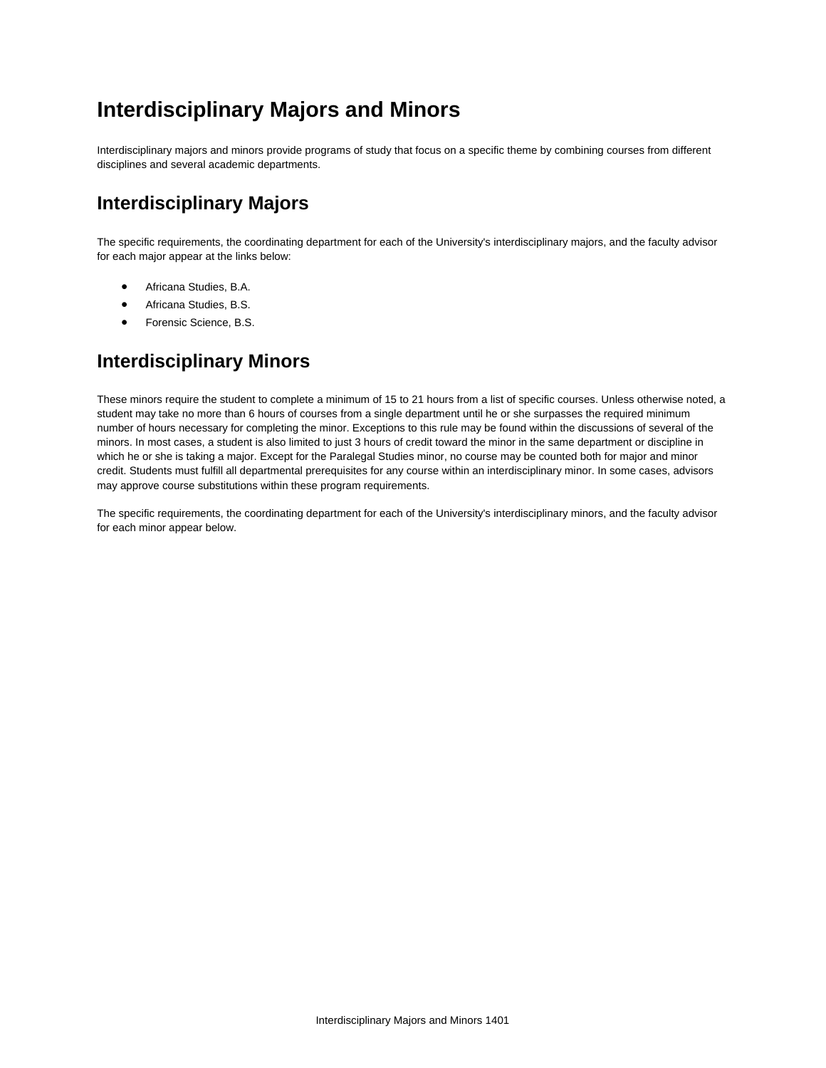# Interdisciplinary Majors and Minors

Interdisciplinary majors and minors provide programs of study that focus on a specific theme by combining courses from different disciplines and several academic departments.

## Interdisciplinary Majors

The specific requirements, the coordinating department for each of the University's interdisciplinary majors, and the faculty advisor for each major appear at the links below:

- Africana Studies, B.A.
- Africana Studies, B.S.
- Forensic Science, B.S.

## Interdisciplinary Minors

These minors require the student to complete a minimum of 15 to 21 hours from a list of specific courses. Unless otherwise noted, a student may take no more than 6 hours of courses from a single department until he or she surpasses the required minimum number of hours necessary for completing the minor. Exceptions to this rule may be found within the discussions of several of the minors. In most cases, a student is also limited to just 3 hours of credit toward the minor in the same department or discipline in which he or she is taking a major. Except for the Paralegal Studies minor, no course may be counted both for major and minor credit. Students must fulfill all departmental prerequisites for any course within an interdisciplinary minor. In some cases, advisors may approve course substitutions within these program requirements.

The specific requirements, the coordinating department for each of the University's interdisciplinary minors, and the faculty advisor for each minor appear below.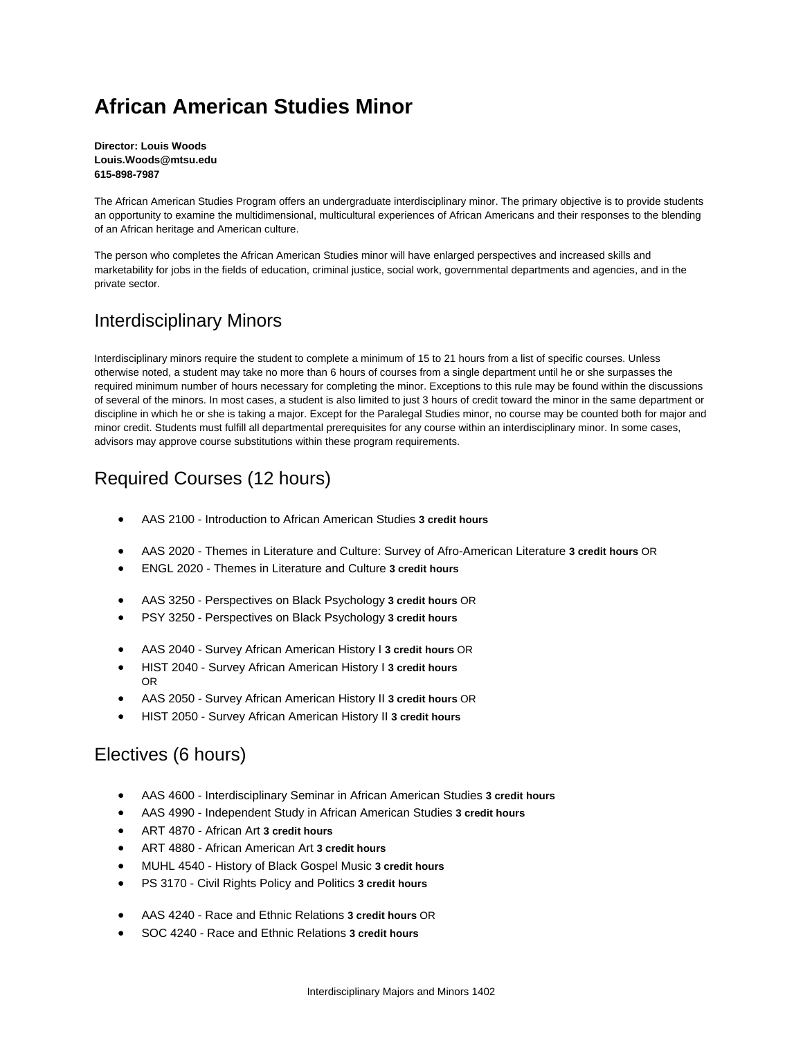# African American Studies Minor

**Director: Louis Woods**
**Louis.Woods@mtsu.edu**
**615-898-7987**

The African American Studies Program offers an undergraduate interdisciplinary minor. The primary objective is to provide students an opportunity to examine the multidimensional, multicultural experiences of African Americans and their responses to the blending of an African heritage and American culture.

The person who completes the African American Studies minor will have enlarged perspectives and increased skills and marketability for jobs in the fields of education, criminal justice, social work, governmental departments and agencies, and in the private sector.

## Interdisciplinary Minors

Interdisciplinary minors require the student to complete a minimum of 15 to 21 hours from a list of specific courses. Unless otherwise noted, a student may take no more than 6 hours of courses from a single department until he or she surpasses the required minimum number of hours necessary for completing the minor. Exceptions to this rule may be found within the discussions of several of the minors. In most cases, a student is also limited to just 3 hours of credit toward the minor in the same department or discipline in which he or she is taking a major. Except for the Paralegal Studies minor, no course may be counted both for major and minor credit. Students must fulfill all departmental prerequisites for any course within an interdisciplinary minor. In some cases, advisors may approve course substitutions within these program requirements.

## Required Courses (12 hours)

- AAS 2100 - Introduction to African American Studies **3 credit hours**

- AAS 2020 - Themes in Literature and Culture: Survey of Afro-American Literature **3 credit hours** OR
- ENGL 2020 - Themes in Literature and Culture **3 credit hours**

- AAS 3250 - Perspectives on Black Psychology **3 credit hours** OR
- PSY 3250 - Perspectives on Black Psychology **3 credit hours**

- AAS 2040 - Survey African American History I **3 credit hours** OR
- HIST 2040 - Survey African American History I **3 credit hours**
  OR
- AAS 2050 - Survey African American History II **3 credit hours** OR
- HIST 2050 - Survey African American History II **3 credit hours**

## Electives (6 hours)

- AAS 4600 - Interdisciplinary Seminar in African American Studies **3 credit hours**
- AAS 4990 - Independent Study in African American Studies **3 credit hours**
- ART 4870 - African Art **3 credit hours**
- ART 4880 - African American Art **3 credit hours**
- MUHL 4540 - History of Black Gospel Music **3 credit hours**
- PS 3170 - Civil Rights Policy and Politics **3 credit hours**

- AAS 4240 - Race and Ethnic Relations **3 credit hours** OR
- SOC 4240 - Race and Ethnic Relations **3 credit hours**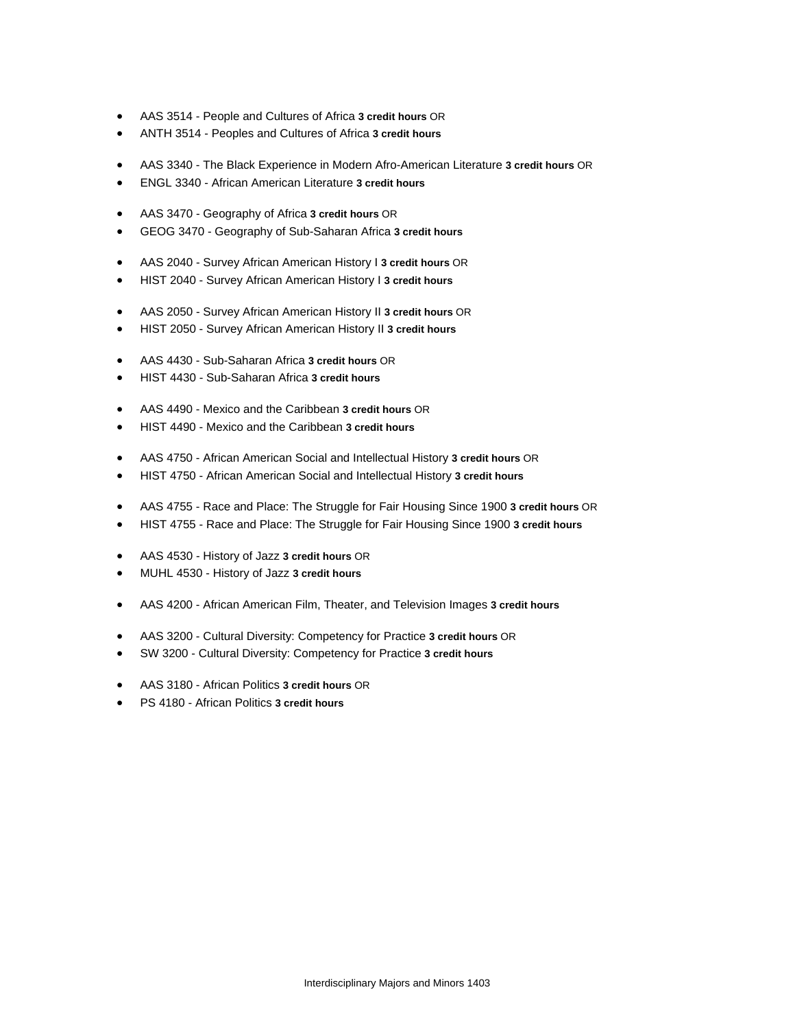- AAS 3514 - People and Cultures of Africa **3 credit hours** OR
- ANTH 3514 - Peoples and Cultures of Africa **3 credit hours**

- AAS 3340 - The Black Experience in Modern Afro-American Literature **3 credit hours** OR
- ENGL 3340 - African American Literature **3 credit hours**

- AAS 3470 - Geography of Africa **3 credit hours** OR
- GEOG 3470 - Geography of Sub-Saharan Africa **3 credit hours**

- AAS 2040 - Survey African American History I **3 credit hours** OR
- HIST 2040 - Survey African American History I **3 credit hours**

- AAS 2050 - Survey African American History II **3 credit hours** OR
- HIST 2050 - Survey African American History II **3 credit hours**

- AAS 4430 - Sub-Saharan Africa **3 credit hours** OR
- HIST 4430 - Sub-Saharan Africa **3 credit hours**

- AAS 4490 - Mexico and the Caribbean **3 credit hours** OR
- HIST 4490 - Mexico and the Caribbean **3 credit hours**

- AAS 4750 - African American Social and Intellectual History **3 credit hours** OR
- HIST 4750 - African American Social and Intellectual History **3 credit hours**

- AAS 4755 - Race and Place: The Struggle for Fair Housing Since 1900 **3 credit hours** OR
- HIST 4755 - Race and Place: The Struggle for Fair Housing Since 1900 **3 credit hours**

- AAS 4530 - History of Jazz **3 credit hours** OR
- MUHL 4530 - History of Jazz **3 credit hours**

- AAS 4200 - African American Film, Theater, and Television Images **3 credit hours**

- AAS 3200 - Cultural Diversity: Competency for Practice **3 credit hours** OR
- SW 3200 - Cultural Diversity: Competency for Practice **3 credit hours**

- AAS 3180 - African Politics **3 credit hours** OR
- PS 4180 - African Politics **3 credit hours**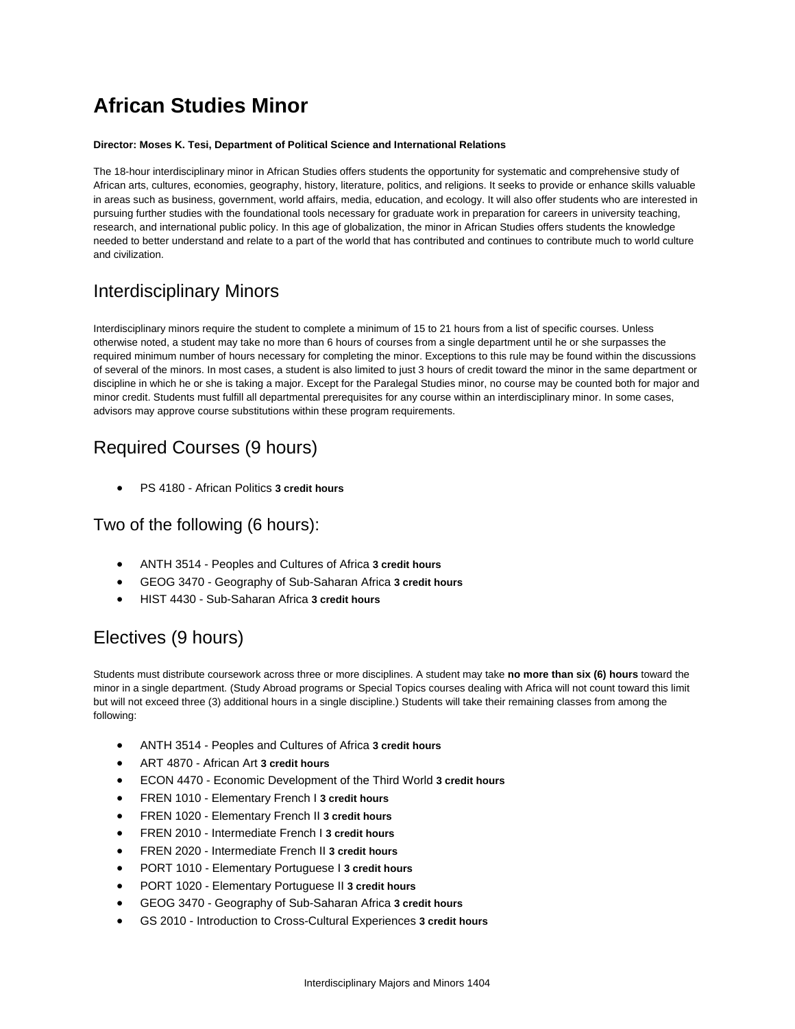# African Studies Minor

**Director: Moses K. Tesi, Department of Political Science and International Relations**

The 18-hour interdisciplinary minor in African Studies offers students the opportunity for systematic and comprehensive study of African arts, cultures, economies, geography, history, literature, politics, and religions. It seeks to provide or enhance skills valuable in areas such as business, government, world affairs, media, education, and ecology. It will also offer students who are interested in pursuing further studies with the foundational tools necessary for graduate work in preparation for careers in university teaching, research, and international public policy. In this age of globalization, the minor in African Studies offers students the knowledge needed to better understand and relate to a part of the world that has contributed and continues to contribute much to world culture and civilization.

## Interdisciplinary Minors

Interdisciplinary minors require the student to complete a minimum of 15 to 21 hours from a list of specific courses. Unless otherwise noted, a student may take no more than 6 hours of courses from a single department until he or she surpasses the required minimum number of hours necessary for completing the minor. Exceptions to this rule may be found within the discussions of several of the minors. In most cases, a student is also limited to just 3 hours of credit toward the minor in the same department or discipline in which he or she is taking a major. Except for the Paralegal Studies minor, no course may be counted both for major and minor credit. Students must fulfill all departmental prerequisites for any course within an interdisciplinary minor. In some cases, advisors may approve course substitutions within these program requirements.

## Required Courses (9 hours)

- PS 4180 - African Politics **3 credit hours**

## Two of the following (6 hours):

- ANTH 3514 - Peoples and Cultures of Africa **3 credit hours**
- GEOG 3470 - Geography of Sub-Saharan Africa **3 credit hours**
- HIST 4430 - Sub-Saharan Africa **3 credit hours**

## Electives (9 hours)

Students must distribute coursework across three or more disciplines. A student may take **no more than six (6) hours** toward the minor in a single department. (Study Abroad programs or Special Topics courses dealing with Africa will not count toward this limit but will not exceed three (3) additional hours in a single discipline.) Students will take their remaining classes from among the following:

- ANTH 3514 - Peoples and Cultures of Africa **3 credit hours**
- ART 4870 - African Art **3 credit hours**
- ECON 4470 - Economic Development of the Third World **3 credit hours**
- FREN 1010 - Elementary French I **3 credit hours**
- FREN 1020 - Elementary French II **3 credit hours**
- FREN 2010 - Intermediate French I **3 credit hours**
- FREN 2020 - Intermediate French II **3 credit hours**
- PORT 1010 - Elementary Portuguese I **3 credit hours**
- PORT 1020 - Elementary Portuguese II **3 credit hours**
- GEOG 3470 - Geography of Sub-Saharan Africa **3 credit hours**
- GS 2010 - Introduction to Cross-Cultural Experiences **3 credit hours**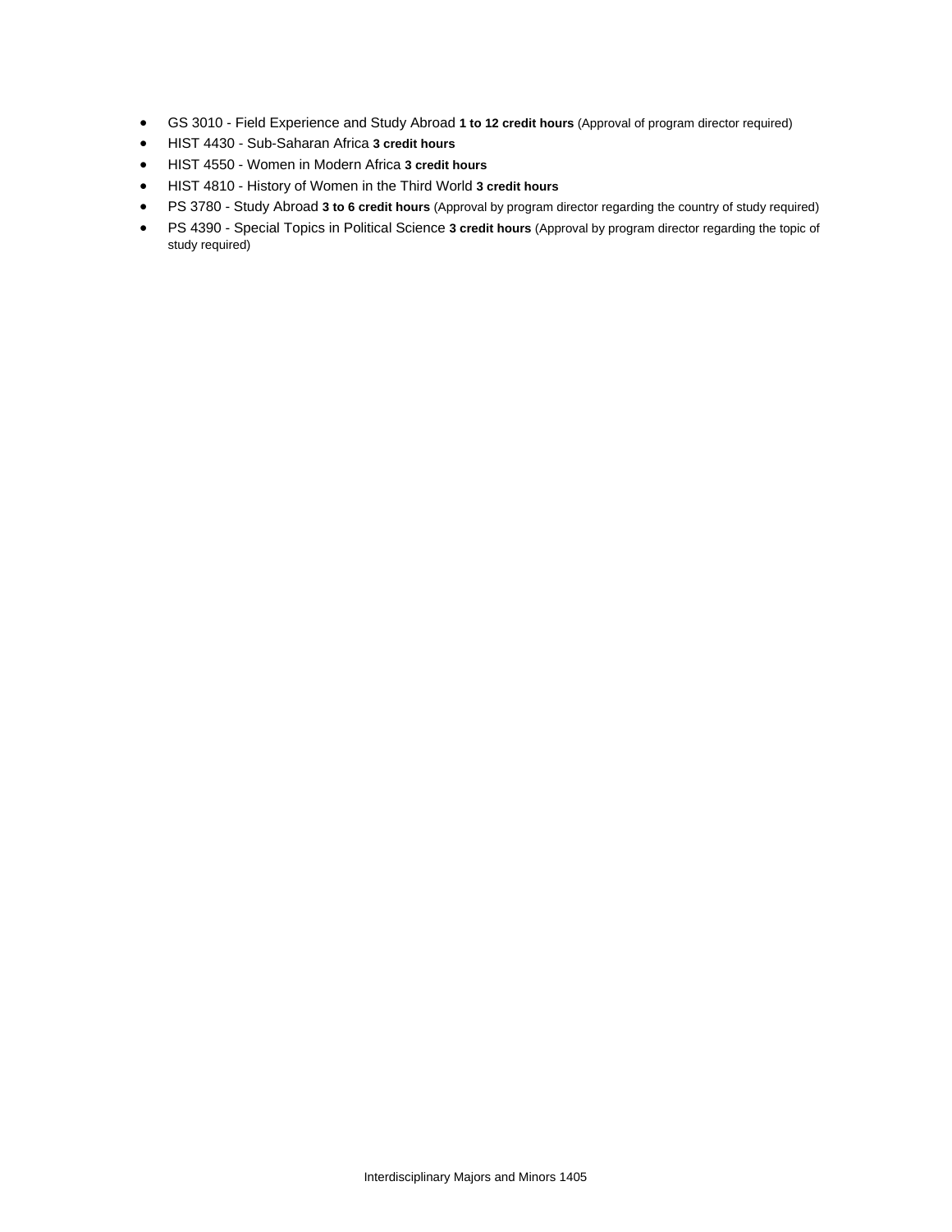- GS 3010 - Field Experience and Study Abroad **1 to 12 credit hours** (Approval of program director required)
- HIST 4430 - Sub-Saharan Africa **3 credit hours**
- HIST 4550 - Women in Modern Africa **3 credit hours**
- HIST 4810 - History of Women in the Third World **3 credit hours**
- PS 3780 - Study Abroad **3 to 6 credit hours** (Approval by program director regarding the country of study required)
- PS 4390 - Special Topics in Political Science **3 credit hours** (Approval by program director regarding the topic of study required)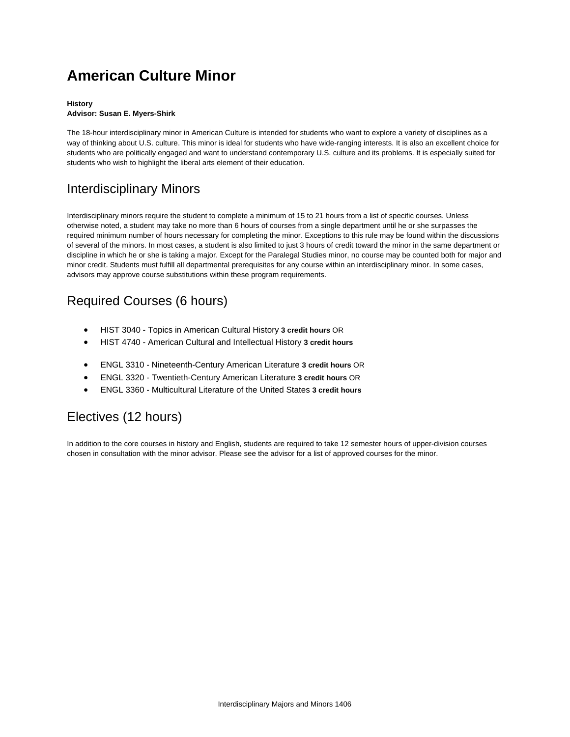# American Culture Minor

**History**
**Advisor: Susan E. Myers-Shirk**

The 18-hour interdisciplinary minor in American Culture is intended for students who want to explore a variety of disciplines as a way of thinking about U.S. culture. This minor is ideal for students who have wide-ranging interests. It is also an excellent choice for students who are politically engaged and want to understand contemporary U.S. culture and its problems. It is especially suited for students who wish to highlight the liberal arts element of their education.

## Interdisciplinary Minors

Interdisciplinary minors require the student to complete a minimum of 15 to 21 hours from a list of specific courses. Unless otherwise noted, a student may take no more than 6 hours of courses from a single department until he or she surpasses the required minimum number of hours necessary for completing the minor. Exceptions to this rule may be found within the discussions of several of the minors. In most cases, a student is also limited to just 3 hours of credit toward the minor in the same department or discipline in which he or she is taking a major. Except for the Paralegal Studies minor, no course may be counted both for major and minor credit. Students must fulfill all departmental prerequisites for any course within an interdisciplinary minor. In some cases, advisors may approve course substitutions within these program requirements.

## Required Courses (6 hours)

- HIST 3040 - Topics in American Cultural History **3 credit hours** OR
- HIST 4740 - American Cultural and Intellectual History **3 credit hours**

- ENGL 3310 - Nineteenth-Century American Literature **3 credit hours** OR
- ENGL 3320 - Twentieth-Century American Literature **3 credit hours** OR
- ENGL 3360 - Multicultural Literature of the United States **3 credit hours**

## Electives (12 hours)

In addition to the core courses in history and English, students are required to take 12 semester hours of upper-division courses chosen in consultation with the minor advisor. Please see the advisor for a list of approved courses for the minor.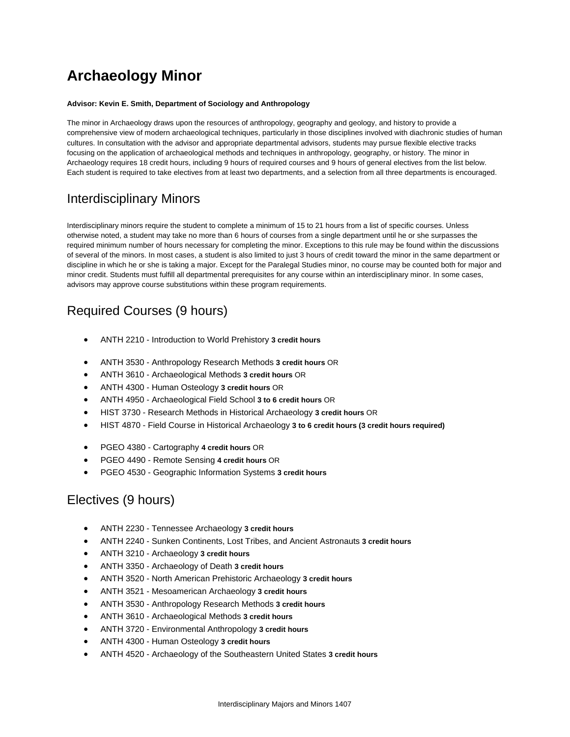# Archaeology Minor

**Advisor: Kevin E. Smith, Department of Sociology and Anthropology**

The minor in Archaeology draws upon the resources of anthropology, geography and geology, and history to provide a comprehensive view of modern archaeological techniques, particularly in those disciplines involved with diachronic studies of human cultures. In consultation with the advisor and appropriate departmental advisors, students may pursue flexible elective tracks focusing on the application of archaeological methods and techniques in anthropology, geography, or history. The minor in Archaeology requires 18 credit hours, including 9 hours of required courses and 9 hours of general electives from the list below. Each student is required to take electives from at least two departments, and a selection from all three departments is encouraged.

## Interdisciplinary Minors

Interdisciplinary minors require the student to complete a minimum of 15 to 21 hours from a list of specific courses. Unless otherwise noted, a student may take no more than 6 hours of courses from a single department until he or she surpasses the required minimum number of hours necessary for completing the minor. Exceptions to this rule may be found within the discussions of several of the minors. In most cases, a student is also limited to just 3 hours of credit toward the minor in the same department or discipline in which he or she is taking a major. Except for the Paralegal Studies minor, no course may be counted both for major and minor credit. Students must fulfill all departmental prerequisites for any course within an interdisciplinary minor. In some cases, advisors may approve course substitutions within these program requirements.

## Required Courses (9 hours)

- ANTH 2210 - Introduction to World Prehistory **3 credit hours**

- ANTH 3530 - Anthropology Research Methods **3 credit hours** OR
- ANTH 3610 - Archaeological Methods **3 credit hours** OR
- ANTH 4300 - Human Osteology **3 credit hours** OR
- ANTH 4950 - Archaeological Field School **3 to 6 credit hours** OR
- HIST 3730 - Research Methods in Historical Archaeology **3 credit hours** OR
- HIST 4870 - Field Course in Historical Archaeology **3 to 6 credit hours (3 credit hours required)**

- PGEO 4380 - Cartography **4 credit hours** OR
- PGEO 4490 - Remote Sensing **4 credit hours** OR
- PGEO 4530 - Geographic Information Systems **3 credit hours**

## Electives (9 hours)

- ANTH 2230 - Tennessee Archaeology **3 credit hours**
- ANTH 2240 - Sunken Continents, Lost Tribes, and Ancient Astronauts **3 credit hours**
- ANTH 3210 - Archaeology **3 credit hours**
- ANTH 3350 - Archaeology of Death **3 credit hours**
- ANTH 3520 - North American Prehistoric Archaeology **3 credit hours**
- ANTH 3521 - Mesoamerican Archaeology **3 credit hours**
- ANTH 3530 - Anthropology Research Methods **3 credit hours**
- ANTH 3610 - Archaeological Methods **3 credit hours**
- ANTH 3720 - Environmental Anthropology **3 credit hours**
- ANTH 4300 - Human Osteology **3 credit hours**
- ANTH 4520 - Archaeology of the Southeastern United States **3 credit hours**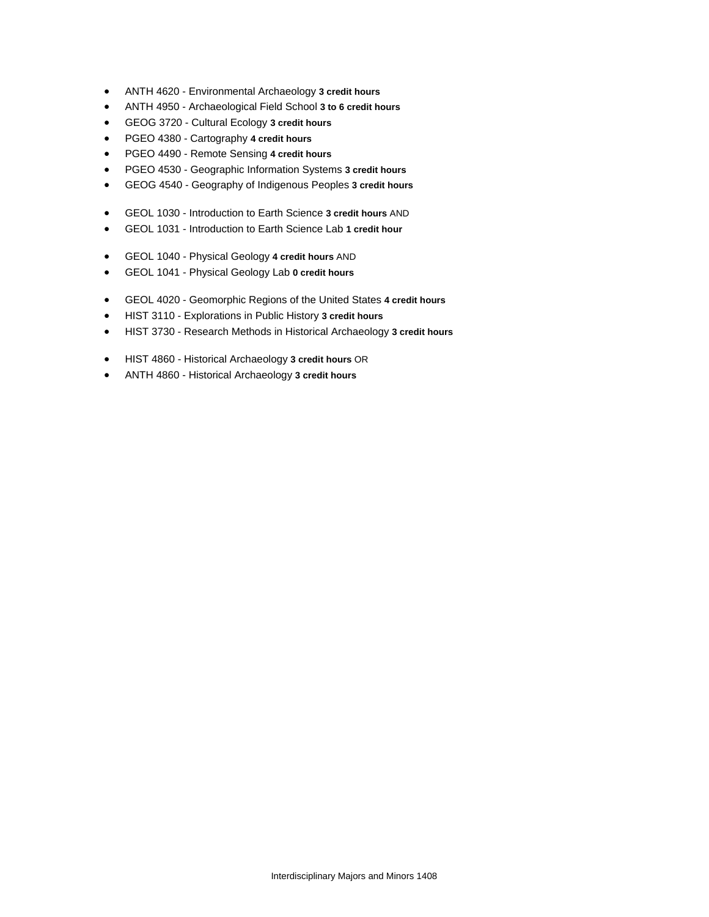- ANTH 4620 - Environmental Archaeology **3 credit hours**
- ANTH 4950 - Archaeological Field School **3 to 6 credit hours**
- GEOG 3720 - Cultural Ecology **3 credit hours**
- PGEO 4380 - Cartography **4 credit hours**
- PGEO 4490 - Remote Sensing **4 credit hours**
- PGEO 4530 - Geographic Information Systems **3 credit hours**
- GEOG 4540 - Geography of Indigenous Peoples **3 credit hours**

- GEOL 1030 - Introduction to Earth Science **3 credit hours** AND
- GEOL 1031 - Introduction to Earth Science Lab **1 credit hour**

- GEOL 1040 - Physical Geology **4 credit hours** AND
- GEOL 1041 - Physical Geology Lab **0 credit hours**

- GEOL 4020 - Geomorphic Regions of the United States **4 credit hours**
- HIST 3110 - Explorations in Public History **3 credit hours**
- HIST 3730 - Research Methods in Historical Archaeology **3 credit hours**

- HIST 4860 - Historical Archaeology **3 credit hours** OR
- ANTH 4860 - Historical Archaeology **3 credit hours**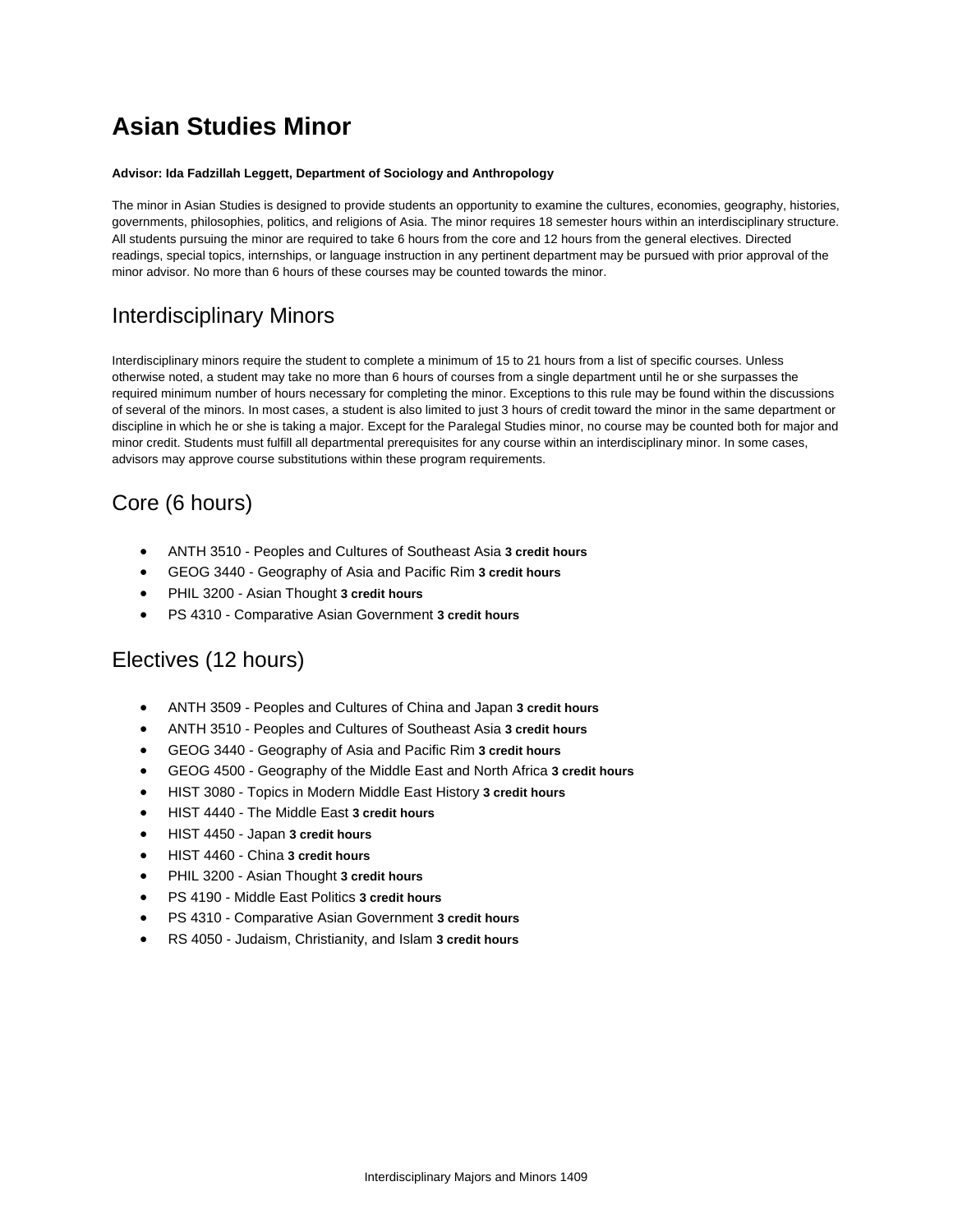# Asian Studies Minor

**Advisor: Ida Fadzillah Leggett, Department of Sociology and Anthropology**

The minor in Asian Studies is designed to provide students an opportunity to examine the cultures, economies, geography, histories, governments, philosophies, politics, and religions of Asia. The minor requires 18 semester hours within an interdisciplinary structure. All students pursuing the minor are required to take 6 hours from the core and 12 hours from the general electives. Directed readings, special topics, internships, or language instruction in any pertinent department may be pursued with prior approval of the minor advisor. No more than 6 hours of these courses may be counted towards the minor.

## Interdisciplinary Minors

Interdisciplinary minors require the student to complete a minimum of 15 to 21 hours from a list of specific courses. Unless otherwise noted, a student may take no more than 6 hours of courses from a single department until he or she surpasses the required minimum number of hours necessary for completing the minor. Exceptions to this rule may be found within the discussions of several of the minors. In most cases, a student is also limited to just 3 hours of credit toward the minor in the same department or discipline in which he or she is taking a major. Except for the Paralegal Studies minor, no course may be counted both for major and minor credit. Students must fulfill all departmental prerequisites for any course within an interdisciplinary minor. In some cases, advisors may approve course substitutions within these program requirements.

## Core (6 hours)

- ANTH 3510 - Peoples and Cultures of Southeast Asia **3 credit hours**
- GEOG 3440 - Geography of Asia and Pacific Rim **3 credit hours**
- PHIL 3200 - Asian Thought **3 credit hours**
- PS 4310 - Comparative Asian Government **3 credit hours**

## Electives (12 hours)

- ANTH 3509 - Peoples and Cultures of China and Japan **3 credit hours**
- ANTH 3510 - Peoples and Cultures of Southeast Asia **3 credit hours**
- GEOG 3440 - Geography of Asia and Pacific Rim **3 credit hours**
- GEOG 4500 - Geography of the Middle East and North Africa **3 credit hours**
- HIST 3080 - Topics in Modern Middle East History **3 credit hours**
- HIST 4440 - The Middle East **3 credit hours**
- HIST 4450 - Japan **3 credit hours**
- HIST 4460 - China **3 credit hours**
- PHIL 3200 - Asian Thought **3 credit hours**
- PS 4190 - Middle East Politics **3 credit hours**
- PS 4310 - Comparative Asian Government **3 credit hours**
- RS 4050 - Judaism, Christianity, and Islam **3 credit hours**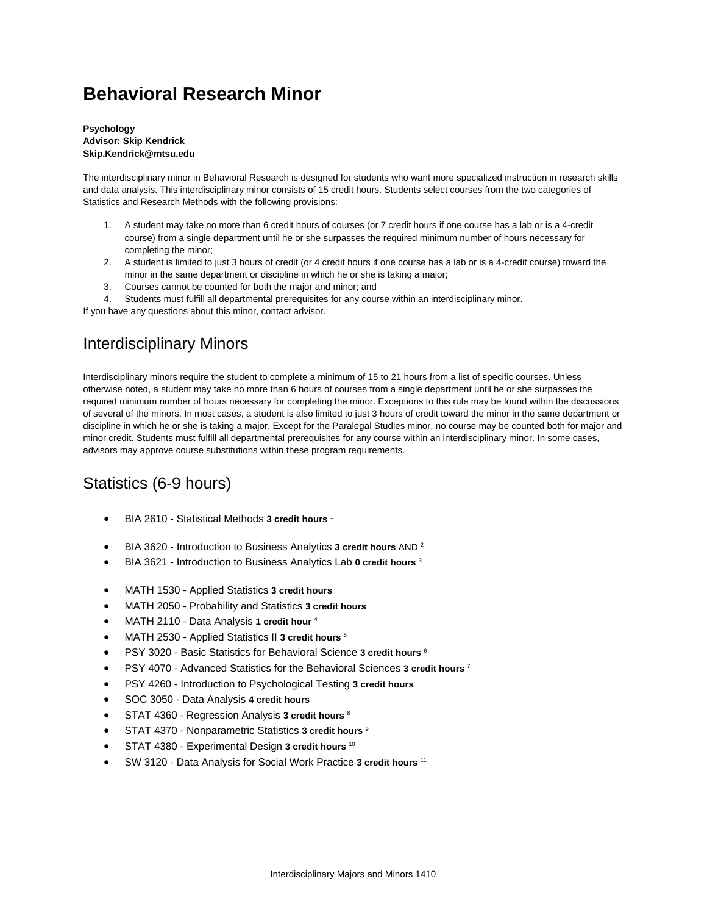# Behavioral Research Minor

**Psychology**
**Advisor: Skip Kendrick**
**Skip.Kendrick@mtsu.edu**

The interdisciplinary minor in Behavioral Research is designed for students who want more specialized instruction in research skills and data analysis. This interdisciplinary minor consists of 15 credit hours. Students select courses from the two categories of Statistics and Research Methods with the following provisions:

1. A student may take no more than 6 credit hours of courses (or 7 credit hours if one course has a lab or is a 4-credit course) from a single department until he or she surpasses the required minimum number of hours necessary for completing the minor;
2. A student is limited to just 3 hours of credit (or 4 credit hours if one course has a lab or is a 4-credit course) toward the minor in the same department or discipline in which he or she is taking a major;
3. Courses cannot be counted for both the major and minor; and
4. Students must fulfill all departmental prerequisites for any course within an interdisciplinary minor.

If you have any questions about this minor, contact advisor.

## Interdisciplinary Minors

Interdisciplinary minors require the student to complete a minimum of 15 to 21 hours from a list of specific courses. Unless otherwise noted, a student may take no more than 6 hours of courses from a single department until he or she surpasses the required minimum number of hours necessary for completing the minor. Exceptions to this rule may be found within the discussions of several of the minors. In most cases, a student is also limited to just 3 hours of credit toward the minor in the same department or discipline in which he or she is taking a major. Except for the Paralegal Studies minor, no course may be counted both for major and minor credit. Students must fulfill all departmental prerequisites for any course within an interdisciplinary minor. In some cases, advisors may approve course substitutions within these program requirements.

## Statistics (6-9 hours)

- BIA 2610 - Statistical Methods **3 credit hours** [1]

- BIA 3620 - Introduction to Business Analytics **3 credit hours** AND [2]
- BIA 3621 - Introduction to Business Analytics Lab **0 credit hours** [3]

- MATH 1530 - Applied Statistics **3 credit hours**
- MATH 2050 - Probability and Statistics **3 credit hours**
- MATH 2110 - Data Analysis **1 credit hour** [4]
- MATH 2530 - Applied Statistics II **3 credit hours** [5]
- PSY 3020 - Basic Statistics for Behavioral Science **3 credit hours** [6]
- PSY 4070 - Advanced Statistics for the Behavioral Sciences **3 credit hours** [7]
- PSY 4260 - Introduction to Psychological Testing **3 credit hours**
- SOC 3050 - Data Analysis **4 credit hours**
- STAT 4360 - Regression Analysis **3 credit hours** [8]
- STAT 4370 - Nonparametric Statistics **3 credit hours** [9]
- STAT 4380 - Experimental Design **3 credit hours** [10]
- SW 3120 - Data Analysis for Social Work Practice **3 credit hours** [11]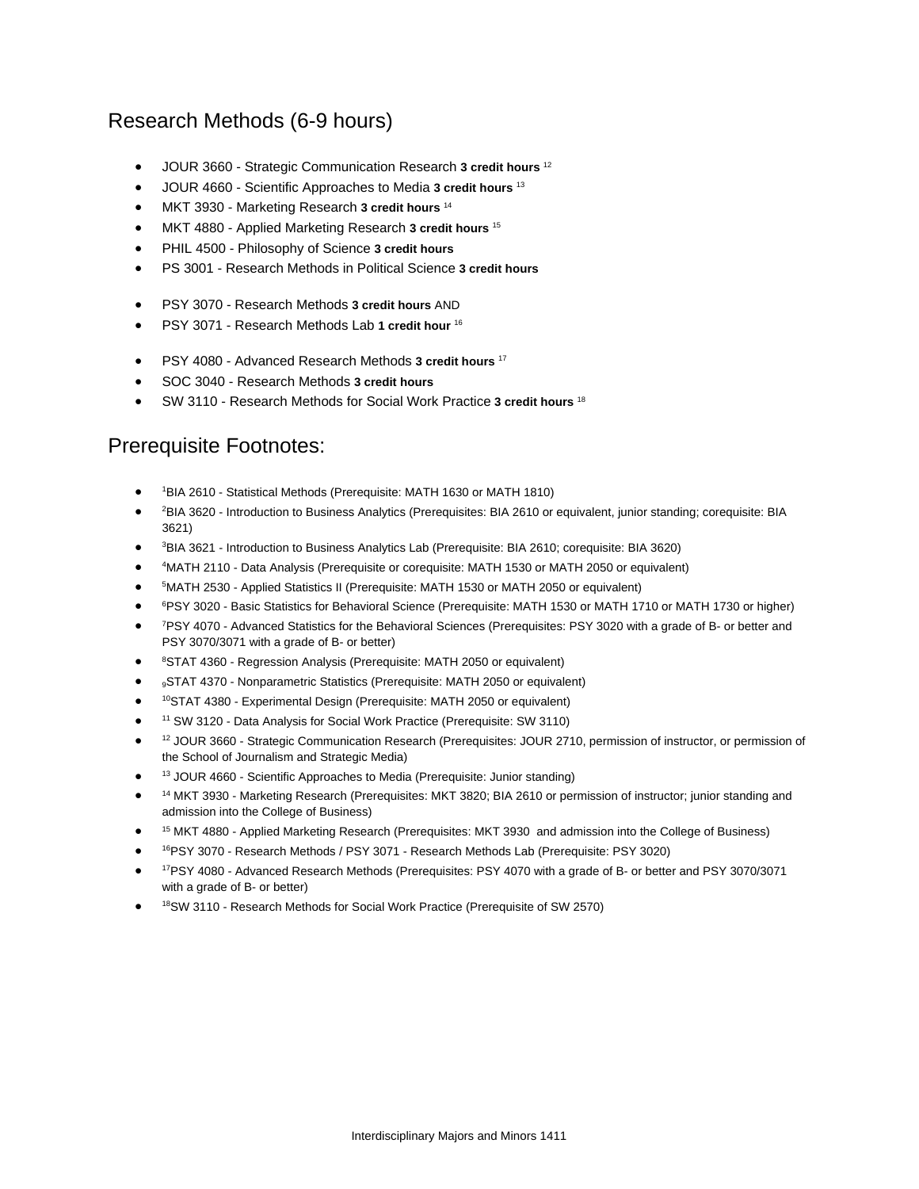## Research Methods (6-9 hours)

- JOUR 3660 - Strategic Communication Research **3 credit hours** [12]
- JOUR 4660 - Scientific Approaches to Media **3 credit hours** [13]
- MKT 3930 - Marketing Research **3 credit hours** [14]
- MKT 4880 - Applied Marketing Research **3 credit hours** [15]
- PHIL 4500 - Philosophy of Science **3 credit hours**
- PS 3001 - Research Methods in Political Science **3 credit hours**

- PSY 3070 - Research Methods **3 credit hours** AND
- PSY 3071 - Research Methods Lab **1 credit hour** [16]

- PSY 4080 - Advanced Research Methods **3 credit hours** [17]
- SOC 3040 - Research Methods **3 credit hours**
- SW 3110 - Research Methods for Social Work Practice **3 credit hours** [18]

## Prerequisite Footnotes:

- [1]BIA 2610 - Statistical Methods (Prerequisite: MATH 1630 or MATH 1810)
- [2]BIA 3620 - Introduction to Business Analytics (Prerequisites: BIA 2610 or equivalent, junior standing; corequisite: BIA 3621)
- [3]BIA 3621 - Introduction to Business Analytics Lab (Prerequisite: BIA 2610; corequisite: BIA 3620)
- [4]MATH 2110 - Data Analysis (Prerequisite or corequisite: MATH 1530 or MATH 2050 or equivalent)
- [5]MATH 2530 - Applied Statistics II (Prerequisite: MATH 1530 or MATH 2050 or equivalent)
- [6]PSY 3020 - Basic Statistics for Behavioral Science (Prerequisite: MATH 1530 or MATH 1710 or MATH 1730 or higher)
- [7]PSY 4070 - Advanced Statistics for the Behavioral Sciences (Prerequisites: PSY 3020 with a grade of B- or better and PSY 3070/3071 with a grade of B- or better)
- [8]STAT 4360 - Regression Analysis (Prerequisite: MATH 2050 or equivalent)
- [9]STAT 4370 - Nonparametric Statistics (Prerequisite: MATH 2050 or equivalent)
- [10]STAT 4380 - Experimental Design (Prerequisite: MATH 2050 or equivalent)
- [11] SW 3120 - Data Analysis for Social Work Practice (Prerequisite: SW 3110)
- [12] JOUR 3660 - Strategic Communication Research (Prerequisites: JOUR 2710, permission of instructor, or permission of the School of Journalism and Strategic Media)
- [13] JOUR 4660 - Scientific Approaches to Media (Prerequisite: Junior standing)
- [14] MKT 3930 - Marketing Research (Prerequisites: MKT 3820; BIA 2610 or permission of instructor; junior standing and admission into the College of Business)
- [15] MKT 4880 - Applied Marketing Research (Prerequisites: MKT 3930 and admission into the College of Business)
- [16]PSY 3070 - Research Methods / PSY 3071 - Research Methods Lab (Prerequisite: PSY 3020)
- [17]PSY 4080 - Advanced Research Methods (Prerequisites: PSY 4070 with a grade of B- or better and PSY 3070/3071 with a grade of B- or better)
- [18]SW 3110 - Research Methods for Social Work Practice (Prerequisite of SW 2570)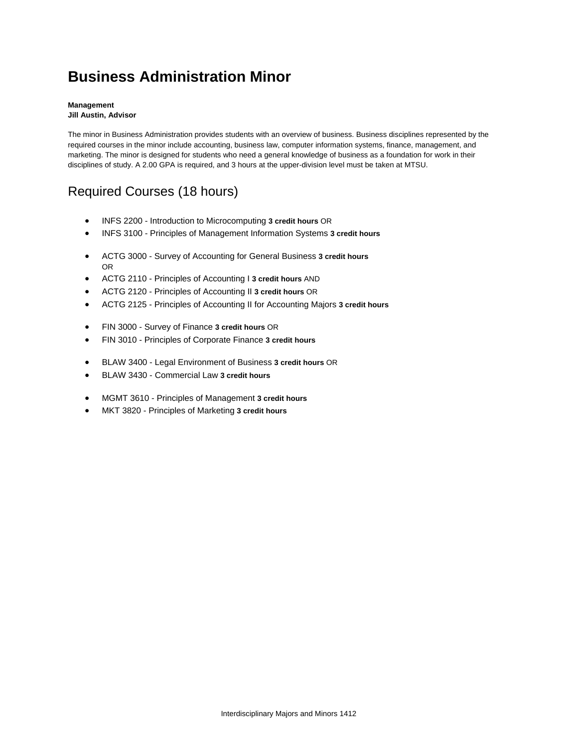# Business Administration Minor

**Management**
**Jill Austin, Advisor**

The minor in Business Administration provides students with an overview of business. Business disciplines represented by the required courses in the minor include accounting, business law, computer information systems, finance, management, and marketing. The minor is designed for students who need a general knowledge of business as a foundation for work in their disciplines of study. A 2.00 GPA is required, and 3 hours at the upper-division level must be taken at MTSU.

## Required Courses (18 hours)

- INFS 2200 - Introduction to Microcomputing **3 credit hours** OR
- INFS 3100 - Principles of Management Information Systems **3 credit hours**

- ACTG 3000 - Survey of Accounting for General Business **3 credit hours**
  OR
- ACTG 2110 - Principles of Accounting I **3 credit hours** AND
- ACTG 2120 - Principles of Accounting II **3 credit hours** OR
- ACTG 2125 - Principles of Accounting II for Accounting Majors **3 credit hours**

- FIN 3000 - Survey of Finance **3 credit hours** OR
- FIN 3010 - Principles of Corporate Finance **3 credit hours**

- BLAW 3400 - Legal Environment of Business **3 credit hours** OR
- BLAW 3430 - Commercial Law **3 credit hours**

- MGMT 3610 - Principles of Management **3 credit hours**
- MKT 3820 - Principles of Marketing **3 credit hours**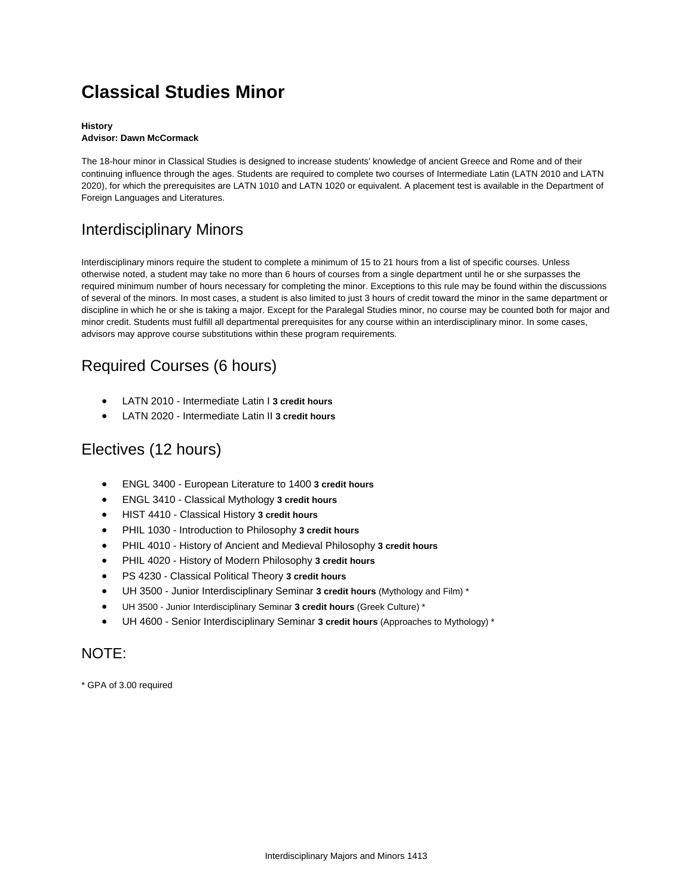# Classical Studies Minor

**History**
**Advisor: Dawn McCormack**

The 18-hour minor in Classical Studies is designed to increase students' knowledge of ancient Greece and Rome and of their continuing influence through the ages. Students are required to complete two courses of Intermediate Latin (LATN 2010 and LATN 2020), for which the prerequisites are LATN 1010 and LATN 1020 or equivalent. A placement test is available in the Department of Foreign Languages and Literatures.

## Interdisciplinary Minors

Interdisciplinary minors require the student to complete a minimum of 15 to 21 hours from a list of specific courses. Unless otherwise noted, a student may take no more than 6 hours of courses from a single department until he or she surpasses the required minimum number of hours necessary for completing the minor. Exceptions to this rule may be found within the discussions of several of the minors. In most cases, a student is also limited to just 3 hours of credit toward the minor in the same department or discipline in which he or she is taking a major. Except for the Paralegal Studies minor, no course may be counted both for major and minor credit. Students must fulfill all departmental prerequisites for any course within an interdisciplinary minor. In some cases, advisors may approve course substitutions within these program requirements.

## Required Courses (6 hours)

- LATN 2010 - Intermediate Latin I **3 credit hours**
- LATN 2020 - Intermediate Latin II **3 credit hours**

## Electives (12 hours)

- ENGL 3400 - European Literature to 1400 **3 credit hours**
- ENGL 3410 - Classical Mythology **3 credit hours**
- HIST 4410 - Classical History **3 credit hours**
- PHIL 1030 - Introduction to Philosophy **3 credit hours**
- PHIL 4010 - History of Ancient and Medieval Philosophy **3 credit hours**
- PHIL 4020 - History of Modern Philosophy **3 credit hours**
- PS 4230 - Classical Political Theory **3 credit hours**
- UH 3500 - Junior Interdisciplinary Seminar **3 credit hours** (Mythology and Film) *
- UH 3500 - Junior Interdisciplinary Seminar **3 credit hours** (Greek Culture) *
- UH 4600 - Senior Interdisciplinary Seminar **3 credit hours** (Approaches to Mythology) *

## NOTE:

* GPA of 3.00 required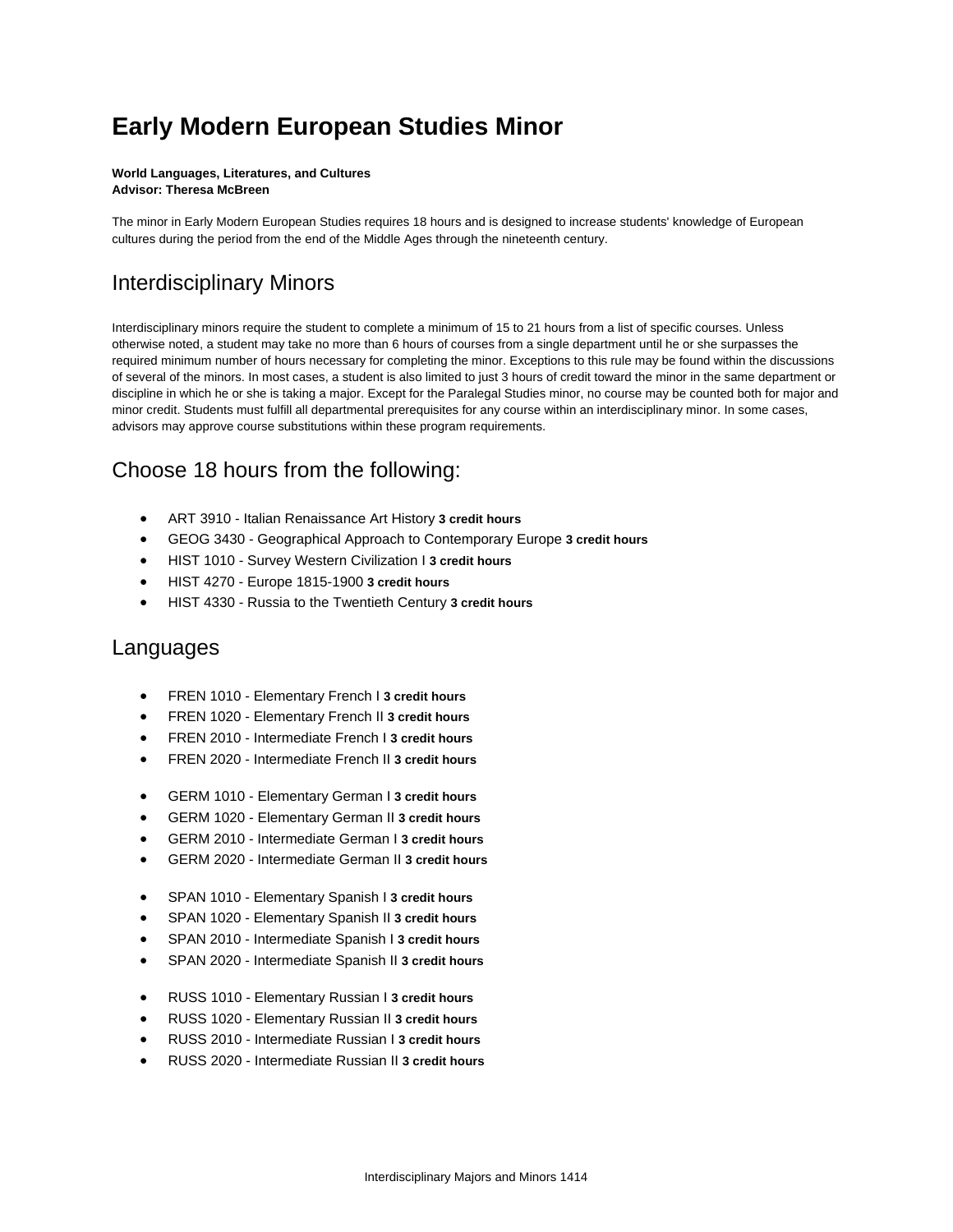# Early Modern European Studies Minor

**World Languages, Literatures, and Cultures**
**Advisor: Theresa McBreen**

The minor in Early Modern European Studies requires 18 hours and is designed to increase students' knowledge of European cultures during the period from the end of the Middle Ages through the nineteenth century.

## Interdisciplinary Minors

Interdisciplinary minors require the student to complete a minimum of 15 to 21 hours from a list of specific courses. Unless otherwise noted, a student may take no more than 6 hours of courses from a single department until he or she surpasses the required minimum number of hours necessary for completing the minor. Exceptions to this rule may be found within the discussions of several of the minors. In most cases, a student is also limited to just 3 hours of credit toward the minor in the same department or discipline in which he or she is taking a major. Except for the Paralegal Studies minor, no course may be counted both for major and minor credit. Students must fulfill all departmental prerequisites for any course within an interdisciplinary minor. In some cases, advisors may approve course substitutions within these program requirements.

## Choose 18 hours from the following:

- ART 3910 - Italian Renaissance Art History **3 credit hours**
- GEOG 3430 - Geographical Approach to Contemporary Europe **3 credit hours**
- HIST 1010 - Survey Western Civilization I **3 credit hours**
- HIST 4270 - Europe 1815-1900 **3 credit hours**
- HIST 4330 - Russia to the Twentieth Century **3 credit hours**

## Languages

- FREN 1010 - Elementary French I **3 credit hours**
- FREN 1020 - Elementary French II **3 credit hours**
- FREN 2010 - Intermediate French I **3 credit hours**
- FREN 2020 - Intermediate French II **3 credit hours**

- GERM 1010 - Elementary German I **3 credit hours**
- GERM 1020 - Elementary German II **3 credit hours**
- GERM 2010 - Intermediate German I **3 credit hours**
- GERM 2020 - Intermediate German II **3 credit hours**

- SPAN 1010 - Elementary Spanish I **3 credit hours**
- SPAN 1020 - Elementary Spanish II **3 credit hours**
- SPAN 2010 - Intermediate Spanish I **3 credit hours**
- SPAN 2020 - Intermediate Spanish II **3 credit hours**

- RUSS 1010 - Elementary Russian I **3 credit hours**
- RUSS 1020 - Elementary Russian II **3 credit hours**
- RUSS 2010 - Intermediate Russian I **3 credit hours**
- RUSS 2020 - Intermediate Russian II **3 credit hours**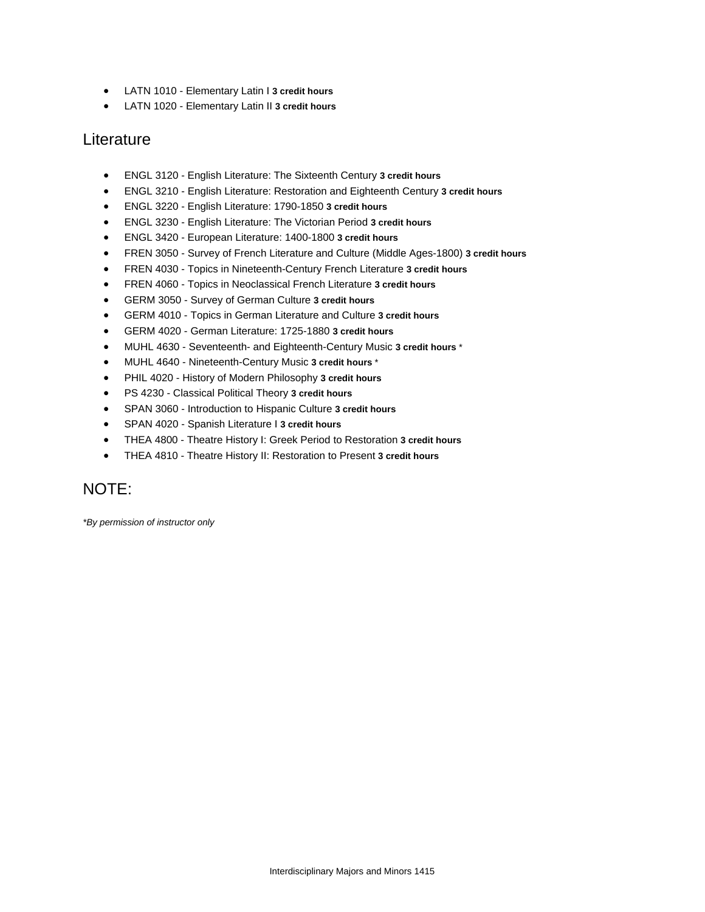- LATN 1010 - Elementary Latin I **3 credit hours**
- LATN 1020 - Elementary Latin II **3 credit hours**

## Literature

- ENGL 3120 - English Literature: The Sixteenth Century **3 credit hours**
- ENGL 3210 - English Literature: Restoration and Eighteenth Century **3 credit hours**
- ENGL 3220 - English Literature: 1790-1850 **3 credit hours**
- ENGL 3230 - English Literature: The Victorian Period **3 credit hours**
- ENGL 3420 - European Literature: 1400-1800 **3 credit hours**
- FREN 3050 - Survey of French Literature and Culture (Middle Ages-1800) **3 credit hours**
- FREN 4030 - Topics in Nineteenth-Century French Literature **3 credit hours**
- FREN 4060 - Topics in Neoclassical French Literature **3 credit hours**
- GERM 3050 - Survey of German Culture **3 credit hours**
- GERM 4010 - Topics in German Literature and Culture **3 credit hours**
- GERM 4020 - German Literature: 1725-1880 **3 credit hours**
- MUHL 4630 - Seventeenth- and Eighteenth-Century Music **3 credit hours** *
- MUHL 4640 - Nineteenth-Century Music **3 credit hours** *
- PHIL 4020 - History of Modern Philosophy **3 credit hours**
- PS 4230 - Classical Political Theory **3 credit hours**
- SPAN 3060 - Introduction to Hispanic Culture **3 credit hours**
- SPAN 4020 - Spanish Literature I **3 credit hours**
- THEA 4800 - Theatre History I: Greek Period to Restoration **3 credit hours**
- THEA 4810 - Theatre History II: Restoration to Present **3 credit hours**

## NOTE:

*\*By permission of instructor only*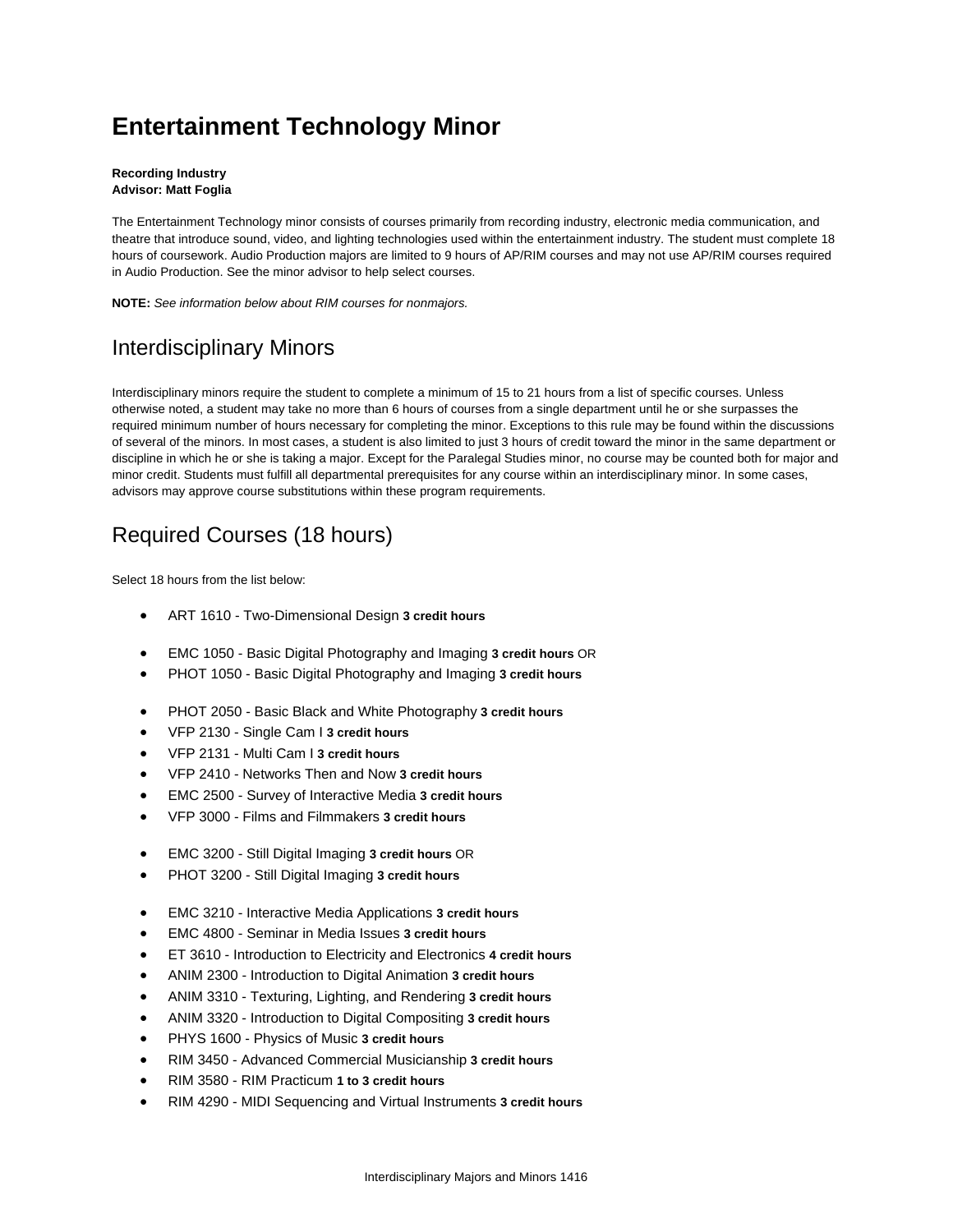# Entertainment Technology Minor

**Recording Industry**
**Advisor: Matt Foglia**

The Entertainment Technology minor consists of courses primarily from recording industry, electronic media communication, and theatre that introduce sound, video, and lighting technologies used within the entertainment industry. The student must complete 18 hours of coursework. Audio Production majors are limited to 9 hours of AP/RIM courses and may not use AP/RIM courses required in Audio Production. See the minor advisor to help select courses.

**NOTE:** *See information below about RIM courses for nonmajors.*

## Interdisciplinary Minors

Interdisciplinary minors require the student to complete a minimum of 15 to 21 hours from a list of specific courses. Unless otherwise noted, a student may take no more than 6 hours of courses from a single department until he or she surpasses the required minimum number of hours necessary for completing the minor. Exceptions to this rule may be found within the discussions of several of the minors. In most cases, a student is also limited to just 3 hours of credit toward the minor in the same department or discipline in which he or she is taking a major. Except for the Paralegal Studies minor, no course may be counted both for major and minor credit. Students must fulfill all departmental prerequisites for any course within an interdisciplinary minor. In some cases, advisors may approve course substitutions within these program requirements.

## Required Courses (18 hours)

Select 18 hours from the list below:

- ART 1610 - Two-Dimensional Design **3 credit hours**

- EMC 1050 - Basic Digital Photography and Imaging **3 credit hours** OR
- PHOT 1050 - Basic Digital Photography and Imaging **3 credit hours**

- PHOT 2050 - Basic Black and White Photography **3 credit hours**
- VFP 2130 - Single Cam I **3 credit hours**
- VFP 2131 - Multi Cam I **3 credit hours**
- VFP 2410 - Networks Then and Now **3 credit hours**
- EMC 2500 - Survey of Interactive Media **3 credit hours**
- VFP 3000 - Films and Filmmakers **3 credit hours**

- EMC 3200 - Still Digital Imaging **3 credit hours** OR
- PHOT 3200 - Still Digital Imaging **3 credit hours**

- EMC 3210 - Interactive Media Applications **3 credit hours**
- EMC 4800 - Seminar in Media Issues **3 credit hours**
- ET 3610 - Introduction to Electricity and Electronics **4 credit hours**
- ANIM 2300 - Introduction to Digital Animation **3 credit hours**
- ANIM 3310 - Texturing, Lighting, and Rendering **3 credit hours**
- ANIM 3320 - Introduction to Digital Compositing **3 credit hours**
- PHYS 1600 - Physics of Music **3 credit hours**
- RIM 3450 - Advanced Commercial Musicianship **3 credit hours**
- RIM 3580 - RIM Practicum **1 to 3 credit hours**
- RIM 4290 - MIDI Sequencing and Virtual Instruments **3 credit hours**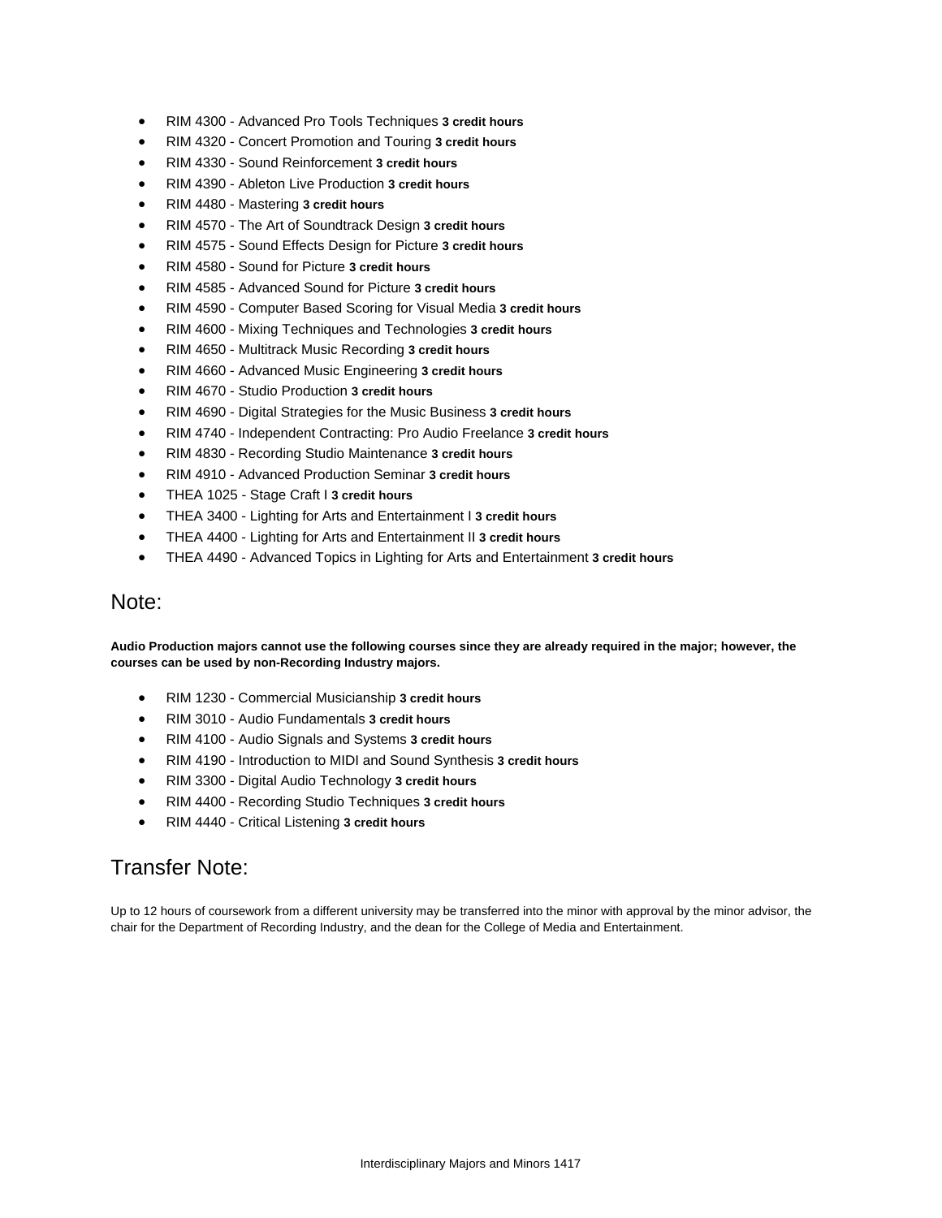- RIM 4300 - Advanced Pro Tools Techniques **3 credit hours**
- RIM 4320 - Concert Promotion and Touring **3 credit hours**
- RIM 4330 - Sound Reinforcement **3 credit hours**
- RIM 4390 - Ableton Live Production **3 credit hours**
- RIM 4480 - Mastering **3 credit hours**
- RIM 4570 - The Art of Soundtrack Design **3 credit hours**
- RIM 4575 - Sound Effects Design for Picture **3 credit hours**
- RIM 4580 - Sound for Picture **3 credit hours**
- RIM 4585 - Advanced Sound for Picture **3 credit hours**
- RIM 4590 - Computer Based Scoring for Visual Media **3 credit hours**
- RIM 4600 - Mixing Techniques and Technologies **3 credit hours**
- RIM 4650 - Multitrack Music Recording **3 credit hours**
- RIM 4660 - Advanced Music Engineering **3 credit hours**
- RIM 4670 - Studio Production **3 credit hours**
- RIM 4690 - Digital Strategies for the Music Business **3 credit hours**
- RIM 4740 - Independent Contracting: Pro Audio Freelance **3 credit hours**
- RIM 4830 - Recording Studio Maintenance **3 credit hours**
- RIM 4910 - Advanced Production Seminar **3 credit hours**
- THEA 1025 - Stage Craft I **3 credit hours**
- THEA 3400 - Lighting for Arts and Entertainment I **3 credit hours**
- THEA 4400 - Lighting for Arts and Entertainment II **3 credit hours**
- THEA 4490 - Advanced Topics in Lighting for Arts and Entertainment **3 credit hours**

## Note:

**Audio Production majors cannot use the following courses since they are already required in the major; however, the courses can be used by non-Recording Industry majors.**

- RIM 1230 - Commercial Musicianship **3 credit hours**
- RIM 3010 - Audio Fundamentals **3 credit hours**
- RIM 4100 - Audio Signals and Systems **3 credit hours**
- RIM 4190 - Introduction to MIDI and Sound Synthesis **3 credit hours**
- RIM 3300 - Digital Audio Technology **3 credit hours**
- RIM 4400 - Recording Studio Techniques **3 credit hours**
- RIM 4440 - Critical Listening **3 credit hours**

## Transfer Note:

Up to 12 hours of coursework from a different university may be transferred into the minor with approval by the minor advisor, the chair for the Department of Recording Industry, and the dean for the College of Media and Entertainment.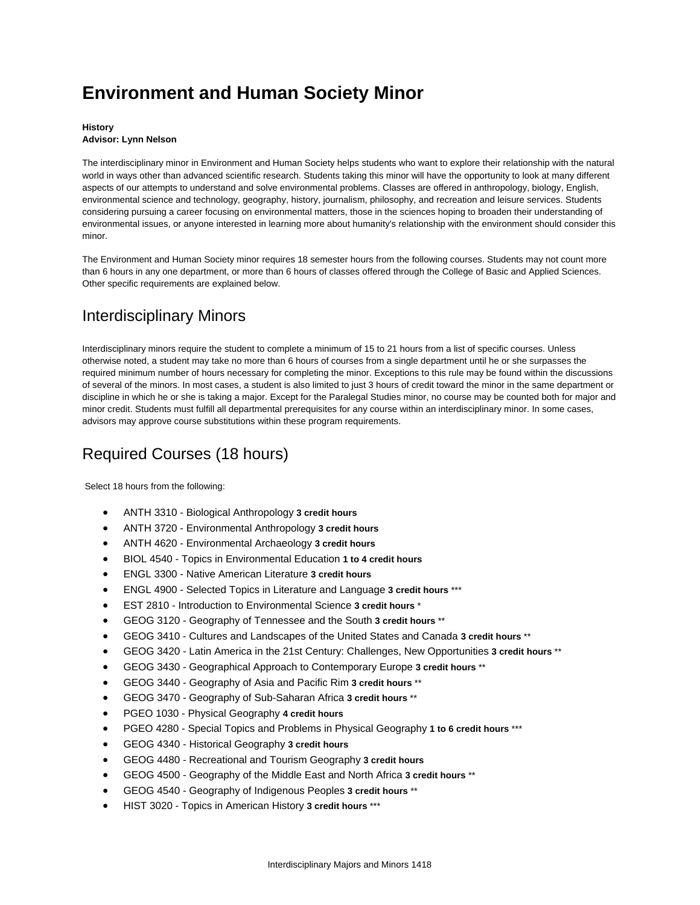# Environment and Human Society Minor

**History**
**Advisor: Lynn Nelson**

The interdisciplinary minor in Environment and Human Society helps students who want to explore their relationship with the natural world in ways other than advanced scientific research. Students taking this minor will have the opportunity to look at many different aspects of our attempts to understand and solve environmental problems. Classes are offered in anthropology, biology, English, environmental science and technology, geography, history, journalism, philosophy, and recreation and leisure services. Students considering pursuing a career focusing on environmental matters, those in the sciences hoping to broaden their understanding of environmental issues, or anyone interested in learning more about humanity's relationship with the environment should consider this minor.

The Environment and Human Society minor requires 18 semester hours from the following courses. Students may not count more than 6 hours in any one department, or more than 6 hours of classes offered through the College of Basic and Applied Sciences. Other specific requirements are explained below.

## Interdisciplinary Minors

Interdisciplinary minors require the student to complete a minimum of 15 to 21 hours from a list of specific courses. Unless otherwise noted, a student may take no more than 6 hours of courses from a single department until he or she surpasses the required minimum number of hours necessary for completing the minor. Exceptions to this rule may be found within the discussions of several of the minors. In most cases, a student is also limited to just 3 hours of credit toward the minor in the same department or discipline in which he or she is taking a major. Except for the Paralegal Studies minor, no course may be counted both for major and minor credit. Students must fulfill all departmental prerequisites for any course within an interdisciplinary minor. In some cases, advisors may approve course substitutions within these program requirements.

## Required Courses (18 hours)

Select 18 hours from the following:

- ANTH 3310 - Biological Anthropology **3 credit hours**
- ANTH 3720 - Environmental Anthropology **3 credit hours**
- ANTH 4620 - Environmental Archaeology **3 credit hours**
- BIOL 4540 - Topics in Environmental Education **1 to 4 credit hours**
- ENGL 3300 - Native American Literature **3 credit hours**
- ENGL 4900 - Selected Topics in Literature and Language **3 credit hours** ***
- EST 2810 - Introduction to Environmental Science **3 credit hours** *
- GEOG 3120 - Geography of Tennessee and the South **3 credit hours** **
- GEOG 3410 - Cultures and Landscapes of the United States and Canada **3 credit hours** **
- GEOG 3420 - Latin America in the 21st Century: Challenges, New Opportunities **3 credit hours** **
- GEOG 3430 - Geographical Approach to Contemporary Europe **3 credit hours** **
- GEOG 3440 - Geography of Asia and Pacific Rim **3 credit hours** **
- GEOG 3470 - Geography of Sub-Saharan Africa **3 credit hours** **
- PGEO 1030 - Physical Geography **4 credit hours**
- PGEO 4280 - Special Topics and Problems in Physical Geography **1 to 6 credit hours** ***
- GEOG 4340 - Historical Geography **3 credit hours**
- GEOG 4480 - Recreational and Tourism Geography **3 credit hours**
- GEOG 4500 - Geography of the Middle East and North Africa **3 credit hours** **
- GEOG 4540 - Geography of Indigenous Peoples **3 credit hours** **
- HIST 3020 - Topics in American History **3 credit hours** ***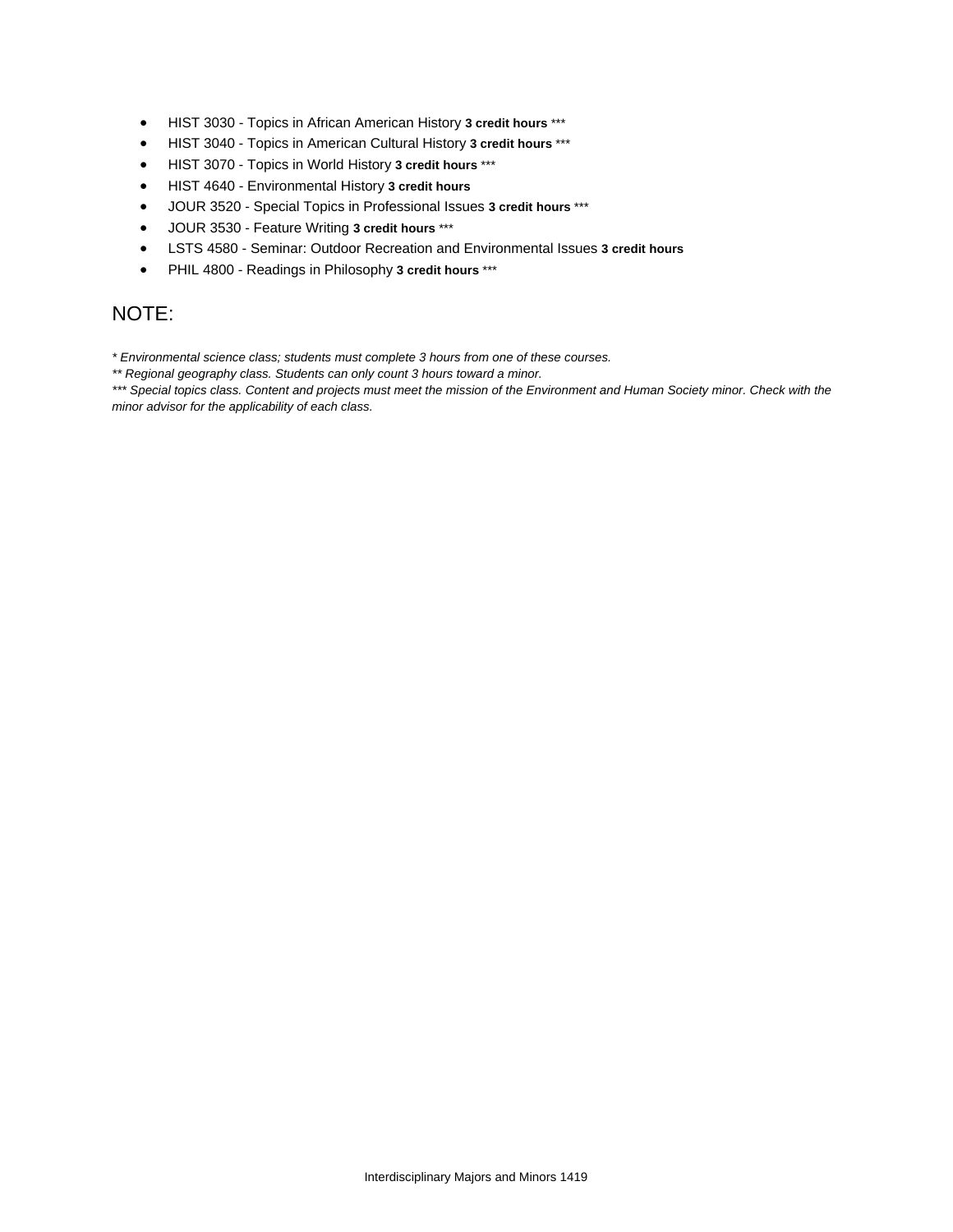- HIST 3030 - Topics in African American History **3 credit hours** ***
- HIST 3040 - Topics in American Cultural History **3 credit hours** ***
- HIST 3070 - Topics in World History **3 credit hours** ***
- HIST 4640 - Environmental History **3 credit hours**
- JOUR 3520 - Special Topics in Professional Issues **3 credit hours** ***
- JOUR 3530 - Feature Writing **3 credit hours** ***
- LSTS 4580 - Seminar: Outdoor Recreation and Environmental Issues **3 credit hours**
- PHIL 4800 - Readings in Philosophy **3 credit hours** ***

## NOTE:

*\* Environmental science class; students must complete 3 hours from one of these courses.*

*\*\* Regional geography class. Students can only count 3 hours toward a minor.*

*\*\*\* Special topics class. Content and projects must meet the mission of the Environment and Human Society minor. Check with the minor advisor for the applicability of each class.*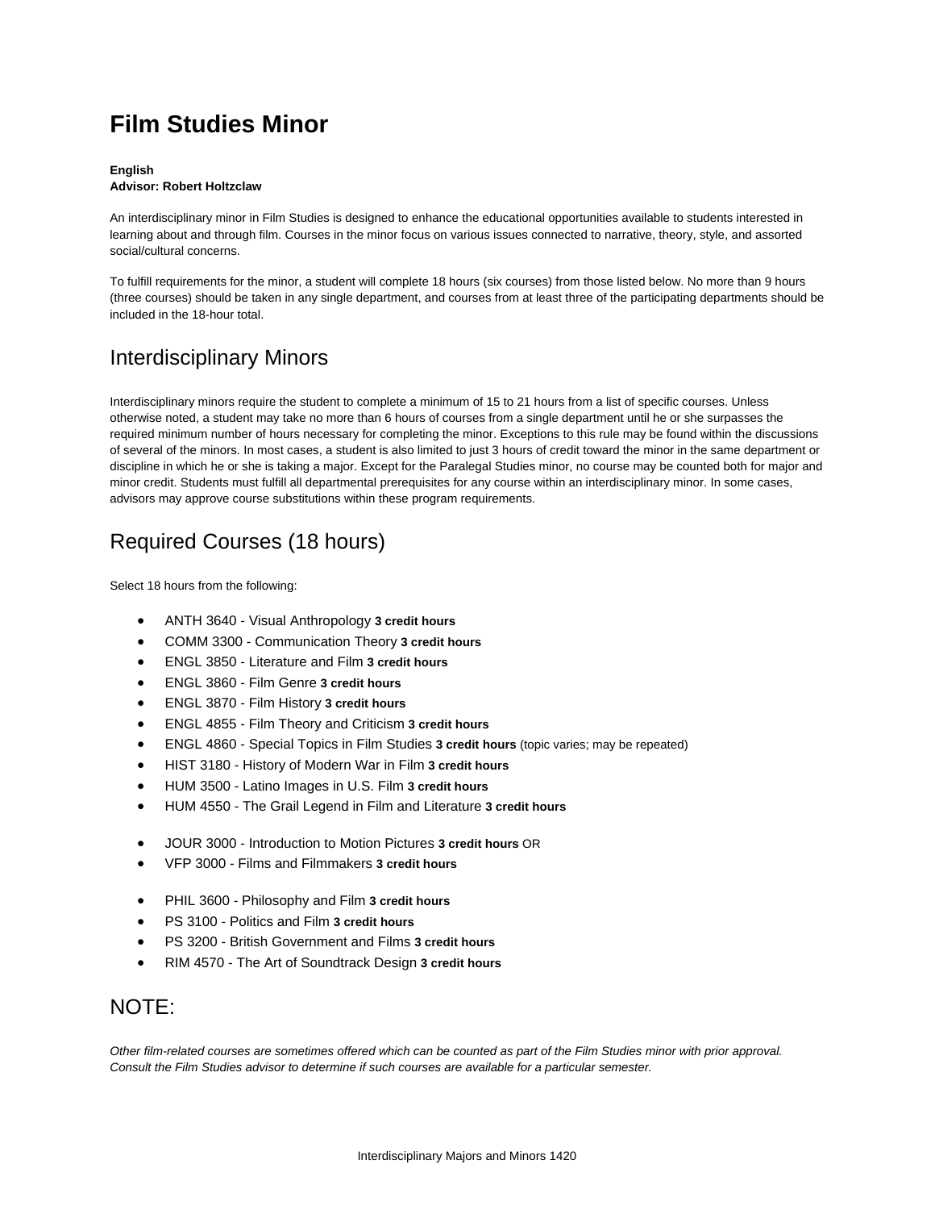# Film Studies Minor

**English**
**Advisor: Robert Holtzclaw**

An interdisciplinary minor in Film Studies is designed to enhance the educational opportunities available to students interested in learning about and through film. Courses in the minor focus on various issues connected to narrative, theory, style, and assorted social/cultural concerns.

To fulfill requirements for the minor, a student will complete 18 hours (six courses) from those listed below. No more than 9 hours (three courses) should be taken in any single department, and courses from at least three of the participating departments should be included in the 18-hour total.

## Interdisciplinary Minors

Interdisciplinary minors require the student to complete a minimum of 15 to 21 hours from a list of specific courses. Unless otherwise noted, a student may take no more than 6 hours of courses from a single department until he or she surpasses the required minimum number of hours necessary for completing the minor. Exceptions to this rule may be found within the discussions of several of the minors. In most cases, a student is also limited to just 3 hours of credit toward the minor in the same department or discipline in which he or she is taking a major. Except for the Paralegal Studies minor, no course may be counted both for major and minor credit. Students must fulfill all departmental prerequisites for any course within an interdisciplinary minor. In some cases, advisors may approve course substitutions within these program requirements.

## Required Courses (18 hours)

Select 18 hours from the following:

- ANTH 3640 - Visual Anthropology **3 credit hours**
- COMM 3300 - Communication Theory **3 credit hours**
- ENGL 3850 - Literature and Film **3 credit hours**
- ENGL 3860 - Film Genre **3 credit hours**
- ENGL 3870 - Film History **3 credit hours**
- ENGL 4855 - Film Theory and Criticism **3 credit hours**
- ENGL 4860 - Special Topics in Film Studies **3 credit hours** (topic varies; may be repeated)
- HIST 3180 - History of Modern War in Film **3 credit hours**
- HUM 3500 - Latino Images in U.S. Film **3 credit hours**
- HUM 4550 - The Grail Legend in Film and Literature **3 credit hours**

- JOUR 3000 - Introduction to Motion Pictures **3 credit hours** OR
- VFP 3000 - Films and Filmmakers **3 credit hours**

- PHIL 3600 - Philosophy and Film **3 credit hours**
- PS 3100 - Politics and Film **3 credit hours**
- PS 3200 - British Government and Films **3 credit hours**
- RIM 4570 - The Art of Soundtrack Design **3 credit hours**

## NOTE:

*Other film-related courses are sometimes offered which can be counted as part of the Film Studies minor with prior approval. Consult the Film Studies advisor to determine if such courses are available for a particular semester.*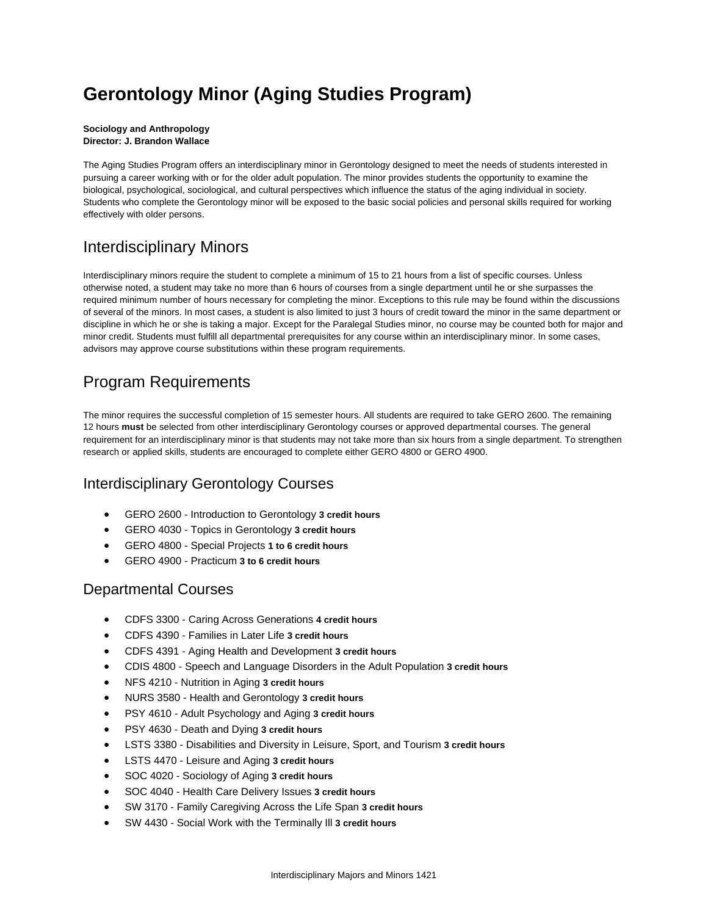# Gerontology Minor (Aging Studies Program)

**Sociology and Anthropology**
**Director: J. Brandon Wallace**

The Aging Studies Program offers an interdisciplinary minor in Gerontology designed to meet the needs of students interested in pursuing a career working with or for the older adult population. The minor provides students the opportunity to examine the biological, psychological, sociological, and cultural perspectives which influence the status of the aging individual in society. Students who complete the Gerontology minor will be exposed to the basic social policies and personal skills required for working effectively with older persons.

## Interdisciplinary Minors

Interdisciplinary minors require the student to complete a minimum of 15 to 21 hours from a list of specific courses. Unless otherwise noted, a student may take no more than 6 hours of courses from a single department until he or she surpasses the required minimum number of hours necessary for completing the minor. Exceptions to this rule may be found within the discussions of several of the minors. In most cases, a student is also limited to just 3 hours of credit toward the minor in the same department or discipline in which he or she is taking a major. Except for the Paralegal Studies minor, no course may be counted both for major and minor credit. Students must fulfill all departmental prerequisites for any course within an interdisciplinary minor. In some cases, advisors may approve course substitutions within these program requirements.

## Program Requirements

The minor requires the successful completion of 15 semester hours. All students are required to take GERO 2600. The remaining 12 hours **must** be selected from other interdisciplinary Gerontology courses or approved departmental courses. The general requirement for an interdisciplinary minor is that students may not take more than six hours from a single department. To strengthen research or applied skills, students are encouraged to complete either GERO 4800 or GERO 4900.

### Interdisciplinary Gerontology Courses

- GERO 2600 - Introduction to Gerontology **3 credit hours**
- GERO 4030 - Topics in Gerontology **3 credit hours**
- GERO 4800 - Special Projects **1 to 6 credit hours**
- GERO 4900 - Practicum **3 to 6 credit hours**

### Departmental Courses

- CDFS 3300 - Caring Across Generations **4 credit hours**
- CDFS 4390 - Families in Later Life **3 credit hours**
- CDFS 4391 - Aging Health and Development **3 credit hours**
- CDIS 4800 - Speech and Language Disorders in the Adult Population **3 credit hours**
- NFS 4210 - Nutrition in Aging **3 credit hours**
- NURS 3580 - Health and Gerontology **3 credit hours**
- PSY 4610 - Adult Psychology and Aging **3 credit hours**
- PSY 4630 - Death and Dying **3 credit hours**
- LSTS 3380 - Disabilities and Diversity in Leisure, Sport, and Tourism **3 credit hours**
- LSTS 4470 - Leisure and Aging **3 credit hours**
- SOC 4020 - Sociology of Aging **3 credit hours**
- SOC 4040 - Health Care Delivery Issues **3 credit hours**
- SW 3170 - Family Caregiving Across the Life Span **3 credit hours**
- SW 4430 - Social Work with the Terminally Ill **3 credit hours**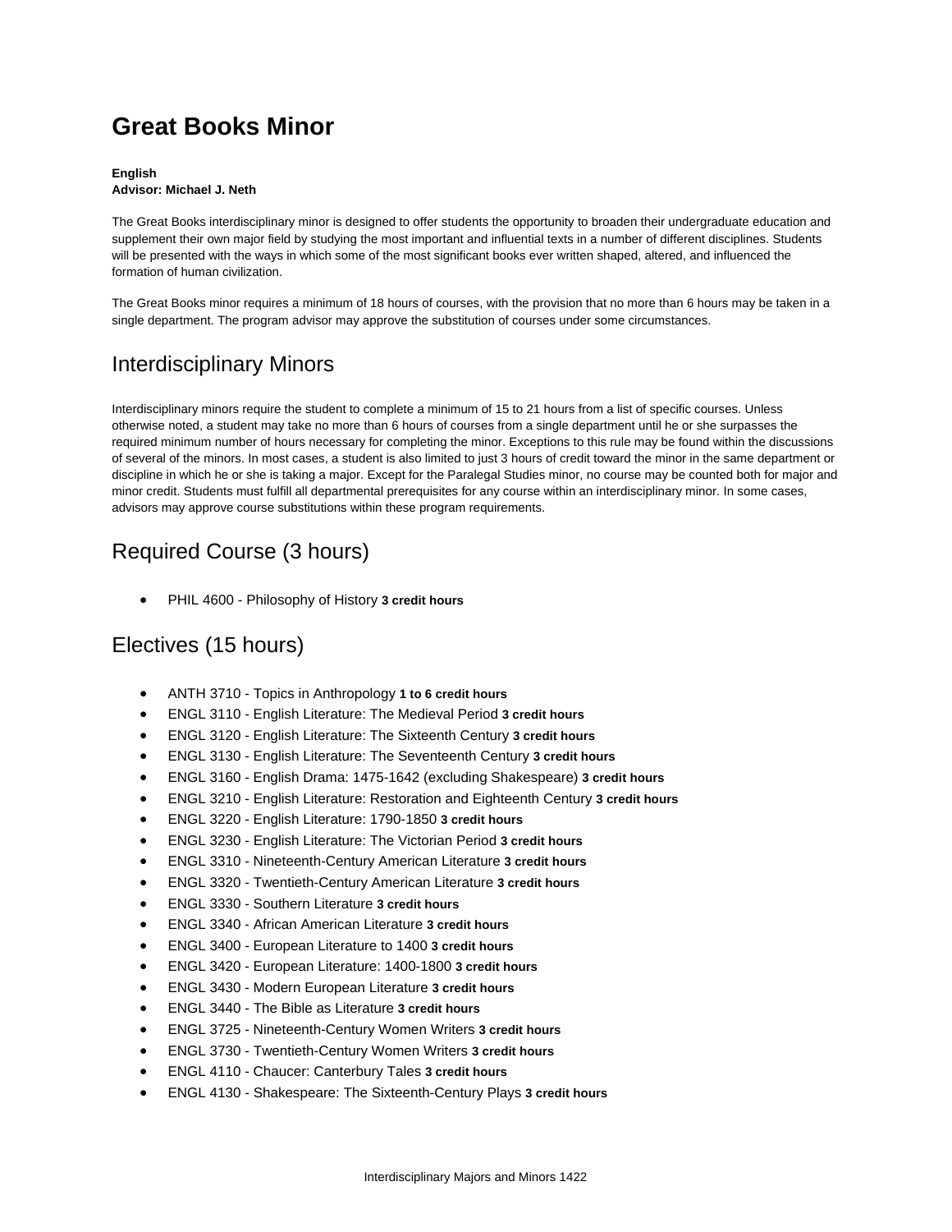# Great Books Minor

**English**
**Advisor: Michael J. Neth**

The Great Books interdisciplinary minor is designed to offer students the opportunity to broaden their undergraduate education and supplement their own major field by studying the most important and influential texts in a number of different disciplines. Students will be presented with the ways in which some of the most significant books ever written shaped, altered, and influenced the formation of human civilization.

The Great Books minor requires a minimum of 18 hours of courses, with the provision that no more than 6 hours may be taken in a single department. The program advisor may approve the substitution of courses under some circumstances.

## Interdisciplinary Minors

Interdisciplinary minors require the student to complete a minimum of 15 to 21 hours from a list of specific courses. Unless otherwise noted, a student may take no more than 6 hours of courses from a single department until he or she surpasses the required minimum number of hours necessary for completing the minor. Exceptions to this rule may be found within the discussions of several of the minors. In most cases, a student is also limited to just 3 hours of credit toward the minor in the same department or discipline in which he or she is taking a major. Except for the Paralegal Studies minor, no course may be counted both for major and minor credit. Students must fulfill all departmental prerequisites for any course within an interdisciplinary minor. In some cases, advisors may approve course substitutions within these program requirements.

## Required Course (3 hours)

- PHIL 4600 - Philosophy of History **3 credit hours**

## Electives (15 hours)

- ANTH 3710 - Topics in Anthropology **1 to 6 credit hours**
- ENGL 3110 - English Literature: The Medieval Period **3 credit hours**
- ENGL 3120 - English Literature: The Sixteenth Century **3 credit hours**
- ENGL 3130 - English Literature: The Seventeenth Century **3 credit hours**
- ENGL 3160 - English Drama: 1475-1642 (excluding Shakespeare) **3 credit hours**
- ENGL 3210 - English Literature: Restoration and Eighteenth Century **3 credit hours**
- ENGL 3220 - English Literature: 1790-1850 **3 credit hours**
- ENGL 3230 - English Literature: The Victorian Period **3 credit hours**
- ENGL 3310 - Nineteenth-Century American Literature **3 credit hours**
- ENGL 3320 - Twentieth-Century American Literature **3 credit hours**
- ENGL 3330 - Southern Literature **3 credit hours**
- ENGL 3340 - African American Literature **3 credit hours**
- ENGL 3400 - European Literature to 1400 **3 credit hours**
- ENGL 3420 - European Literature: 1400-1800 **3 credit hours**
- ENGL 3430 - Modern European Literature **3 credit hours**
- ENGL 3440 - The Bible as Literature **3 credit hours**
- ENGL 3725 - Nineteenth-Century Women Writers **3 credit hours**
- ENGL 3730 - Twentieth-Century Women Writers **3 credit hours**
- ENGL 4110 - Chaucer: Canterbury Tales **3 credit hours**
- ENGL 4130 - Shakespeare: The Sixteenth-Century Plays **3 credit hours**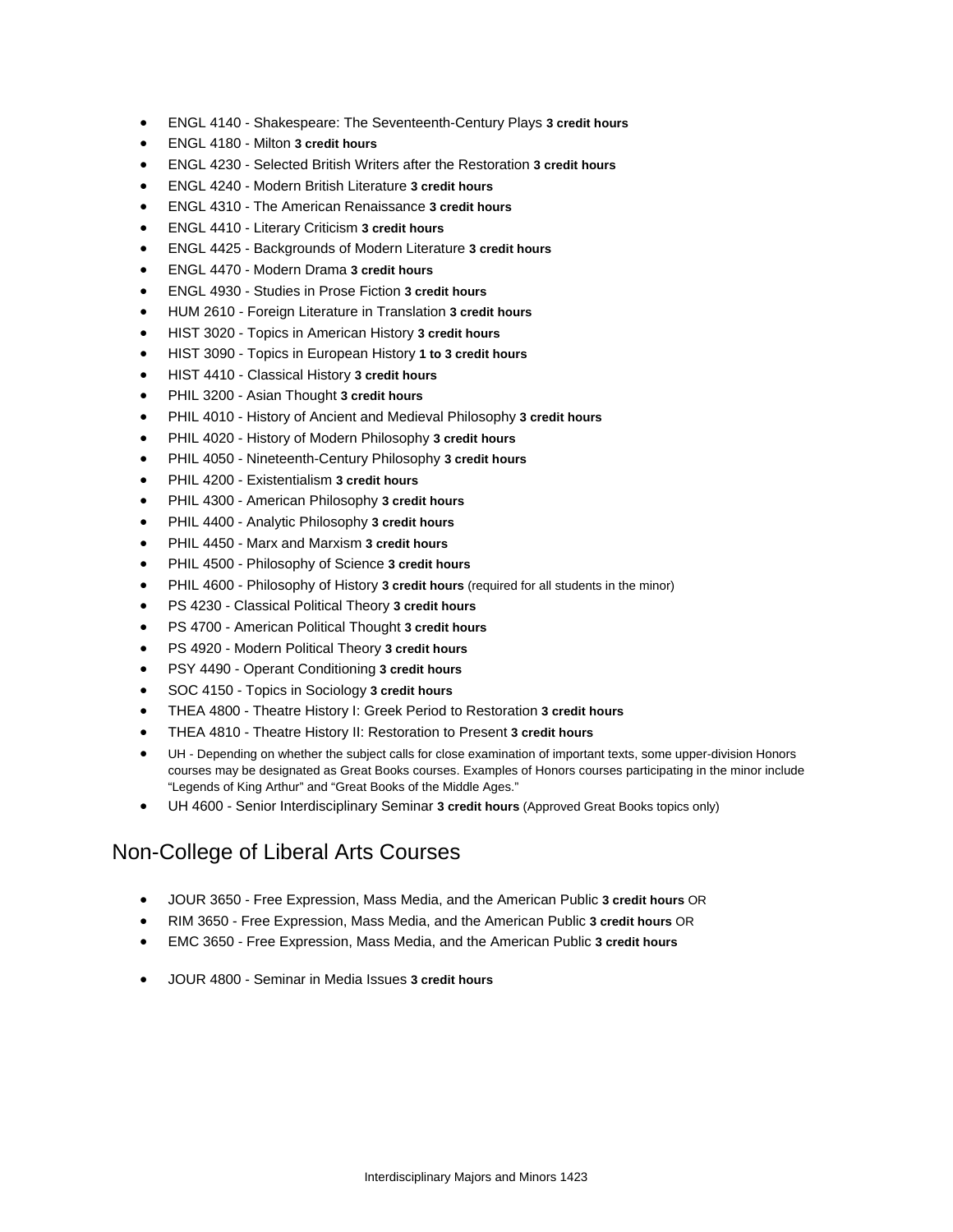- ENGL 4140 - Shakespeare: The Seventeenth-Century Plays **3 credit hours**
- ENGL 4180 - Milton **3 credit hours**
- ENGL 4230 - Selected British Writers after the Restoration **3 credit hours**
- ENGL 4240 - Modern British Literature **3 credit hours**
- ENGL 4310 - The American Renaissance **3 credit hours**
- ENGL 4410 - Literary Criticism **3 credit hours**
- ENGL 4425 - Backgrounds of Modern Literature **3 credit hours**
- ENGL 4470 - Modern Drama **3 credit hours**
- ENGL 4930 - Studies in Prose Fiction **3 credit hours**
- HUM 2610 - Foreign Literature in Translation **3 credit hours**
- HIST 3020 - Topics in American History **3 credit hours**
- HIST 3090 - Topics in European History **1 to 3 credit hours**
- HIST 4410 - Classical History **3 credit hours**
- PHIL 3200 - Asian Thought **3 credit hours**
- PHIL 4010 - History of Ancient and Medieval Philosophy **3 credit hours**
- PHIL 4020 - History of Modern Philosophy **3 credit hours**
- PHIL 4050 - Nineteenth-Century Philosophy **3 credit hours**
- PHIL 4200 - Existentialism **3 credit hours**
- PHIL 4300 - American Philosophy **3 credit hours**
- PHIL 4400 - Analytic Philosophy **3 credit hours**
- PHIL 4450 - Marx and Marxism **3 credit hours**
- PHIL 4500 - Philosophy of Science **3 credit hours**
- PHIL 4600 - Philosophy of History **3 credit hours** (required for all students in the minor)
- PS 4230 - Classical Political Theory **3 credit hours**
- PS 4700 - American Political Thought **3 credit hours**
- PS 4920 - Modern Political Theory **3 credit hours**
- PSY 4490 - Operant Conditioning **3 credit hours**
- SOC 4150 - Topics in Sociology **3 credit hours**
- THEA 4800 - Theatre History I: Greek Period to Restoration **3 credit hours**
- THEA 4810 - Theatre History II: Restoration to Present **3 credit hours**
- UH - Depending on whether the subject calls for close examination of important texts, some upper-division Honors courses may be designated as Great Books courses. Examples of Honors courses participating in the minor include "Legends of King Arthur" and "Great Books of the Middle Ages."
- UH 4600 - Senior Interdisciplinary Seminar **3 credit hours** (Approved Great Books topics only)

## Non-College of Liberal Arts Courses

- JOUR 3650 - Free Expression, Mass Media, and the American Public **3 credit hours** OR
- RIM 3650 - Free Expression, Mass Media, and the American Public **3 credit hours** OR
- EMC 3650 - Free Expression, Mass Media, and the American Public **3 credit hours**

- JOUR 4800 - Seminar in Media Issues **3 credit hours**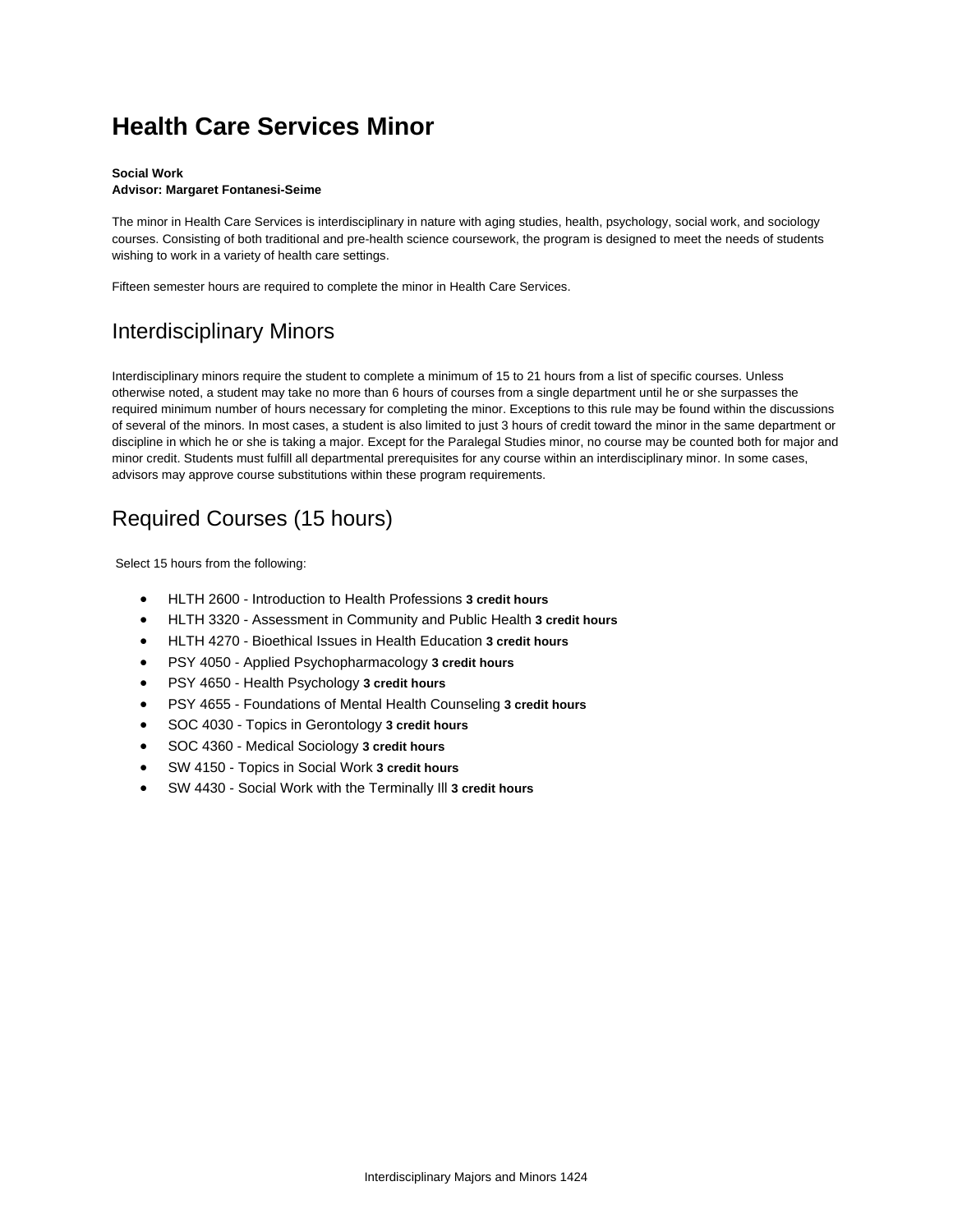# Health Care Services Minor

**Social Work**
**Advisor: Margaret Fontanesi-Seime**

The minor in Health Care Services is interdisciplinary in nature with aging studies, health, psychology, social work, and sociology courses. Consisting of both traditional and pre-health science coursework, the program is designed to meet the needs of students wishing to work in a variety of health care settings.

Fifteen semester hours are required to complete the minor in Health Care Services.

## Interdisciplinary Minors

Interdisciplinary minors require the student to complete a minimum of 15 to 21 hours from a list of specific courses. Unless otherwise noted, a student may take no more than 6 hours of courses from a single department until he or she surpasses the required minimum number of hours necessary for completing the minor. Exceptions to this rule may be found within the discussions of several of the minors. In most cases, a student is also limited to just 3 hours of credit toward the minor in the same department or discipline in which he or she is taking a major. Except for the Paralegal Studies minor, no course may be counted both for major and minor credit. Students must fulfill all departmental prerequisites for any course within an interdisciplinary minor. In some cases, advisors may approve course substitutions within these program requirements.

## Required Courses (15 hours)

Select 15 hours from the following:

- HLTH 2600 - Introduction to Health Professions **3 credit hours**
- HLTH 3320 - Assessment in Community and Public Health **3 credit hours**
- HLTH 4270 - Bioethical Issues in Health Education **3 credit hours**
- PSY 4050 - Applied Psychopharmacology **3 credit hours**
- PSY 4650 - Health Psychology **3 credit hours**
- PSY 4655 - Foundations of Mental Health Counseling **3 credit hours**
- SOC 4030 - Topics in Gerontology **3 credit hours**
- SOC 4360 - Medical Sociology **3 credit hours**
- SW 4150 - Topics in Social Work **3 credit hours**
- SW 4430 - Social Work with the Terminally Ill **3 credit hours**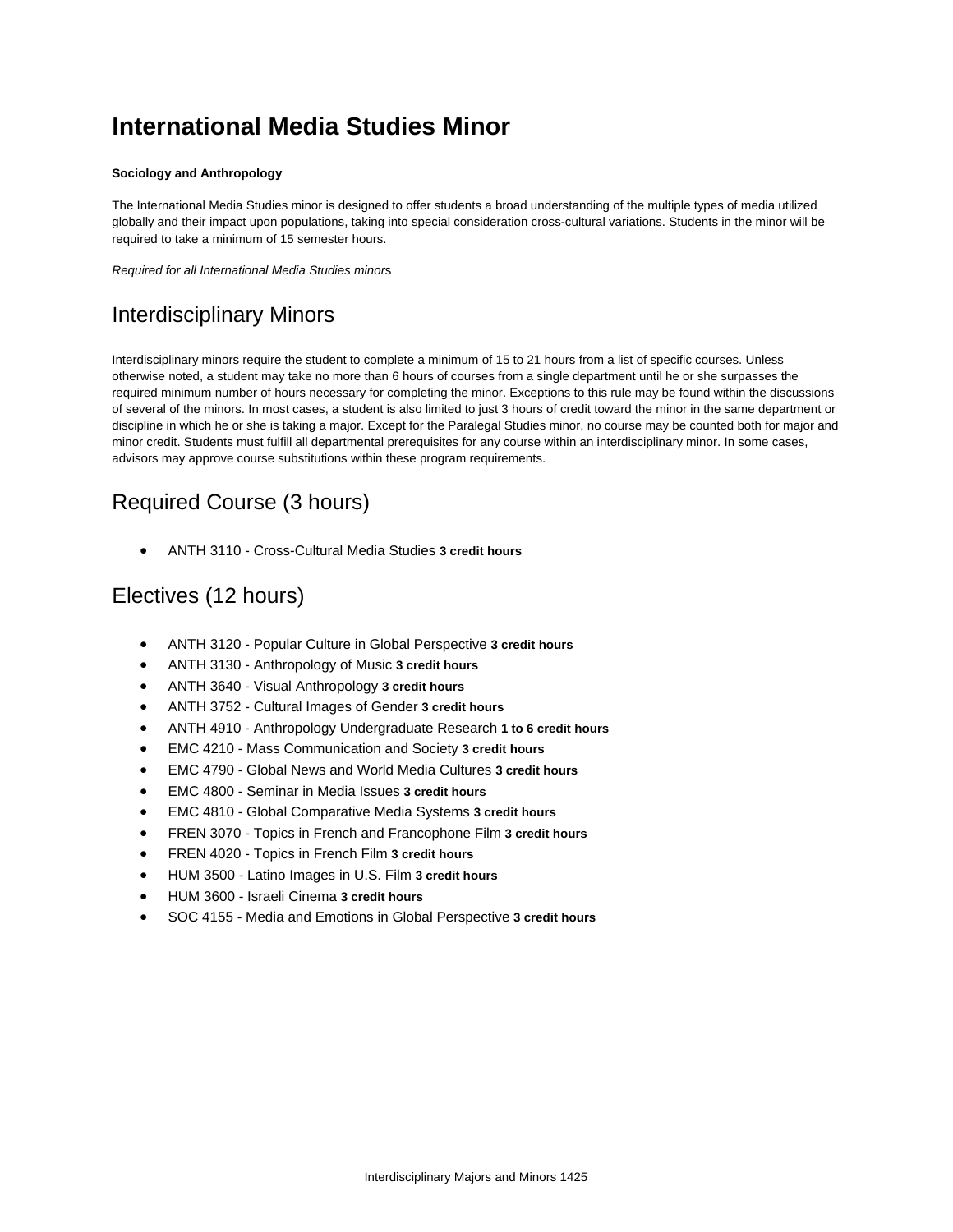# International Media Studies Minor

**Sociology and Anthropology**

The International Media Studies minor is designed to offer students a broad understanding of the multiple types of media utilized globally and their impact upon populations, taking into special consideration cross-cultural variations. Students in the minor will be required to take a minimum of 15 semester hours.

*Required for all International Media Studies minors*

## Interdisciplinary Minors

Interdisciplinary minors require the student to complete a minimum of 15 to 21 hours from a list of specific courses. Unless otherwise noted, a student may take no more than 6 hours of courses from a single department until he or she surpasses the required minimum number of hours necessary for completing the minor. Exceptions to this rule may be found within the discussions of several of the minors. In most cases, a student is also limited to just 3 hours of credit toward the minor in the same department or discipline in which he or she is taking a major. Except for the Paralegal Studies minor, no course may be counted both for major and minor credit. Students must fulfill all departmental prerequisites for any course within an interdisciplinary minor. In some cases, advisors may approve course substitutions within these program requirements.

## Required Course (3 hours)

- ANTH 3110 - Cross-Cultural Media Studies **3 credit hours**

## Electives (12 hours)

- ANTH 3120 - Popular Culture in Global Perspective **3 credit hours**
- ANTH 3130 - Anthropology of Music **3 credit hours**
- ANTH 3640 - Visual Anthropology **3 credit hours**
- ANTH 3752 - Cultural Images of Gender **3 credit hours**
- ANTH 4910 - Anthropology Undergraduate Research **1 to 6 credit hours**
- EMC 4210 - Mass Communication and Society **3 credit hours**
- EMC 4790 - Global News and World Media Cultures **3 credit hours**
- EMC 4800 - Seminar in Media Issues **3 credit hours**
- EMC 4810 - Global Comparative Media Systems **3 credit hours**
- FREN 3070 - Topics in French and Francophone Film **3 credit hours**
- FREN 4020 - Topics in French Film **3 credit hours**
- HUM 3500 - Latino Images in U.S. Film **3 credit hours**
- HUM 3600 - Israeli Cinema **3 credit hours**
- SOC 4155 - Media and Emotions in Global Perspective **3 credit hours**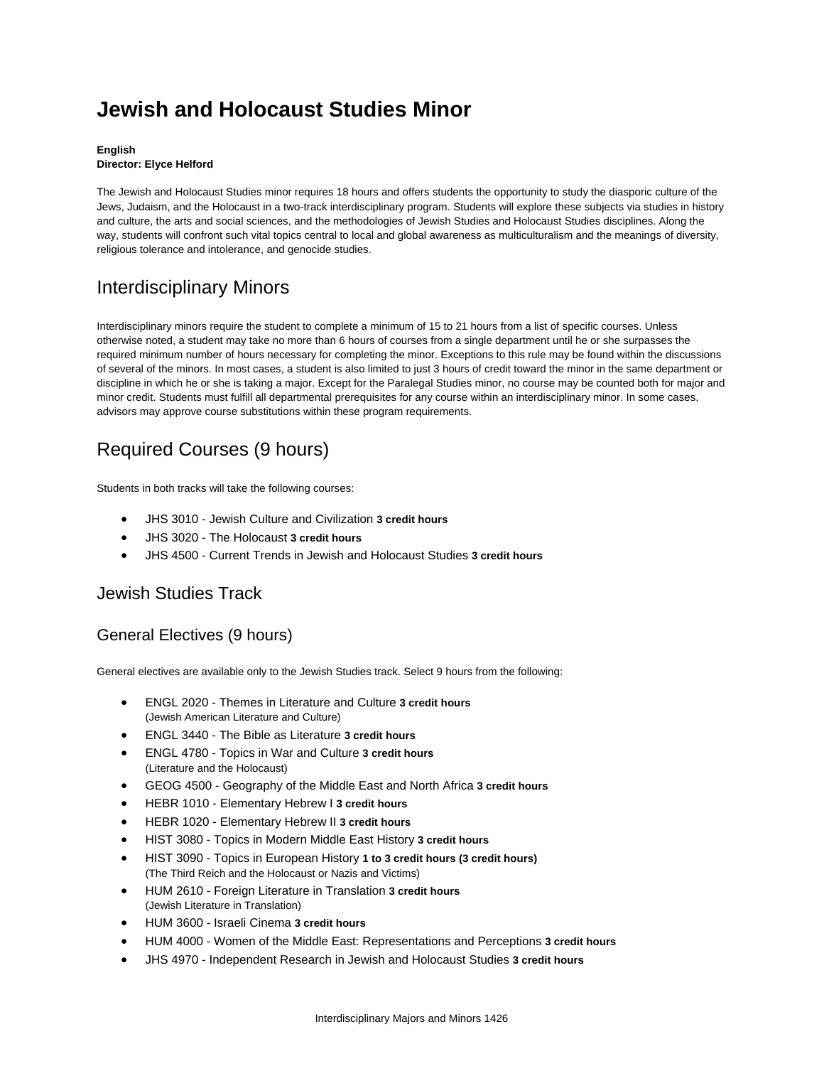# Jewish and Holocaust Studies Minor

**English**
**Director: Elyce Helford**

The Jewish and Holocaust Studies minor requires 18 hours and offers students the opportunity to study the diasporic culture of the Jews, Judaism, and the Holocaust in a two-track interdisciplinary program. Students will explore these subjects via studies in history and culture, the arts and social sciences, and the methodologies of Jewish Studies and Holocaust Studies disciplines. Along the way, students will confront such vital topics central to local and global awareness as multiculturalism and the meanings of diversity, religious tolerance and intolerance, and genocide studies.

## Interdisciplinary Minors

Interdisciplinary minors require the student to complete a minimum of 15 to 21 hours from a list of specific courses. Unless otherwise noted, a student may take no more than 6 hours of courses from a single department until he or she surpasses the required minimum number of hours necessary for completing the minor. Exceptions to this rule may be found within the discussions of several of the minors. In most cases, a student is also limited to just 3 hours of credit toward the minor in the same department or discipline in which he or she is taking a major. Except for the Paralegal Studies minor, no course may be counted both for major and minor credit. Students must fulfill all departmental prerequisites for any course within an interdisciplinary minor. In some cases, advisors may approve course substitutions within these program requirements.

## Required Courses (9 hours)

Students in both tracks will take the following courses:

- JHS 3010 - Jewish Culture and Civilization **3 credit hours**
- JHS 3020 - The Holocaust **3 credit hours**
- JHS 4500 - Current Trends in Jewish and Holocaust Studies **3 credit hours**

## Jewish Studies Track

### General Electives (9 hours)

General electives are available only to the Jewish Studies track. Select 9 hours from the following:

- ENGL 2020 - Themes in Literature and Culture **3 credit hours**
  (Jewish American Literature and Culture)
- ENGL 3440 - The Bible as Literature **3 credit hours**
- ENGL 4780 - Topics in War and Culture **3 credit hours**
  (Literature and the Holocaust)
- GEOG 4500 - Geography of the Middle East and North Africa **3 credit hours**
- HEBR 1010 - Elementary Hebrew I **3 credit hours**
- HEBR 1020 - Elementary Hebrew II **3 credit hours**
- HIST 3080 - Topics in Modern Middle East History **3 credit hours**
- HIST 3090 - Topics in European History **1 to 3 credit hours (3 credit hours)**
  (The Third Reich and the Holocaust or Nazis and Victims)
- HUM 2610 - Foreign Literature in Translation **3 credit hours**
  (Jewish Literature in Translation)
- HUM 3600 - Israeli Cinema **3 credit hours**
- HUM 4000 - Women of the Middle East: Representations and Perceptions **3 credit hours**
- JHS 4970 - Independent Research in Jewish and Holocaust Studies **3 credit hours**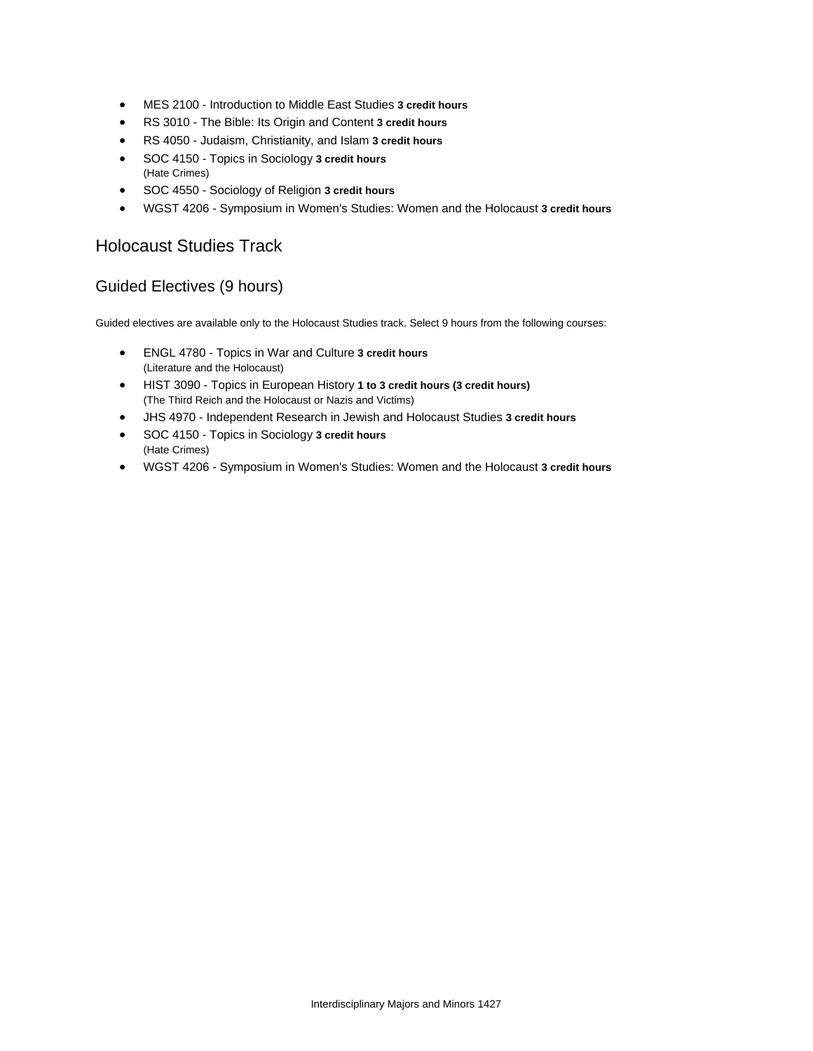- MES 2100 - Introduction to Middle East Studies **3 credit hours**
- RS 3010 - The Bible: Its Origin and Content **3 credit hours**
- RS 4050 - Judaism, Christianity, and Islam **3 credit hours**
- SOC 4150 - Topics in Sociology **3 credit hours**
  (Hate Crimes)
- SOC 4550 - Sociology of Religion **3 credit hours**
- WGST 4206 - Symposium in Women's Studies: Women and the Holocaust **3 credit hours**

## Holocaust Studies Track

### Guided Electives (9 hours)

Guided electives are available only to the Holocaust Studies track. Select 9 hours from the following courses:

- ENGL 4780 - Topics in War and Culture **3 credit hours**
  (Literature and the Holocaust)
- HIST 3090 - Topics in European History **1 to 3 credit hours (3 credit hours)**
  (The Third Reich and the Holocaust or Nazis and Victims)
- JHS 4970 - Independent Research in Jewish and Holocaust Studies **3 credit hours**
- SOC 4150 - Topics in Sociology **3 credit hours**
  (Hate Crimes)
- WGST 4206 - Symposium in Women's Studies: Women and the Holocaust **3 credit hours**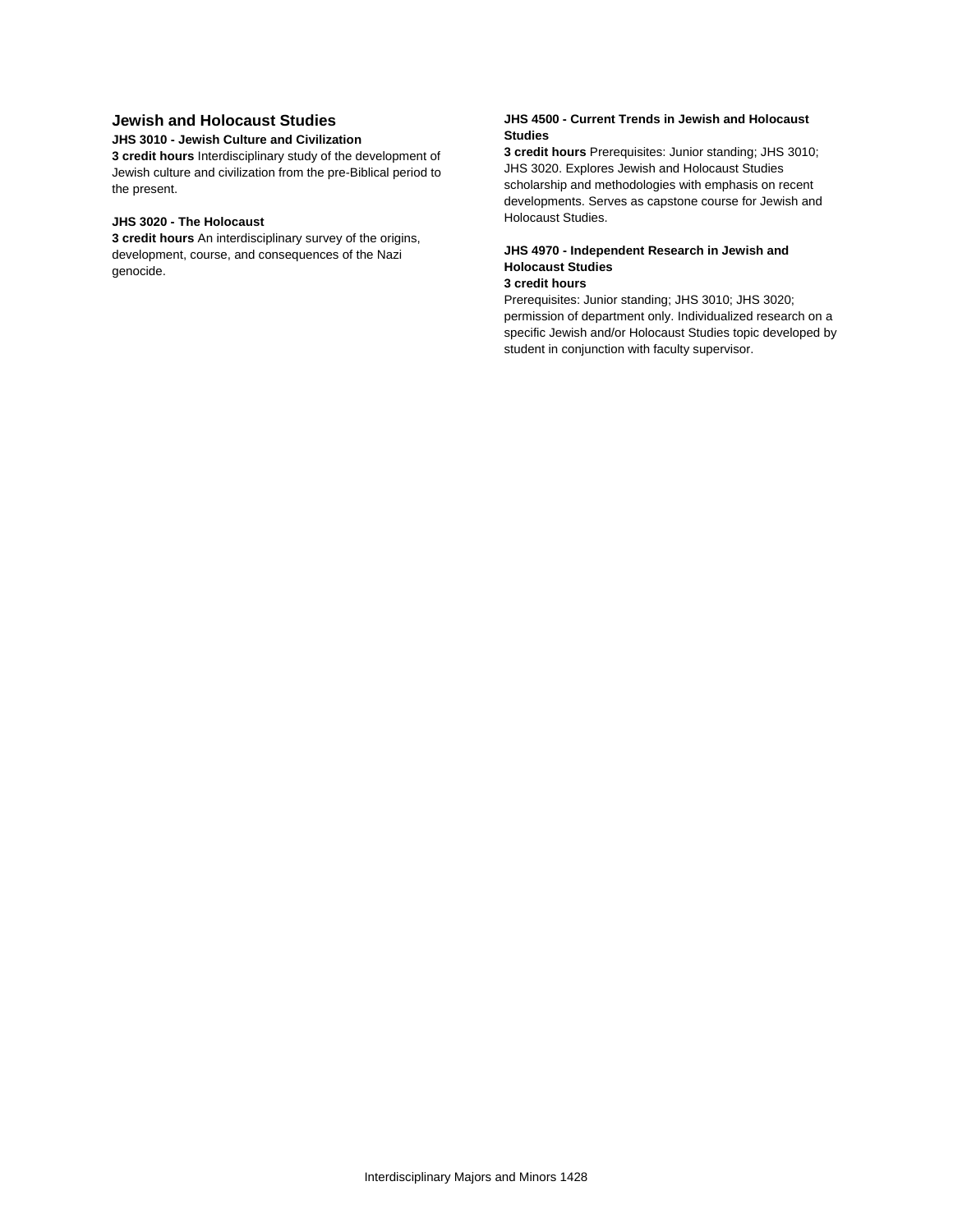## Jewish and Holocaust Studies

### JHS 3010 - Jewish Culture and Civilization

**3 credit hours** Interdisciplinary study of the development of Jewish culture and civilization from the pre-Biblical period to the present.

### JHS 3020 - The Holocaust

**3 credit hours** An interdisciplinary survey of the origins, development, course, and consequences of the Nazi genocide.

### JHS 4500 - Current Trends in Jewish and Holocaust Studies

**3 credit hours** Prerequisites: Junior standing; JHS 3010; JHS 3020. Explores Jewish and Holocaust Studies scholarship and methodologies with emphasis on recent developments. Serves as capstone course for Jewish and Holocaust Studies.

### JHS 4970 - Independent Research in Jewish and Holocaust Studies

**3 credit hours**

Prerequisites: Junior standing; JHS 3010; JHS 3020; permission of department only. Individualized research on a specific Jewish and/or Holocaust Studies topic developed by student in conjunction with faculty supervisor.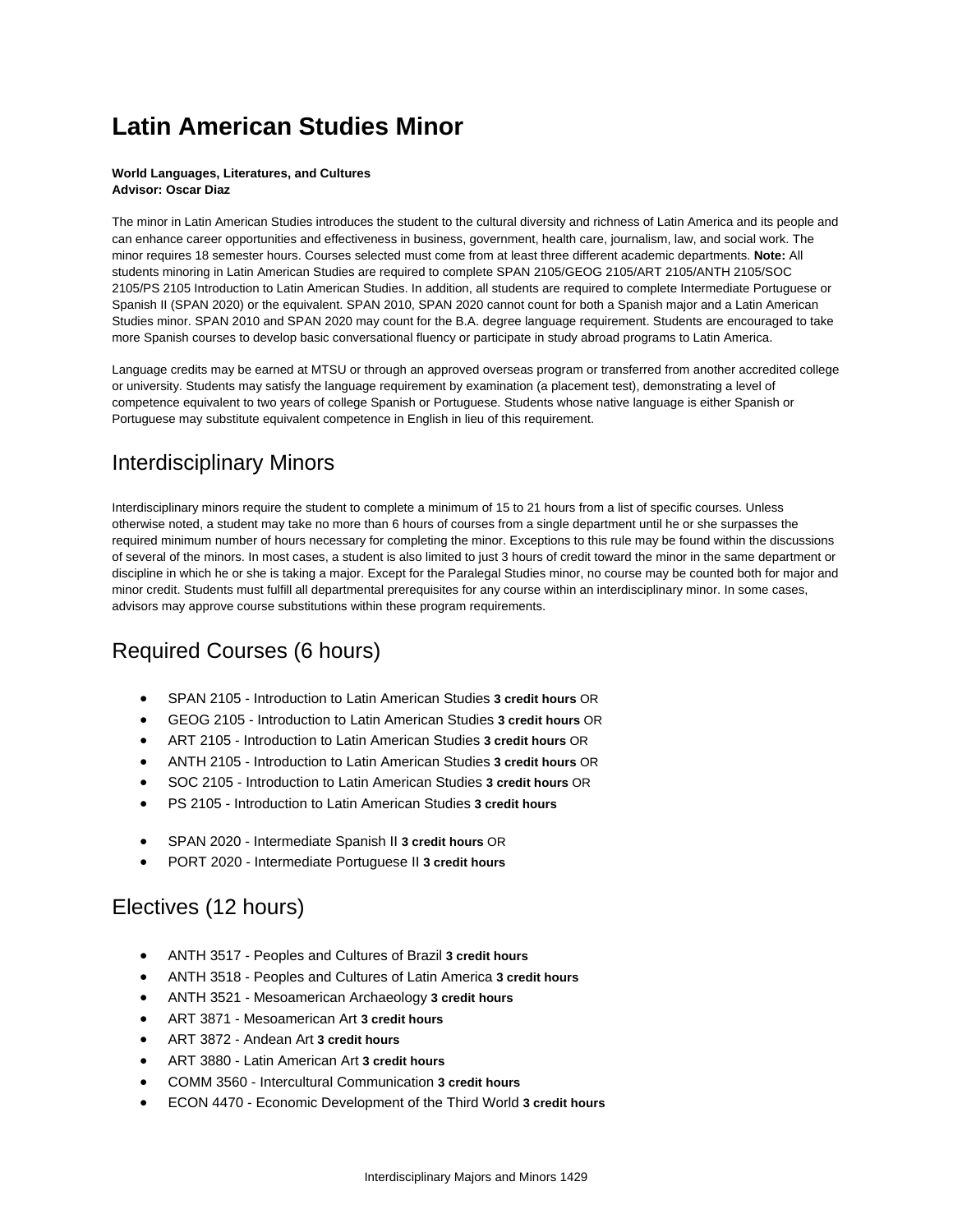# Latin American Studies Minor

**World Languages, Literatures, and Cultures**
**Advisor: Oscar Diaz**

The minor in Latin American Studies introduces the student to the cultural diversity and richness of Latin America and its people and can enhance career opportunities and effectiveness in business, government, health care, journalism, law, and social work. The minor requires 18 semester hours. Courses selected must come from at least three different academic departments. **Note:** All students minoring in Latin American Studies are required to complete SPAN 2105/GEOG 2105/ART 2105/ANTH 2105/SOC 2105/PS 2105 Introduction to Latin American Studies. In addition, all students are required to complete Intermediate Portuguese or Spanish II (SPAN 2020) or the equivalent. SPAN 2010, SPAN 2020 cannot count for both a Spanish major and a Latin American Studies minor. SPAN 2010 and SPAN 2020 may count for the B.A. degree language requirement. Students are encouraged to take more Spanish courses to develop basic conversational fluency or participate in study abroad programs to Latin America.

Language credits may be earned at MTSU or through an approved overseas program or transferred from another accredited college or university. Students may satisfy the language requirement by examination (a placement test), demonstrating a level of competence equivalent to two years of college Spanish or Portuguese. Students whose native language is either Spanish or Portuguese may substitute equivalent competence in English in lieu of this requirement.

## Interdisciplinary Minors

Interdisciplinary minors require the student to complete a minimum of 15 to 21 hours from a list of specific courses. Unless otherwise noted, a student may take no more than 6 hours of courses from a single department until he or she surpasses the required minimum number of hours necessary for completing the minor. Exceptions to this rule may be found within the discussions of several of the minors. In most cases, a student is also limited to just 3 hours of credit toward the minor in the same department or discipline in which he or she is taking a major. Except for the Paralegal Studies minor, no course may be counted both for major and minor credit. Students must fulfill all departmental prerequisites for any course within an interdisciplinary minor. In some cases, advisors may approve course substitutions within these program requirements.

## Required Courses (6 hours)

- SPAN 2105 - Introduction to Latin American Studies **3 credit hours** OR
- GEOG 2105 - Introduction to Latin American Studies **3 credit hours** OR
- ART 2105 - Introduction to Latin American Studies **3 credit hours** OR
- ANTH 2105 - Introduction to Latin American Studies **3 credit hours** OR
- SOC 2105 - Introduction to Latin American Studies **3 credit hours** OR
- PS 2105 - Introduction to Latin American Studies **3 credit hours**

- SPAN 2020 - Intermediate Spanish II **3 credit hours** OR
- PORT 2020 - Intermediate Portuguese II **3 credit hours**

## Electives (12 hours)

- ANTH 3517 - Peoples and Cultures of Brazil **3 credit hours**
- ANTH 3518 - Peoples and Cultures of Latin America **3 credit hours**
- ANTH 3521 - Mesoamerican Archaeology **3 credit hours**
- ART 3871 - Mesoamerican Art **3 credit hours**
- ART 3872 - Andean Art **3 credit hours**
- ART 3880 - Latin American Art **3 credit hours**
- COMM 3560 - Intercultural Communication **3 credit hours**
- ECON 4470 - Economic Development of the Third World **3 credit hours**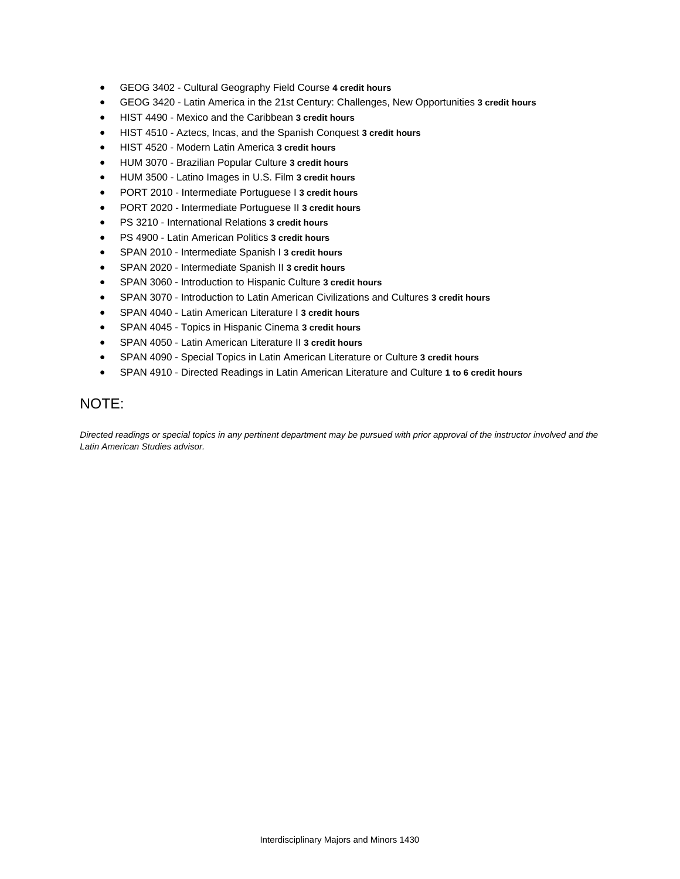- GEOG 3402 - Cultural Geography Field Course **4 credit hours**
- GEOG 3420 - Latin America in the 21st Century: Challenges, New Opportunities **3 credit hours**
- HIST 4490 - Mexico and the Caribbean **3 credit hours**
- HIST 4510 - Aztecs, Incas, and the Spanish Conquest **3 credit hours**
- HIST 4520 - Modern Latin America **3 credit hours**
- HUM 3070 - Brazilian Popular Culture **3 credit hours**
- HUM 3500 - Latino Images in U.S. Film **3 credit hours**
- PORT 2010 - Intermediate Portuguese I **3 credit hours**
- PORT 2020 - Intermediate Portuguese II **3 credit hours**
- PS 3210 - International Relations **3 credit hours**
- PS 4900 - Latin American Politics **3 credit hours**
- SPAN 2010 - Intermediate Spanish I **3 credit hours**
- SPAN 2020 - Intermediate Spanish II **3 credit hours**
- SPAN 3060 - Introduction to Hispanic Culture **3 credit hours**
- SPAN 3070 - Introduction to Latin American Civilizations and Cultures **3 credit hours**
- SPAN 4040 - Latin American Literature I **3 credit hours**
- SPAN 4045 - Topics in Hispanic Cinema **3 credit hours**
- SPAN 4050 - Latin American Literature II **3 credit hours**
- SPAN 4090 - Special Topics in Latin American Literature or Culture **3 credit hours**
- SPAN 4910 - Directed Readings in Latin American Literature and Culture **1 to 6 credit hours**

## NOTE:

*Directed readings or special topics in any pertinent department may be pursued with prior approval of the instructor involved and the Latin American Studies advisor.*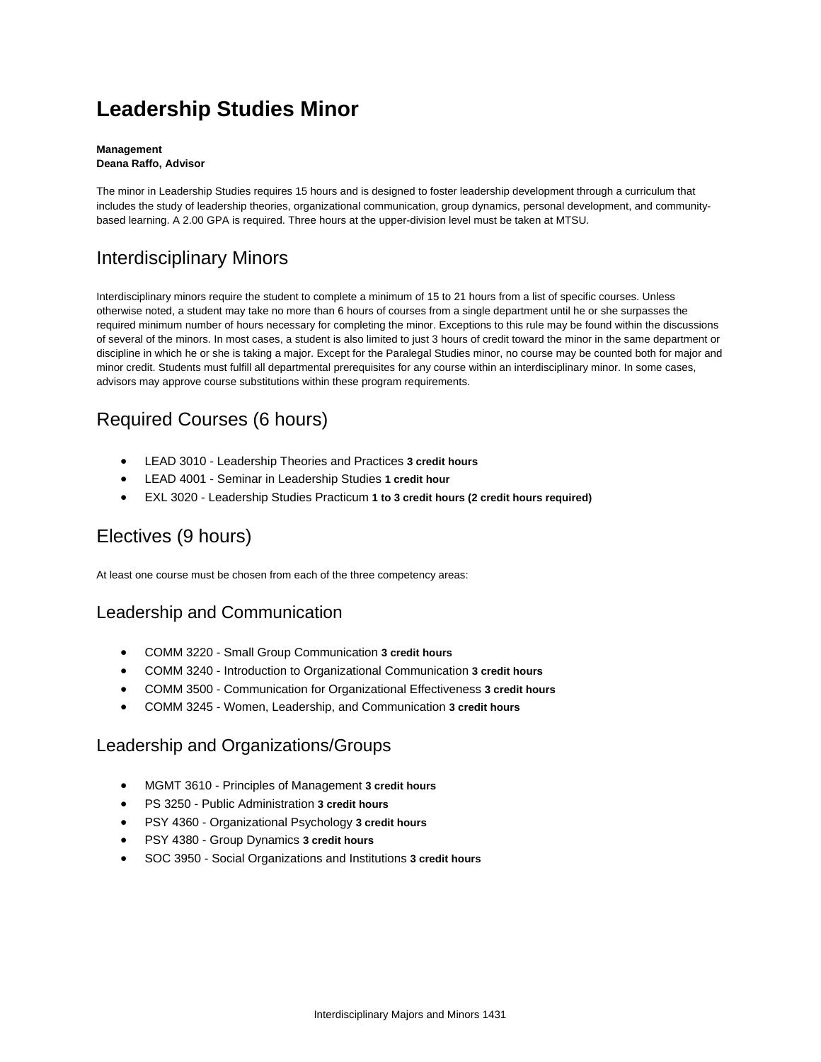# Leadership Studies Minor

**Management**
**Deana Raffo, Advisor**

The minor in Leadership Studies requires 15 hours and is designed to foster leadership development through a curriculum that includes the study of leadership theories, organizational communication, group dynamics, personal development, and community-based learning. A 2.00 GPA is required. Three hours at the upper-division level must be taken at MTSU.

## Interdisciplinary Minors

Interdisciplinary minors require the student to complete a minimum of 15 to 21 hours from a list of specific courses. Unless otherwise noted, a student may take no more than 6 hours of courses from a single department until he or she surpasses the required minimum number of hours necessary for completing the minor. Exceptions to this rule may be found within the discussions of several of the minors. In most cases, a student is also limited to just 3 hours of credit toward the minor in the same department or discipline in which he or she is taking a major. Except for the Paralegal Studies minor, no course may be counted both for major and minor credit. Students must fulfill all departmental prerequisites for any course within an interdisciplinary minor. In some cases, advisors may approve course substitutions within these program requirements.

## Required Courses (6 hours)

- LEAD 3010 - Leadership Theories and Practices **3 credit hours**
- LEAD 4001 - Seminar in Leadership Studies **1 credit hour**
- EXL 3020 - Leadership Studies Practicum **1 to 3 credit hours (2 credit hours required)**

## Electives (9 hours)

At least one course must be chosen from each of the three competency areas:

### Leadership and Communication

- COMM 3220 - Small Group Communication **3 credit hours**
- COMM 3240 - Introduction to Organizational Communication **3 credit hours**
- COMM 3500 - Communication for Organizational Effectiveness **3 credit hours**
- COMM 3245 - Women, Leadership, and Communication **3 credit hours**

### Leadership and Organizations/Groups

- MGMT 3610 - Principles of Management **3 credit hours**
- PS 3250 - Public Administration **3 credit hours**
- PSY 4360 - Organizational Psychology **3 credit hours**
- PSY 4380 - Group Dynamics **3 credit hours**
- SOC 3950 - Social Organizations and Institutions **3 credit hours**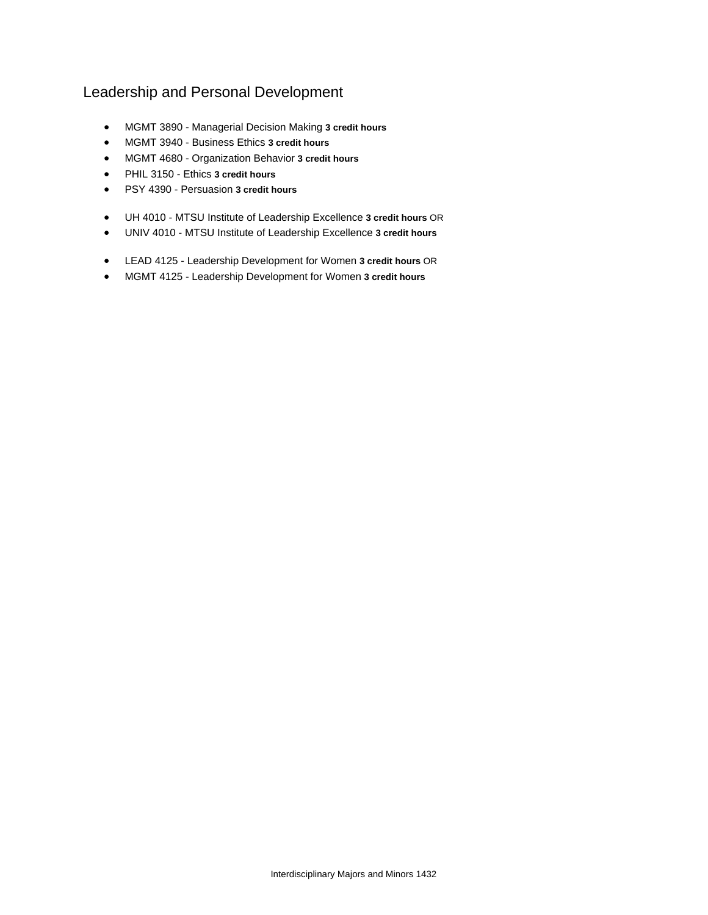## Leadership and Personal Development

- MGMT 3890 - Managerial Decision Making **3 credit hours**
- MGMT 3940 - Business Ethics **3 credit hours**
- MGMT 4680 - Organization Behavior **3 credit hours**
- PHIL 3150 - Ethics **3 credit hours**
- PSY 4390 - Persuasion **3 credit hours**

- UH 4010 - MTSU Institute of Leadership Excellence **3 credit hours** OR
- UNIV 4010 - MTSU Institute of Leadership Excellence **3 credit hours**

- LEAD 4125 - Leadership Development for Women **3 credit hours** OR
- MGMT 4125 - Leadership Development for Women **3 credit hours**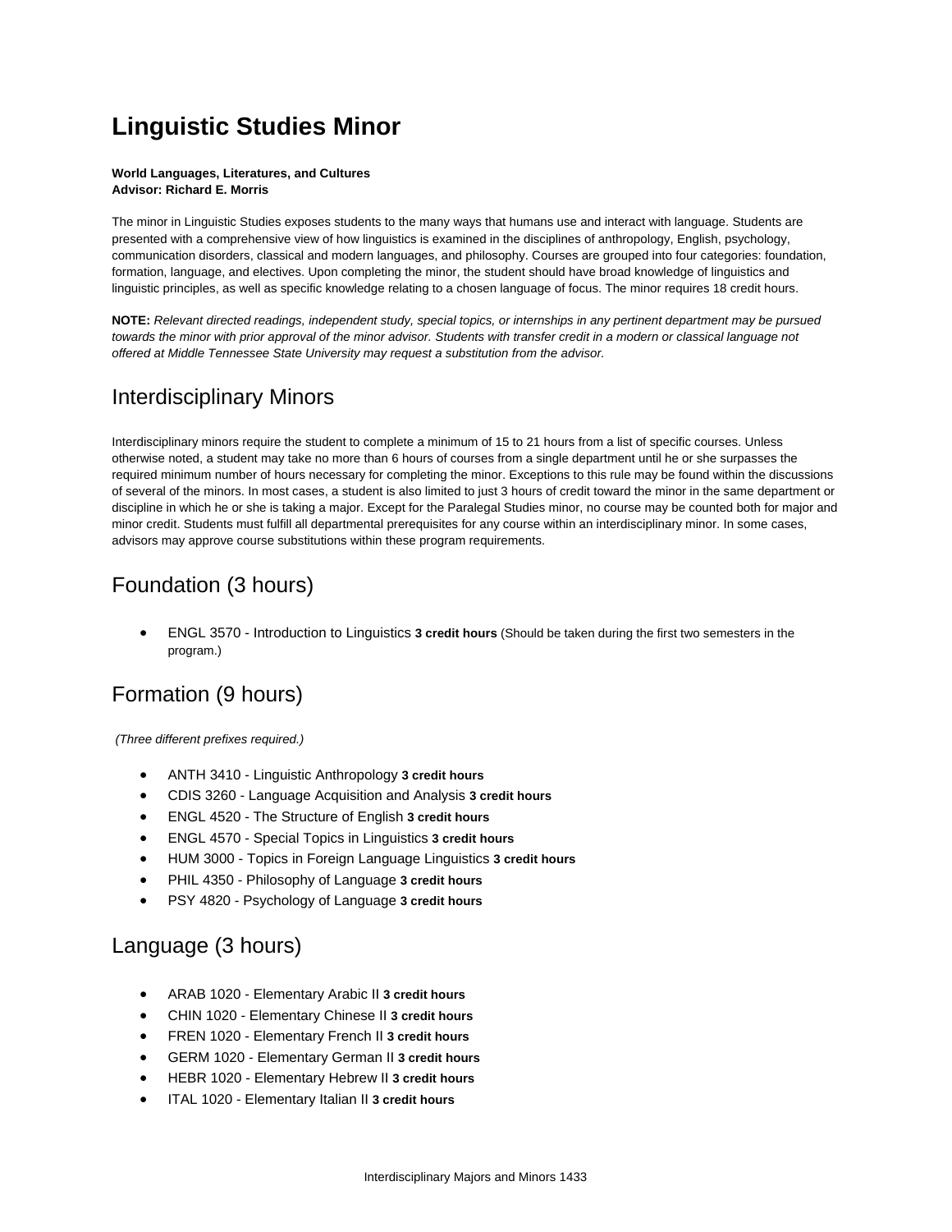# Linguistic Studies Minor

**World Languages, Literatures, and Cultures**
**Advisor: Richard E. Morris**

The minor in Linguistic Studies exposes students to the many ways that humans use and interact with language. Students are presented with a comprehensive view of how linguistics is examined in the disciplines of anthropology, English, psychology, communication disorders, classical and modern languages, and philosophy. Courses are grouped into four categories: foundation, formation, language, and electives. Upon completing the minor, the student should have broad knowledge of linguistics and linguistic principles, as well as specific knowledge relating to a chosen language of focus. The minor requires 18 credit hours.

**NOTE:** *Relevant directed readings, independent study, special topics, or internships in any pertinent department may be pursued towards the minor with prior approval of the minor advisor. Students with transfer credit in a modern or classical language not offered at Middle Tennessee State University may request a substitution from the advisor.*

## Interdisciplinary Minors

Interdisciplinary minors require the student to complete a minimum of 15 to 21 hours from a list of specific courses. Unless otherwise noted, a student may take no more than 6 hours of courses from a single department until he or she surpasses the required minimum number of hours necessary for completing the minor. Exceptions to this rule may be found within the discussions of several of the minors. In most cases, a student is also limited to just 3 hours of credit toward the minor in the same department or discipline in which he or she is taking a major. Except for the Paralegal Studies minor, no course may be counted both for major and minor credit. Students must fulfill all departmental prerequisites for any course within an interdisciplinary minor. In some cases, advisors may approve course substitutions within these program requirements.

## Foundation (3 hours)

- ENGL 3570 - Introduction to Linguistics **3 credit hours** (Should be taken during the first two semesters in the program.)

## Formation (9 hours)

*(Three different prefixes required.)*

- ANTH 3410 - Linguistic Anthropology **3 credit hours**
- CDIS 3260 - Language Acquisition and Analysis **3 credit hours**
- ENGL 4520 - The Structure of English **3 credit hours**
- ENGL 4570 - Special Topics in Linguistics **3 credit hours**
- HUM 3000 - Topics in Foreign Language Linguistics **3 credit hours**
- PHIL 4350 - Philosophy of Language **3 credit hours**
- PSY 4820 - Psychology of Language **3 credit hours**

## Language (3 hours)

- ARAB 1020 - Elementary Arabic II **3 credit hours**
- CHIN 1020 - Elementary Chinese II **3 credit hours**
- FREN 1020 - Elementary French II **3 credit hours**
- GERM 1020 - Elementary German II **3 credit hours**
- HEBR 1020 - Elementary Hebrew II **3 credit hours**
- ITAL 1020 - Elementary Italian II **3 credit hours**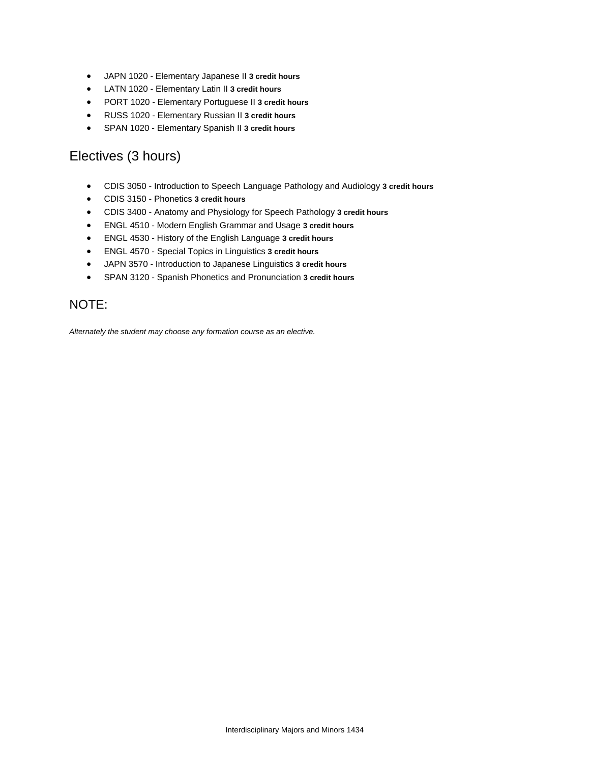- JAPN 1020 - Elementary Japanese II **3 credit hours**
- LATN 1020 - Elementary Latin II **3 credit hours**
- PORT 1020 - Elementary Portuguese II **3 credit hours**
- RUSS 1020 - Elementary Russian II **3 credit hours**
- SPAN 1020 - Elementary Spanish II **3 credit hours**

## Electives (3 hours)

- CDIS 3050 - Introduction to Speech Language Pathology and Audiology **3 credit hours**
- CDIS 3150 - Phonetics **3 credit hours**
- CDIS 3400 - Anatomy and Physiology for Speech Pathology **3 credit hours**
- ENGL 4510 - Modern English Grammar and Usage **3 credit hours**
- ENGL 4530 - History of the English Language **3 credit hours**
- ENGL 4570 - Special Topics in Linguistics **3 credit hours**
- JAPN 3570 - Introduction to Japanese Linguistics **3 credit hours**
- SPAN 3120 - Spanish Phonetics and Pronunciation **3 credit hours**

## NOTE:

*Alternately the student may choose any formation course as an elective.*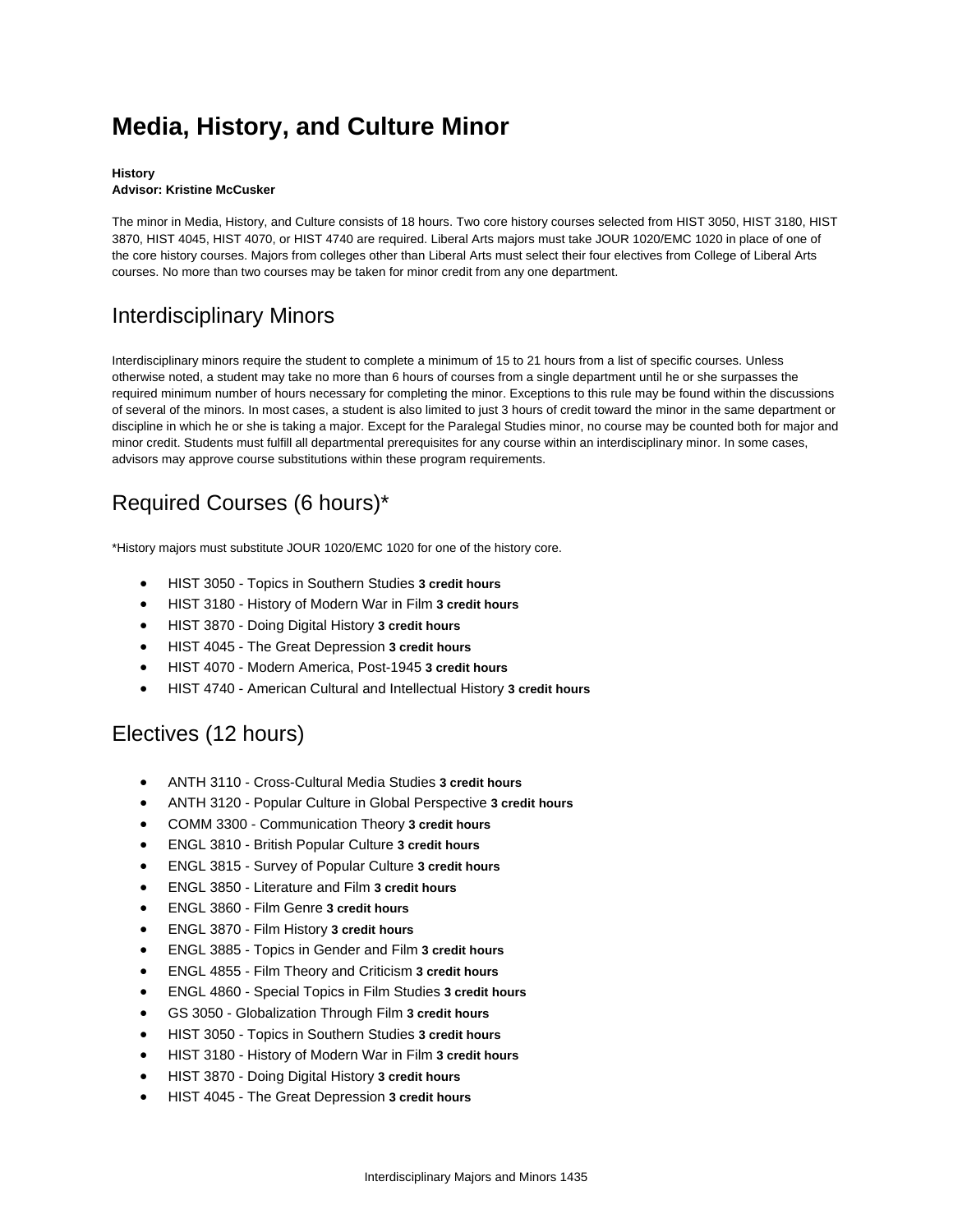# Media, History, and Culture Minor

**History**
**Advisor: Kristine McCusker**

The minor in Media, History, and Culture consists of 18 hours. Two core history courses selected from HIST 3050, HIST 3180, HIST 3870, HIST 4045, HIST 4070, or HIST 4740 are required. Liberal Arts majors must take JOUR 1020/EMC 1020 in place of one of the core history courses. Majors from colleges other than Liberal Arts must select their four electives from College of Liberal Arts courses. No more than two courses may be taken for minor credit from any one department.

## Interdisciplinary Minors

Interdisciplinary minors require the student to complete a minimum of 15 to 21 hours from a list of specific courses. Unless otherwise noted, a student may take no more than 6 hours of courses from a single department until he or she surpasses the required minimum number of hours necessary for completing the minor. Exceptions to this rule may be found within the discussions of several of the minors. In most cases, a student is also limited to just 3 hours of credit toward the minor in the same department or discipline in which he or she is taking a major. Except for the Paralegal Studies minor, no course may be counted both for major and minor credit. Students must fulfill all departmental prerequisites for any course within an interdisciplinary minor. In some cases, advisors may approve course substitutions within these program requirements.

## Required Courses (6 hours)*

*History majors must substitute JOUR 1020/EMC 1020 for one of the history core.

- HIST 3050 - Topics in Southern Studies **3 credit hours**
- HIST 3180 - History of Modern War in Film **3 credit hours**
- HIST 3870 - Doing Digital History **3 credit hours**
- HIST 4045 - The Great Depression **3 credit hours**
- HIST 4070 - Modern America, Post-1945 **3 credit hours**
- HIST 4740 - American Cultural and Intellectual History **3 credit hours**

## Electives (12 hours)

- ANTH 3110 - Cross-Cultural Media Studies **3 credit hours**
- ANTH 3120 - Popular Culture in Global Perspective **3 credit hours**
- COMM 3300 - Communication Theory **3 credit hours**
- ENGL 3810 - British Popular Culture **3 credit hours**
- ENGL 3815 - Survey of Popular Culture **3 credit hours**
- ENGL 3850 - Literature and Film **3 credit hours**
- ENGL 3860 - Film Genre **3 credit hours**
- ENGL 3870 - Film History **3 credit hours**
- ENGL 3885 - Topics in Gender and Film **3 credit hours**
- ENGL 4855 - Film Theory and Criticism **3 credit hours**
- ENGL 4860 - Special Topics in Film Studies **3 credit hours**
- GS 3050 - Globalization Through Film **3 credit hours**
- HIST 3050 - Topics in Southern Studies **3 credit hours**
- HIST 3180 - History of Modern War in Film **3 credit hours**
- HIST 3870 - Doing Digital History **3 credit hours**
- HIST 4045 - The Great Depression **3 credit hours**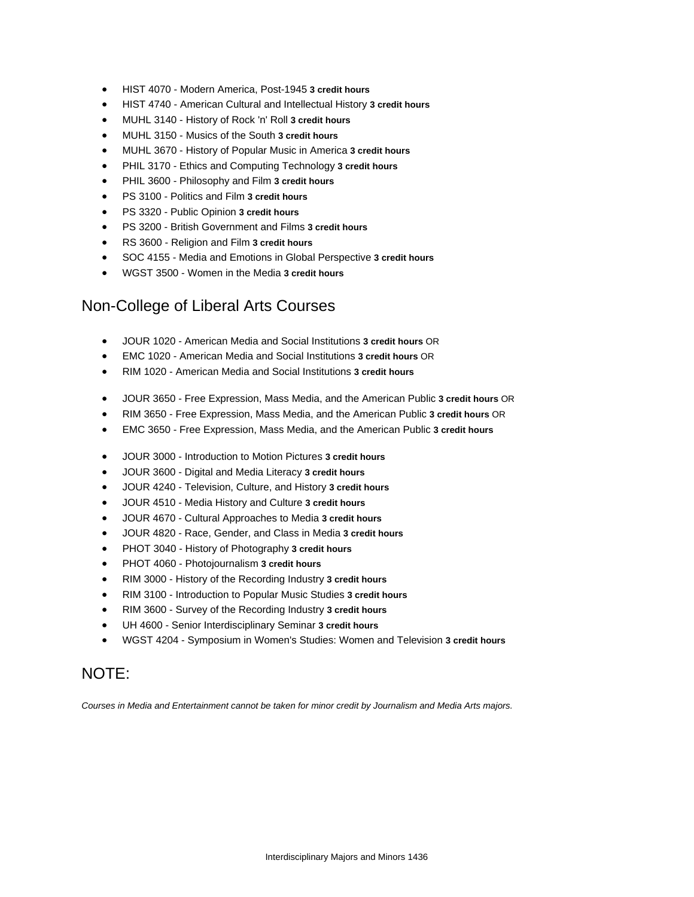- HIST 4070 - Modern America, Post-1945 **3 credit hours**
- HIST 4740 - American Cultural and Intellectual History **3 credit hours**
- MUHL 3140 - History of Rock 'n' Roll **3 credit hours**
- MUHL 3150 - Musics of the South **3 credit hours**
- MUHL 3670 - History of Popular Music in America **3 credit hours**
- PHIL 3170 - Ethics and Computing Technology **3 credit hours**
- PHIL 3600 - Philosophy and Film **3 credit hours**
- PS 3100 - Politics and Film **3 credit hours**
- PS 3320 - Public Opinion **3 credit hours**
- PS 3200 - British Government and Films **3 credit hours**
- RS 3600 - Religion and Film **3 credit hours**
- SOC 4155 - Media and Emotions in Global Perspective **3 credit hours**
- WGST 3500 - Women in the Media **3 credit hours**

## Non-College of Liberal Arts Courses

- JOUR 1020 - American Media and Social Institutions **3 credit hours** OR
- EMC 1020 - American Media and Social Institutions **3 credit hours** OR
- RIM 1020 - American Media and Social Institutions **3 credit hours**

- JOUR 3650 - Free Expression, Mass Media, and the American Public **3 credit hours** OR
- RIM 3650 - Free Expression, Mass Media, and the American Public **3 credit hours** OR
- EMC 3650 - Free Expression, Mass Media, and the American Public **3 credit hours**

- JOUR 3000 - Introduction to Motion Pictures **3 credit hours**
- JOUR 3600 - Digital and Media Literacy **3 credit hours**
- JOUR 4240 - Television, Culture, and History **3 credit hours**
- JOUR 4510 - Media History and Culture **3 credit hours**
- JOUR 4670 - Cultural Approaches to Media **3 credit hours**
- JOUR 4820 - Race, Gender, and Class in Media **3 credit hours**
- PHOT 3040 - History of Photography **3 credit hours**
- PHOT 4060 - Photojournalism **3 credit hours**
- RIM 3000 - History of the Recording Industry **3 credit hours**
- RIM 3100 - Introduction to Popular Music Studies **3 credit hours**
- RIM 3600 - Survey of the Recording Industry **3 credit hours**
- UH 4600 - Senior Interdisciplinary Seminar **3 credit hours**
- WGST 4204 - Symposium in Women's Studies: Women and Television **3 credit hours**

## NOTE:

*Courses in Media and Entertainment cannot be taken for minor credit by Journalism and Media Arts majors.*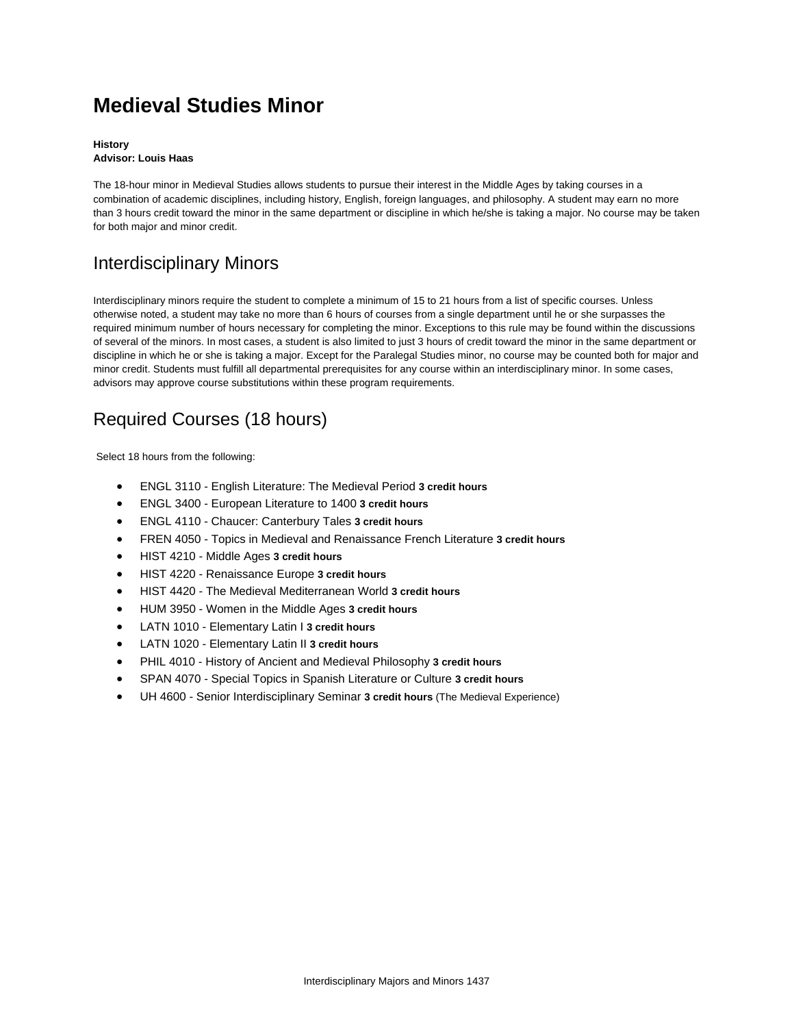# Medieval Studies Minor

**History**
**Advisor: Louis Haas**

The 18-hour minor in Medieval Studies allows students to pursue their interest in the Middle Ages by taking courses in a combination of academic disciplines, including history, English, foreign languages, and philosophy. A student may earn no more than 3 hours credit toward the minor in the same department or discipline in which he/she is taking a major. No course may be taken for both major and minor credit.

## Interdisciplinary Minors

Interdisciplinary minors require the student to complete a minimum of 15 to 21 hours from a list of specific courses. Unless otherwise noted, a student may take no more than 6 hours of courses from a single department until he or she surpasses the required minimum number of hours necessary for completing the minor. Exceptions to this rule may be found within the discussions of several of the minors. In most cases, a student is also limited to just 3 hours of credit toward the minor in the same department or discipline in which he or she is taking a major. Except for the Paralegal Studies minor, no course may be counted both for major and minor credit. Students must fulfill all departmental prerequisites for any course within an interdisciplinary minor. In some cases, advisors may approve course substitutions within these program requirements.

## Required Courses (18 hours)

Select 18 hours from the following:

- ENGL 3110 - English Literature: The Medieval Period **3 credit hours**
- ENGL 3400 - European Literature to 1400 **3 credit hours**
- ENGL 4110 - Chaucer: Canterbury Tales **3 credit hours**
- FREN 4050 - Topics in Medieval and Renaissance French Literature **3 credit hours**
- HIST 4210 - Middle Ages **3 credit hours**
- HIST 4220 - Renaissance Europe **3 credit hours**
- HIST 4420 - The Medieval Mediterranean World **3 credit hours**
- HUM 3950 - Women in the Middle Ages **3 credit hours**
- LATN 1010 - Elementary Latin I **3 credit hours**
- LATN 1020 - Elementary Latin II **3 credit hours**
- PHIL 4010 - History of Ancient and Medieval Philosophy **3 credit hours**
- SPAN 4070 - Special Topics in Spanish Literature or Culture **3 credit hours**
- UH 4600 - Senior Interdisciplinary Seminar **3 credit hours** (The Medieval Experience)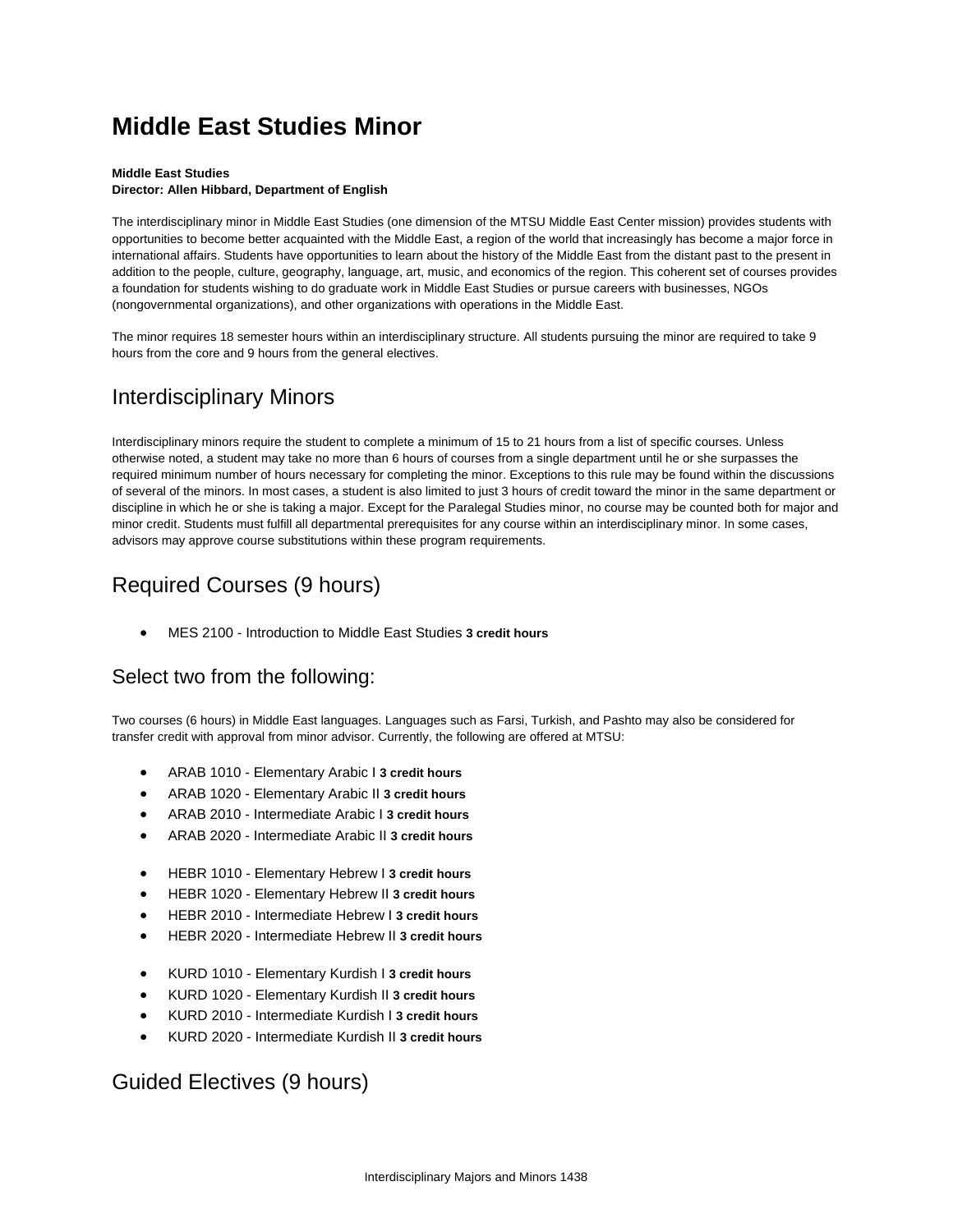# Middle East Studies Minor

**Middle East Studies**
**Director: Allen Hibbard, Department of English**

The interdisciplinary minor in Middle East Studies (one dimension of the MTSU Middle East Center mission) provides students with opportunities to become better acquainted with the Middle East, a region of the world that increasingly has become a major force in international affairs. Students have opportunities to learn about the history of the Middle East from the distant past to the present in addition to the people, culture, geography, language, art, music, and economics of the region. This coherent set of courses provides a foundation for students wishing to do graduate work in Middle East Studies or pursue careers with businesses, NGOs (nongovernmental organizations), and other organizations with operations in the Middle East.

The minor requires 18 semester hours within an interdisciplinary structure. All students pursuing the minor are required to take 9 hours from the core and 9 hours from the general electives.

## Interdisciplinary Minors

Interdisciplinary minors require the student to complete a minimum of 15 to 21 hours from a list of specific courses. Unless otherwise noted, a student may take no more than 6 hours of courses from a single department until he or she surpasses the required minimum number of hours necessary for completing the minor. Exceptions to this rule may be found within the discussions of several of the minors. In most cases, a student is also limited to just 3 hours of credit toward the minor in the same department or discipline in which he or she is taking a major. Except for the Paralegal Studies minor, no course may be counted both for major and minor credit. Students must fulfill all departmental prerequisites for any course within an interdisciplinary minor. In some cases, advisors may approve course substitutions within these program requirements.

## Required Courses (9 hours)

- MES 2100 - Introduction to Middle East Studies **3 credit hours**

### Select two from the following:

Two courses (6 hours) in Middle East languages. Languages such as Farsi, Turkish, and Pashto may also be considered for transfer credit with approval from minor advisor. Currently, the following are offered at MTSU:

- ARAB 1010 - Elementary Arabic I **3 credit hours**
- ARAB 1020 - Elementary Arabic II **3 credit hours**
- ARAB 2010 - Intermediate Arabic I **3 credit hours**
- ARAB 2020 - Intermediate Arabic II **3 credit hours**

- HEBR 1010 - Elementary Hebrew I **3 credit hours**
- HEBR 1020 - Elementary Hebrew II **3 credit hours**
- HEBR 2010 - Intermediate Hebrew I **3 credit hours**
- HEBR 2020 - Intermediate Hebrew II **3 credit hours**

- KURD 1010 - Elementary Kurdish I **3 credit hours**
- KURD 1020 - Elementary Kurdish II **3 credit hours**
- KURD 2010 - Intermediate Kurdish I **3 credit hours**
- KURD 2020 - Intermediate Kurdish II **3 credit hours**

## Guided Electives (9 hours)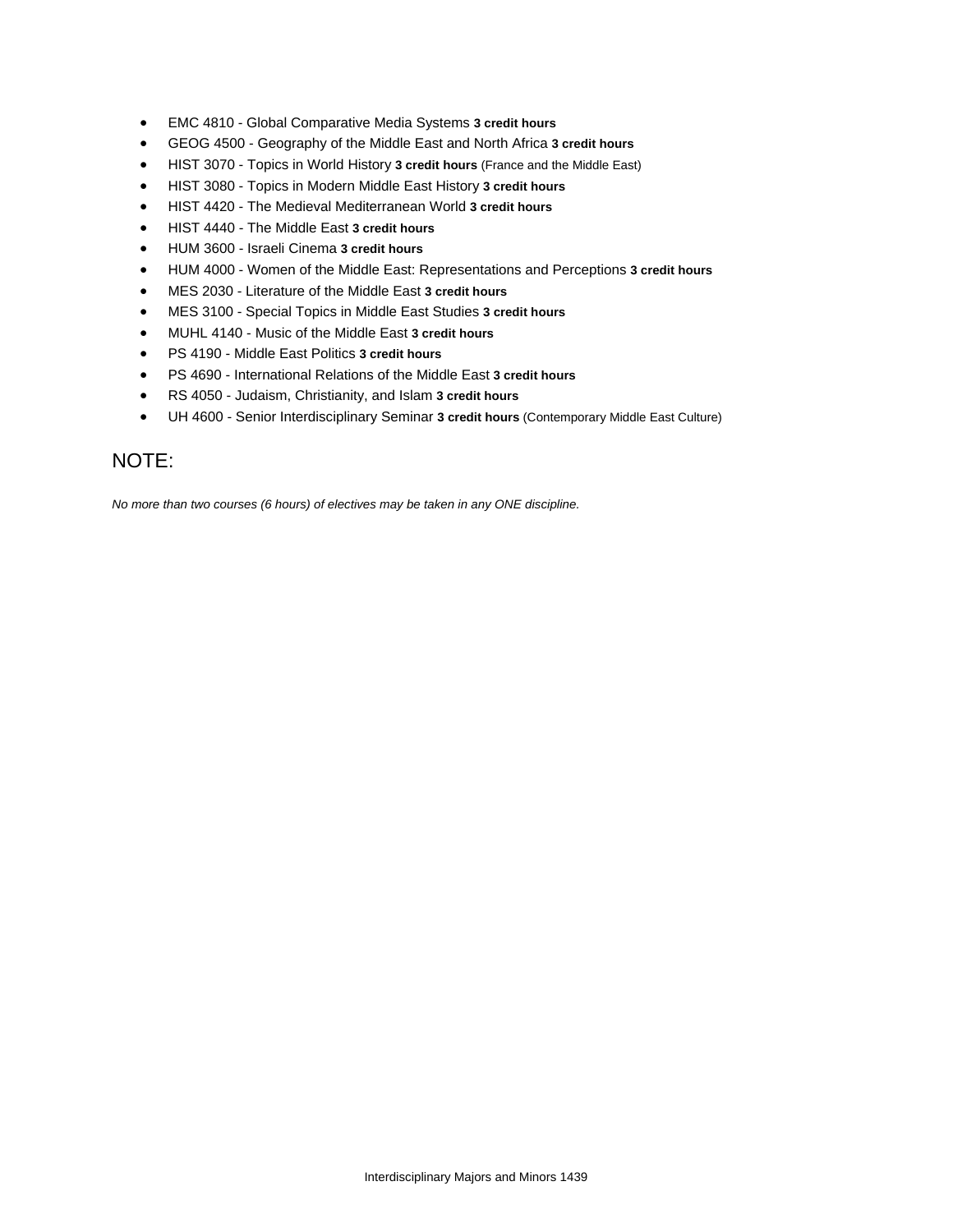- EMC 4810 - Global Comparative Media Systems **3 credit hours**
- GEOG 4500 - Geography of the Middle East and North Africa **3 credit hours**
- HIST 3070 - Topics in World History **3 credit hours** (France and the Middle East)
- HIST 3080 - Topics in Modern Middle East History **3 credit hours**
- HIST 4420 - The Medieval Mediterranean World **3 credit hours**
- HIST 4440 - The Middle East **3 credit hours**
- HUM 3600 - Israeli Cinema **3 credit hours**
- HUM 4000 - Women of the Middle East: Representations and Perceptions **3 credit hours**
- MES 2030 - Literature of the Middle East **3 credit hours**
- MES 3100 - Special Topics in Middle East Studies **3 credit hours**
- MUHL 4140 - Music of the Middle East **3 credit hours**
- PS 4190 - Middle East Politics **3 credit hours**
- PS 4690 - International Relations of the Middle East **3 credit hours**
- RS 4050 - Judaism, Christianity, and Islam **3 credit hours**
- UH 4600 - Senior Interdisciplinary Seminar **3 credit hours** (Contemporary Middle East Culture)

## NOTE:

*No more than two courses (6 hours) of electives may be taken in any ONE discipline.*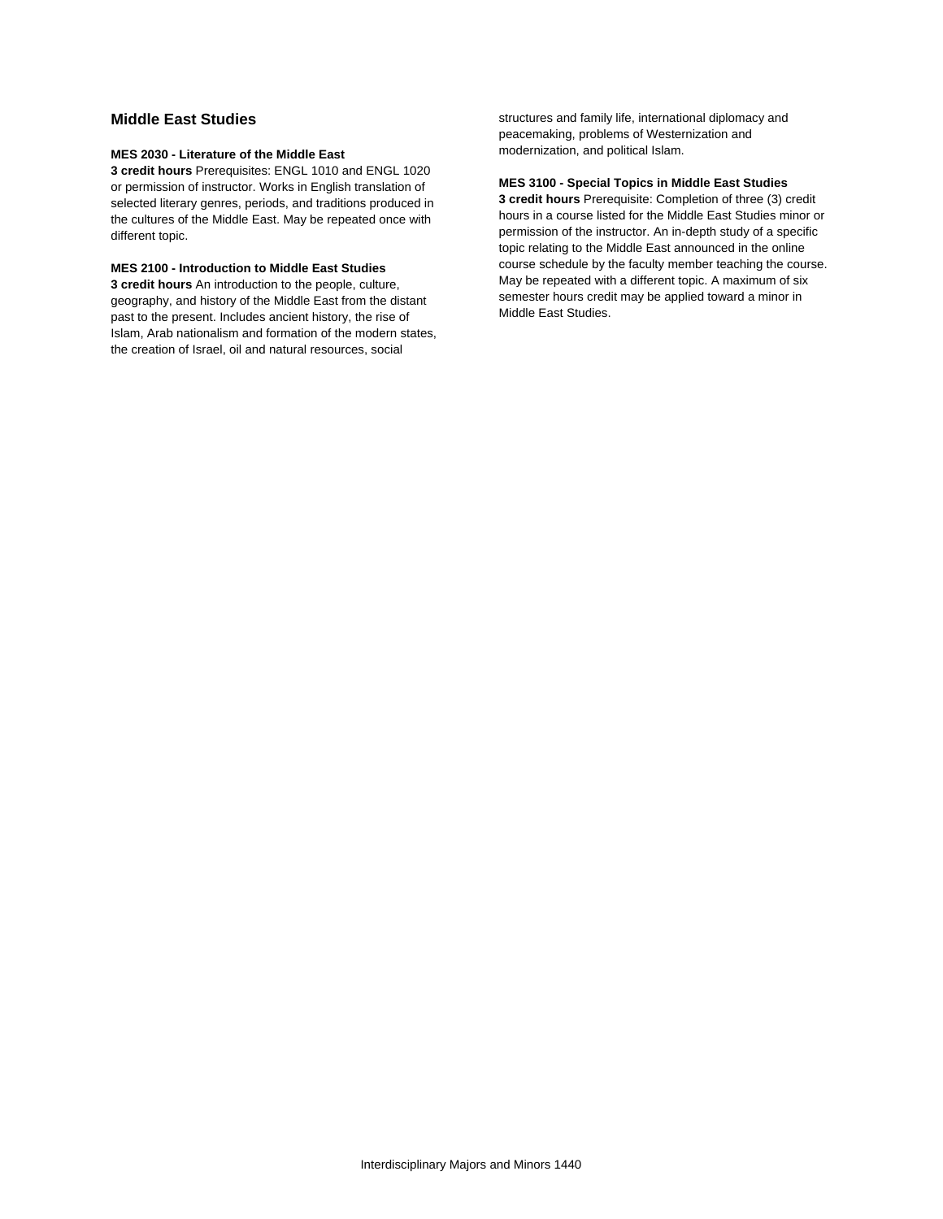## Middle East Studies

**MES 2030 - Literature of the Middle East**
**3 credit hours** Prerequisites: ENGL 1010 and ENGL 1020 or permission of instructor. Works in English translation of selected literary genres, periods, and traditions produced in the cultures of the Middle East. May be repeated once with different topic.

**MES 2100 - Introduction to Middle East Studies**
**3 credit hours** An introduction to the people, culture, geography, and history of the Middle East from the distant past to the present. Includes ancient history, the rise of Islam, Arab nationalism and formation of the modern states, the creation of Israel, oil and natural resources, social structures and family life, international diplomacy and peacemaking, problems of Westernization and modernization, and political Islam.

**MES 3100 - Special Topics in Middle East Studies**
**3 credit hours** Prerequisite: Completion of three (3) credit hours in a course listed for the Middle East Studies minor or permission of the instructor. An in-depth study of a specific topic relating to the Middle East announced in the online course schedule by the faculty member teaching the course. May be repeated with a different topic. A maximum of six semester hours credit may be applied toward a minor in Middle East Studies.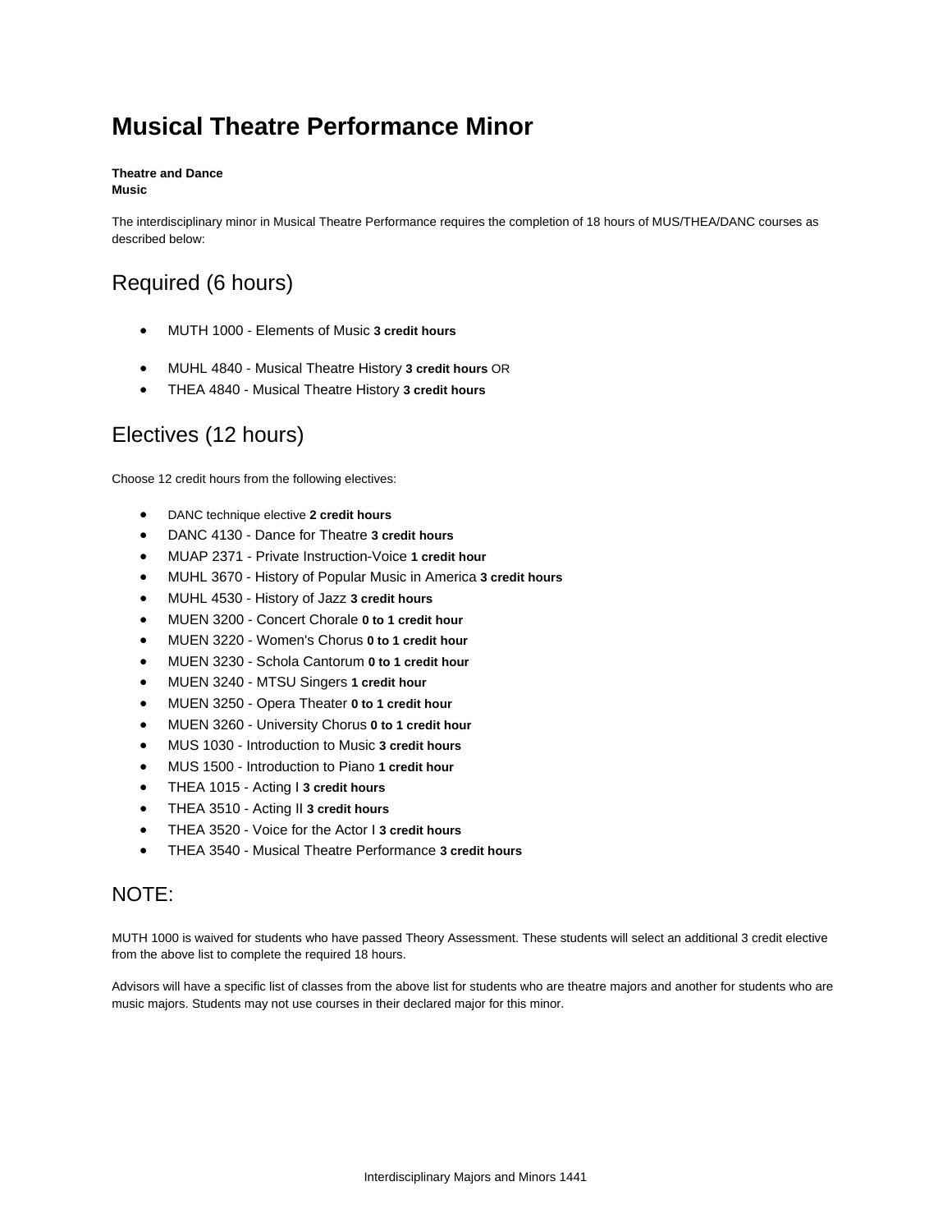# Musical Theatre Performance Minor

**Theatre and Dance**
**Music**

The interdisciplinary minor in Musical Theatre Performance requires the completion of 18 hours of MUS/THEA/DANC courses as described below:

## Required (6 hours)

- MUTH 1000 - Elements of Music **3 credit hours**

- MUHL 4840 - Musical Theatre History **3 credit hours** OR
- THEA 4840 - Musical Theatre History **3 credit hours**

## Electives (12 hours)

Choose 12 credit hours from the following electives:

- DANC technique elective **2 credit hours**
- DANC 4130 - Dance for Theatre **3 credit hours**
- MUAP 2371 - Private Instruction-Voice **1 credit hour**
- MUHL 3670 - History of Popular Music in America **3 credit hours**
- MUHL 4530 - History of Jazz **3 credit hours**
- MUEN 3200 - Concert Chorale **0 to 1 credit hour**
- MUEN 3220 - Women's Chorus **0 to 1 credit hour**
- MUEN 3230 - Schola Cantorum **0 to 1 credit hour**
- MUEN 3240 - MTSU Singers **1 credit hour**
- MUEN 3250 - Opera Theater **0 to 1 credit hour**
- MUEN 3260 - University Chorus **0 to 1 credit hour**
- MUS 1030 - Introduction to Music **3 credit hours**
- MUS 1500 - Introduction to Piano **1 credit hour**
- THEA 1015 - Acting I **3 credit hours**
- THEA 3510 - Acting II **3 credit hours**
- THEA 3520 - Voice for the Actor I **3 credit hours**
- THEA 3540 - Musical Theatre Performance **3 credit hours**

## NOTE:

MUTH 1000 is waived for students who have passed Theory Assessment. These students will select an additional 3 credit elective from the above list to complete the required 18 hours.

Advisors will have a specific list of classes from the above list for students who are theatre majors and another for students who are music majors. Students may not use courses in their declared major for this minor.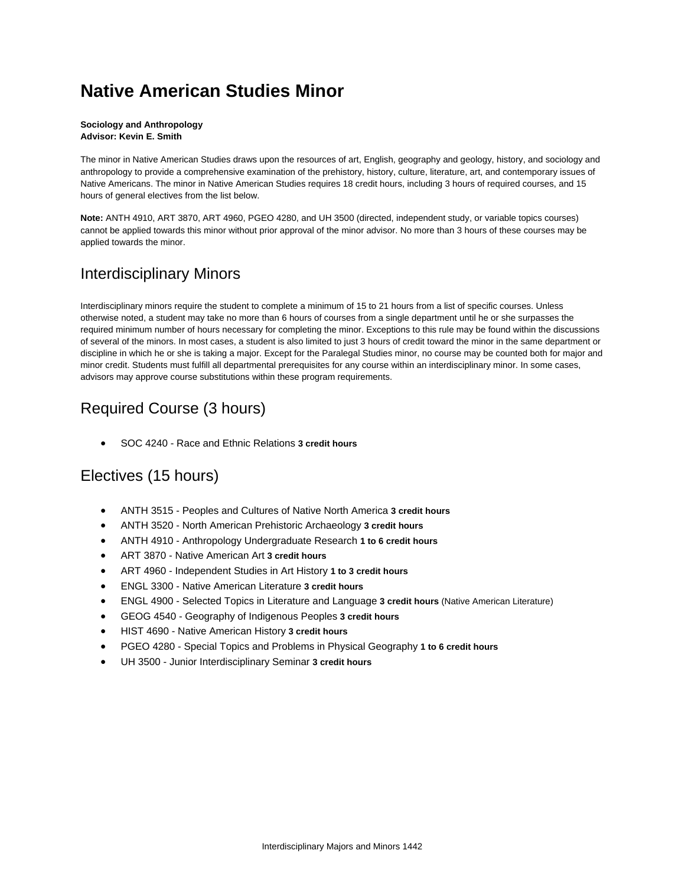# Native American Studies Minor

**Sociology and Anthropology**
**Advisor: Kevin E. Smith**

The minor in Native American Studies draws upon the resources of art, English, geography and geology, history, and sociology and anthropology to provide a comprehensive examination of the prehistory, history, culture, literature, art, and contemporary issues of Native Americans. The minor in Native American Studies requires 18 credit hours, including 3 hours of required courses, and 15 hours of general electives from the list below.

**Note:** ANTH 4910, ART 3870, ART 4960, PGEO 4280, and UH 3500 (directed, independent study, or variable topics courses) cannot be applied towards this minor without prior approval of the minor advisor. No more than 3 hours of these courses may be applied towards the minor.

## Interdisciplinary Minors

Interdisciplinary minors require the student to complete a minimum of 15 to 21 hours from a list of specific courses. Unless otherwise noted, a student may take no more than 6 hours of courses from a single department until he or she surpasses the required minimum number of hours necessary for completing the minor. Exceptions to this rule may be found within the discussions of several of the minors. In most cases, a student is also limited to just 3 hours of credit toward the minor in the same department or discipline in which he or she is taking a major. Except for the Paralegal Studies minor, no course may be counted both for major and minor credit. Students must fulfill all departmental prerequisites for any course within an interdisciplinary minor. In some cases, advisors may approve course substitutions within these program requirements.

## Required Course (3 hours)

- SOC 4240 - Race and Ethnic Relations **3 credit hours**

## Electives (15 hours)

- ANTH 3515 - Peoples and Cultures of Native North America **3 credit hours**
- ANTH 3520 - North American Prehistoric Archaeology **3 credit hours**
- ANTH 4910 - Anthropology Undergraduate Research **1 to 6 credit hours**
- ART 3870 - Native American Art **3 credit hours**
- ART 4960 - Independent Studies in Art History **1 to 3 credit hours**
- ENGL 3300 - Native American Literature **3 credit hours**
- ENGL 4900 - Selected Topics in Literature and Language **3 credit hours** (Native American Literature)
- GEOG 4540 - Geography of Indigenous Peoples **3 credit hours**
- HIST 4690 - Native American History **3 credit hours**
- PGEO 4280 - Special Topics and Problems in Physical Geography **1 to 6 credit hours**
- UH 3500 - Junior Interdisciplinary Seminar **3 credit hours**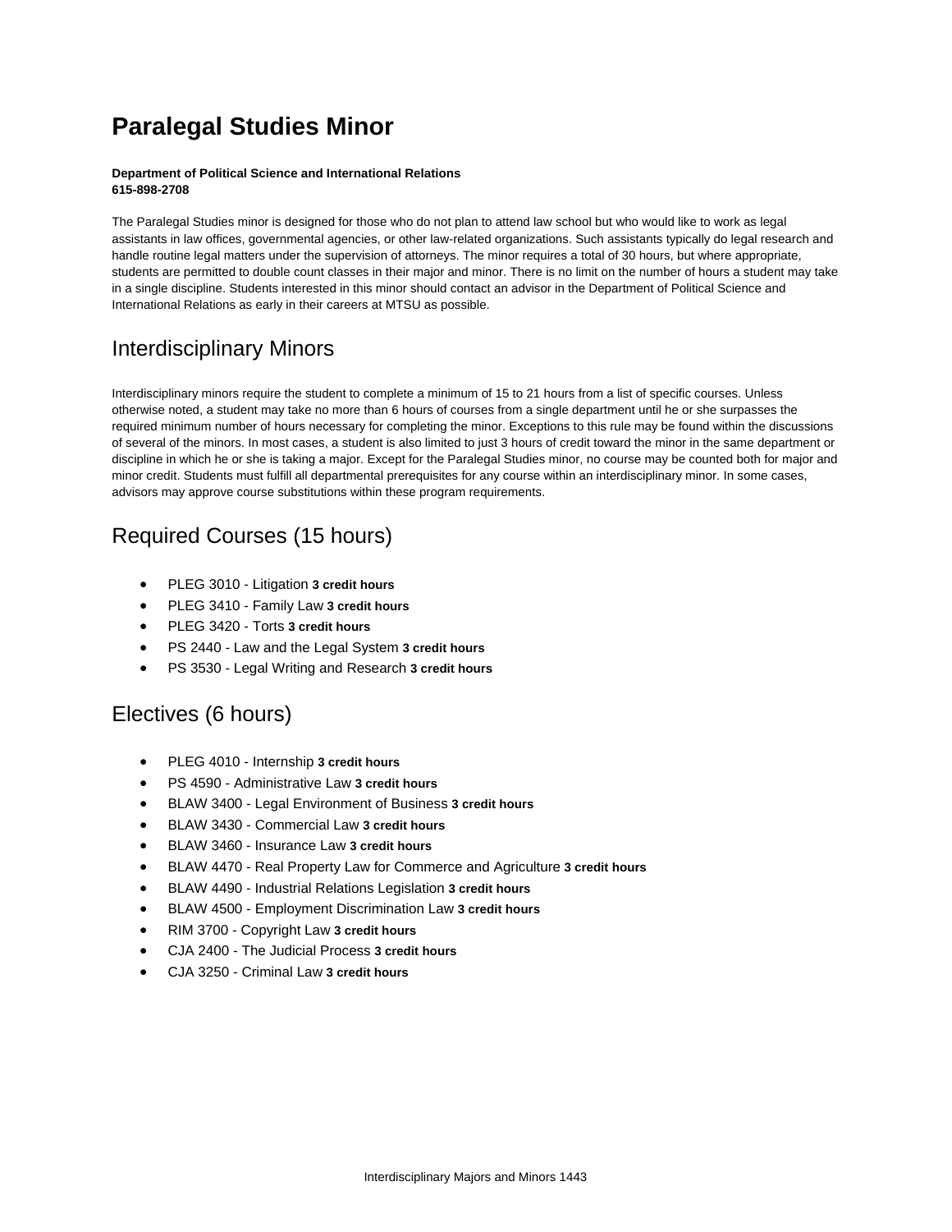# Paralegal Studies Minor

**Department of Political Science and International Relations**
**615-898-2708**

The Paralegal Studies minor is designed for those who do not plan to attend law school but who would like to work as legal assistants in law offices, governmental agencies, or other law-related organizations. Such assistants typically do legal research and handle routine legal matters under the supervision of attorneys. The minor requires a total of 30 hours, but where appropriate, students are permitted to double count classes in their major and minor. There is no limit on the number of hours a student may take in a single discipline. Students interested in this minor should contact an advisor in the Department of Political Science and International Relations as early in their careers at MTSU as possible.

## Interdisciplinary Minors

Interdisciplinary minors require the student to complete a minimum of 15 to 21 hours from a list of specific courses. Unless otherwise noted, a student may take no more than 6 hours of courses from a single department until he or she surpasses the required minimum number of hours necessary for completing the minor. Exceptions to this rule may be found within the discussions of several of the minors. In most cases, a student is also limited to just 3 hours of credit toward the minor in the same department or discipline in which he or she is taking a major. Except for the Paralegal Studies minor, no course may be counted both for major and minor credit. Students must fulfill all departmental prerequisites for any course within an interdisciplinary minor. In some cases, advisors may approve course substitutions within these program requirements.

## Required Courses (15 hours)

- PLEG 3010 - Litigation **3 credit hours**
- PLEG 3410 - Family Law **3 credit hours**
- PLEG 3420 - Torts **3 credit hours**
- PS 2440 - Law and the Legal System **3 credit hours**
- PS 3530 - Legal Writing and Research **3 credit hours**

## Electives (6 hours)

- PLEG 4010 - Internship **3 credit hours**
- PS 4590 - Administrative Law **3 credit hours**
- BLAW 3400 - Legal Environment of Business **3 credit hours**
- BLAW 3430 - Commercial Law **3 credit hours**
- BLAW 3460 - Insurance Law **3 credit hours**
- BLAW 4470 - Real Property Law for Commerce and Agriculture **3 credit hours**
- BLAW 4490 - Industrial Relations Legislation **3 credit hours**
- BLAW 4500 - Employment Discrimination Law **3 credit hours**
- RIM 3700 - Copyright Law **3 credit hours**
- CJA 2400 - The Judicial Process **3 credit hours**
- CJA 3250 - Criminal Law **3 credit hours**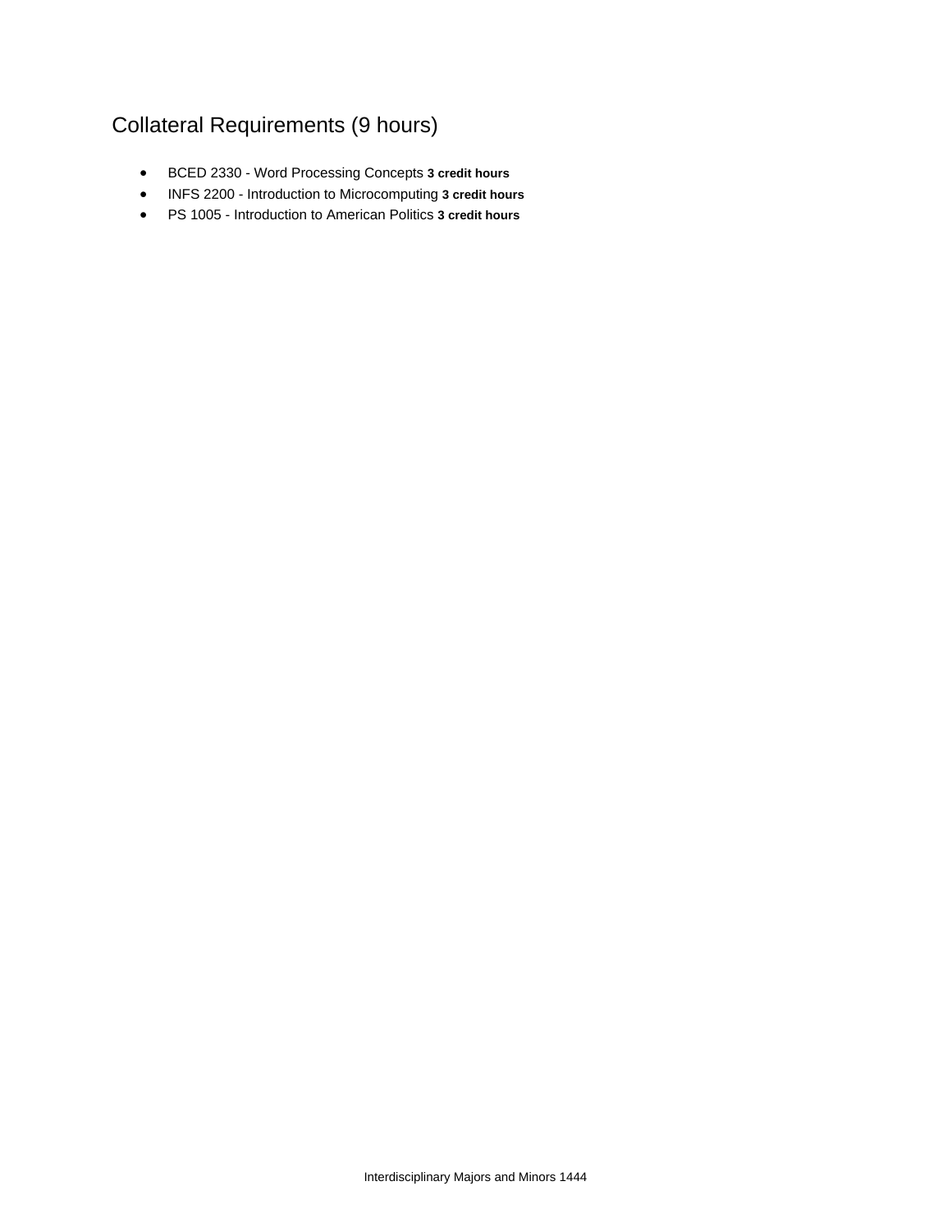## Collateral Requirements (9 hours)

- BCED 2330 - Word Processing Concepts **3 credit hours**
- INFS 2200 - Introduction to Microcomputing **3 credit hours**
- PS 1005 - Introduction to American Politics **3 credit hours**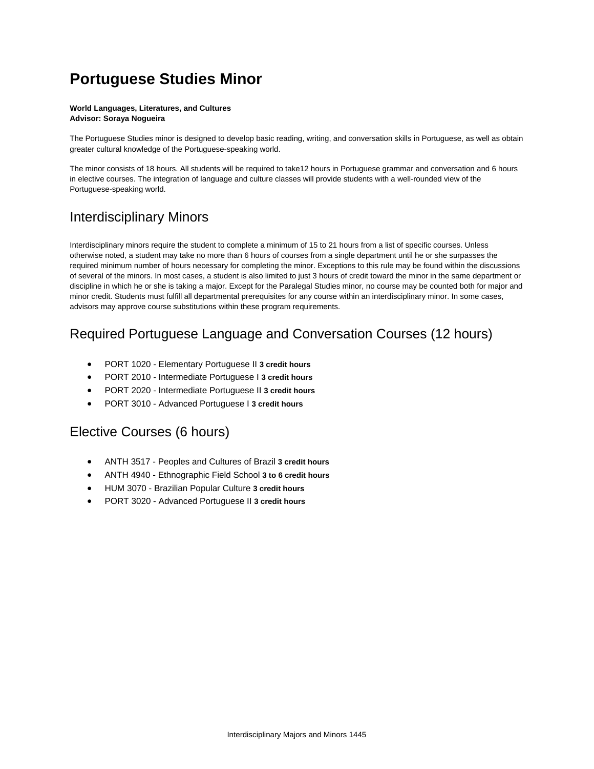# Portuguese Studies Minor

**World Languages, Literatures, and Cultures**
**Advisor: Soraya Nogueira**

The Portuguese Studies minor is designed to develop basic reading, writing, and conversation skills in Portuguese, as well as obtain greater cultural knowledge of the Portuguese-speaking world.

The minor consists of 18 hours. All students will be required to take12 hours in Portuguese grammar and conversation and 6 hours in elective courses. The integration of language and culture classes will provide students with a well-rounded view of the Portuguese-speaking world.

## Interdisciplinary Minors

Interdisciplinary minors require the student to complete a minimum of 15 to 21 hours from a list of specific courses. Unless otherwise noted, a student may take no more than 6 hours of courses from a single department until he or she surpasses the required minimum number of hours necessary for completing the minor. Exceptions to this rule may be found within the discussions of several of the minors. In most cases, a student is also limited to just 3 hours of credit toward the minor in the same department or discipline in which he or she is taking a major. Except for the Paralegal Studies minor, no course may be counted both for major and minor credit. Students must fulfill all departmental prerequisites for any course within an interdisciplinary minor. In some cases, advisors may approve course substitutions within these program requirements.

## Required Portuguese Language and Conversation Courses (12 hours)

- PORT 1020 - Elementary Portuguese II **3 credit hours**
- PORT 2010 - Intermediate Portuguese I **3 credit hours**
- PORT 2020 - Intermediate Portuguese II **3 credit hours**
- PORT 3010 - Advanced Portuguese I **3 credit hours**

## Elective Courses (6 hours)

- ANTH 3517 - Peoples and Cultures of Brazil **3 credit hours**
- ANTH 4940 - Ethnographic Field School **3 to 6 credit hours**
- HUM 3070 - Brazilian Popular Culture **3 credit hours**
- PORT 3020 - Advanced Portuguese II **3 credit hours**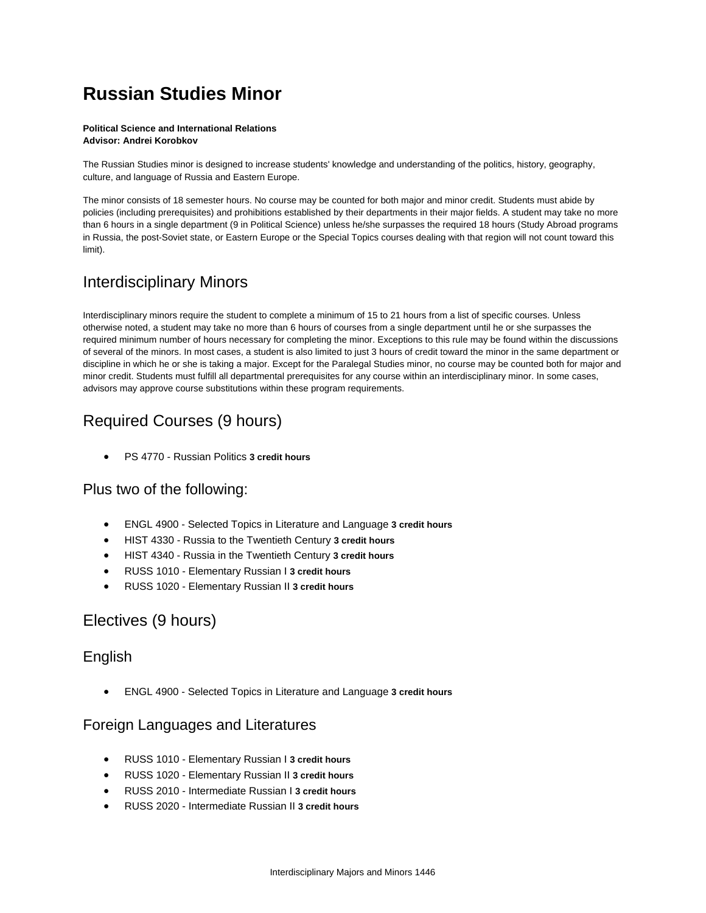# Russian Studies Minor

**Political Science and International Relations**
**Advisor: Andrei Korobkov**

The Russian Studies minor is designed to increase students' knowledge and understanding of the politics, history, geography, culture, and language of Russia and Eastern Europe.

The minor consists of 18 semester hours. No course may be counted for both major and minor credit. Students must abide by policies (including prerequisites) and prohibitions established by their departments in their major fields. A student may take no more than 6 hours in a single department (9 in Political Science) unless he/she surpasses the required 18 hours (Study Abroad programs in Russia, the post-Soviet state, or Eastern Europe or the Special Topics courses dealing with that region will not count toward this limit).

## Interdisciplinary Minors

Interdisciplinary minors require the student to complete a minimum of 15 to 21 hours from a list of specific courses. Unless otherwise noted, a student may take no more than 6 hours of courses from a single department until he or she surpasses the required minimum number of hours necessary for completing the minor. Exceptions to this rule may be found within the discussions of several of the minors. In most cases, a student is also limited to just 3 hours of credit toward the minor in the same department or discipline in which he or she is taking a major. Except for the Paralegal Studies minor, no course may be counted both for major and minor credit. Students must fulfill all departmental prerequisites for any course within an interdisciplinary minor. In some cases, advisors may approve course substitutions within these program requirements.

## Required Courses (9 hours)

- PS 4770 - Russian Politics **3 credit hours**

### Plus two of the following:

- ENGL 4900 - Selected Topics in Literature and Language **3 credit hours**
- HIST 4330 - Russia to the Twentieth Century **3 credit hours**
- HIST 4340 - Russia in the Twentieth Century **3 credit hours**
- RUSS 1010 - Elementary Russian I **3 credit hours**
- RUSS 1020 - Elementary Russian II **3 credit hours**

## Electives (9 hours)

### English

- ENGL 4900 - Selected Topics in Literature and Language **3 credit hours**

### Foreign Languages and Literatures

- RUSS 1010 - Elementary Russian I **3 credit hours**
- RUSS 1020 - Elementary Russian II **3 credit hours**
- RUSS 2010 - Intermediate Russian I **3 credit hours**
- RUSS 2020 - Intermediate Russian II **3 credit hours**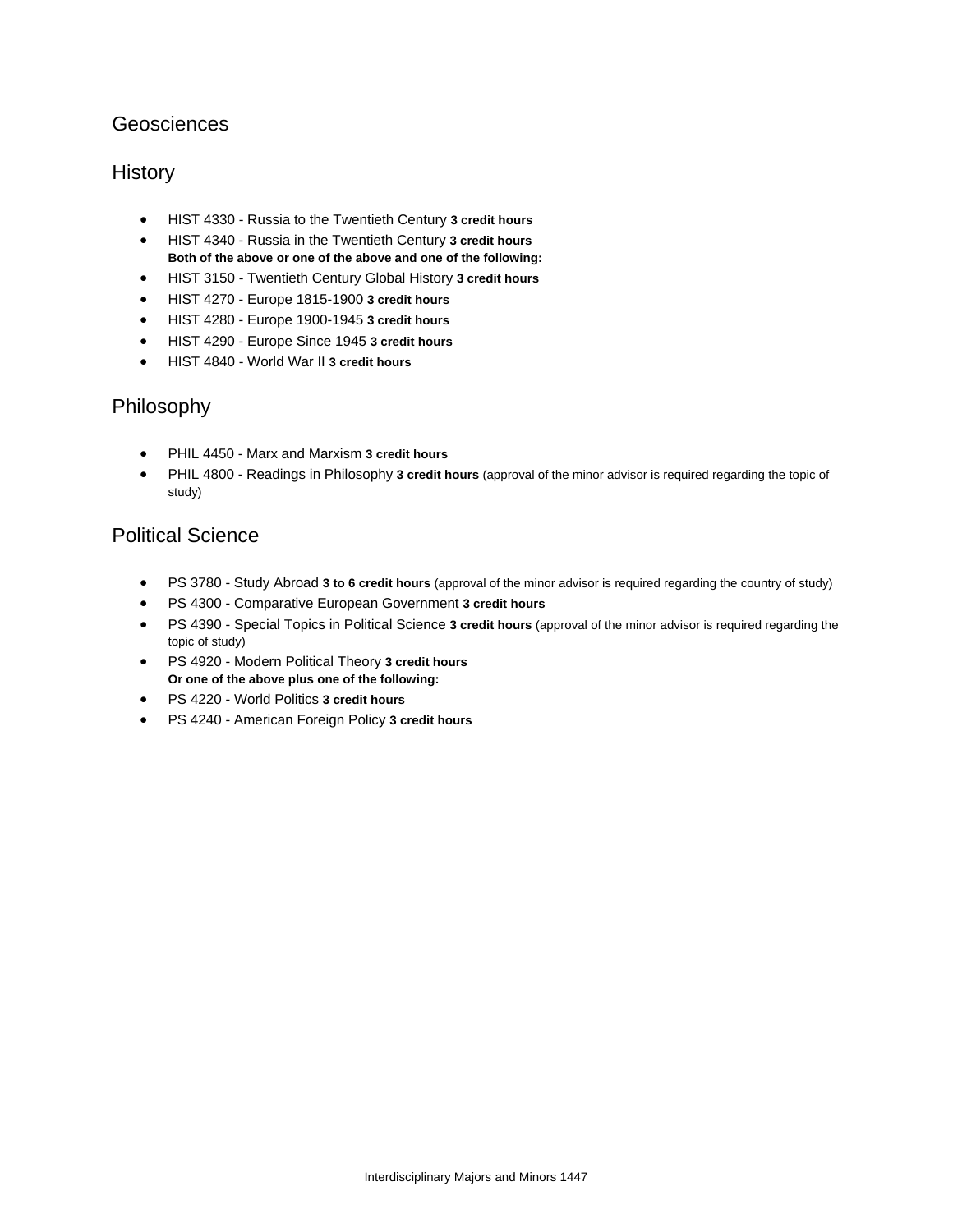## Geosciences

## History

- HIST 4330 - Russia to the Twentieth Century **3 credit hours**
- HIST 4340 - Russia in the Twentieth Century **3 credit hours**
  **Both of the above or one of the above and one of the following:**
- HIST 3150 - Twentieth Century Global History **3 credit hours**
- HIST 4270 - Europe 1815-1900 **3 credit hours**
- HIST 4280 - Europe 1900-1945 **3 credit hours**
- HIST 4290 - Europe Since 1945 **3 credit hours**
- HIST 4840 - World War II **3 credit hours**

## Philosophy

- PHIL 4450 - Marx and Marxism **3 credit hours**
- PHIL 4800 - Readings in Philosophy **3 credit hours** (approval of the minor advisor is required regarding the topic of study)

## Political Science

- PS 3780 - Study Abroad **3 to 6 credit hours** (approval of the minor advisor is required regarding the country of study)
- PS 4300 - Comparative European Government **3 credit hours**
- PS 4390 - Special Topics in Political Science **3 credit hours** (approval of the minor advisor is required regarding the topic of study)
- PS 4920 - Modern Political Theory **3 credit hours**
  **Or one of the above plus one of the following:**
- PS 4220 - World Politics **3 credit hours**
- PS 4240 - American Foreign Policy **3 credit hours**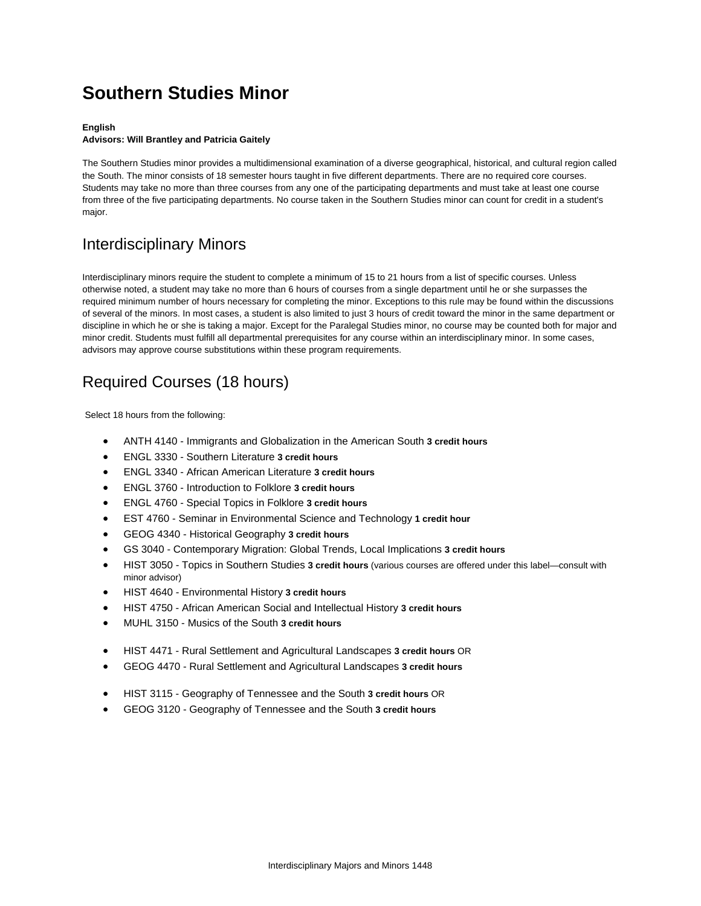# Southern Studies Minor

**English**
**Advisors: Will Brantley and Patricia Gaitely**

The Southern Studies minor provides a multidimensional examination of a diverse geographical, historical, and cultural region called the South. The minor consists of 18 semester hours taught in five different departments. There are no required core courses. Students may take no more than three courses from any one of the participating departments and must take at least one course from three of the five participating departments. No course taken in the Southern Studies minor can count for credit in a student's major.

## Interdisciplinary Minors

Interdisciplinary minors require the student to complete a minimum of 15 to 21 hours from a list of specific courses. Unless otherwise noted, a student may take no more than 6 hours of courses from a single department until he or she surpasses the required minimum number of hours necessary for completing the minor. Exceptions to this rule may be found within the discussions of several of the minors. In most cases, a student is also limited to just 3 hours of credit toward the minor in the same department or discipline in which he or she is taking a major. Except for the Paralegal Studies minor, no course may be counted both for major and minor credit. Students must fulfill all departmental prerequisites for any course within an interdisciplinary minor. In some cases, advisors may approve course substitutions within these program requirements.

## Required Courses (18 hours)

Select 18 hours from the following:

- ANTH 4140 - Immigrants and Globalization in the American South **3 credit hours**
- ENGL 3330 - Southern Literature **3 credit hours**
- ENGL 3340 - African American Literature **3 credit hours**
- ENGL 3760 - Introduction to Folklore **3 credit hours**
- ENGL 4760 - Special Topics in Folklore **3 credit hours**
- EST 4760 - Seminar in Environmental Science and Technology **1 credit hour**
- GEOG 4340 - Historical Geography **3 credit hours**
- GS 3040 - Contemporary Migration: Global Trends, Local Implications **3 credit hours**
- HIST 3050 - Topics in Southern Studies **3 credit hours** (various courses are offered under this label—consult with minor advisor)
- HIST 4640 - Environmental History **3 credit hours**
- HIST 4750 - African American Social and Intellectual History **3 credit hours**
- MUHL 3150 - Musics of the South **3 credit hours**

- HIST 4471 - Rural Settlement and Agricultural Landscapes **3 credit hours** OR
- GEOG 4470 - Rural Settlement and Agricultural Landscapes **3 credit hours**

- HIST 3115 - Geography of Tennessee and the South **3 credit hours** OR
- GEOG 3120 - Geography of Tennessee and the South **3 credit hours**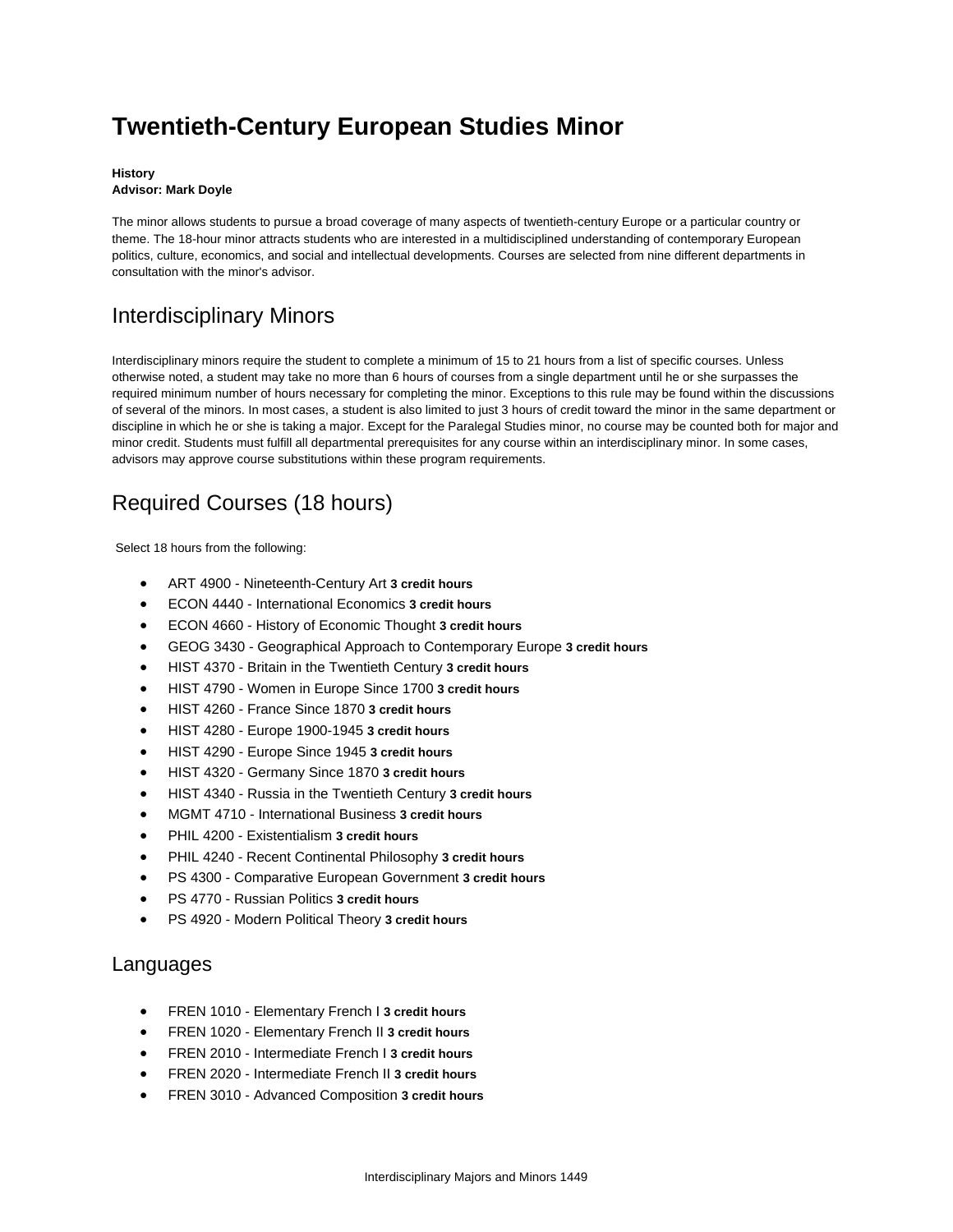# Twentieth-Century European Studies Minor

**History**
**Advisor: Mark Doyle**

The minor allows students to pursue a broad coverage of many aspects of twentieth-century Europe or a particular country or theme. The 18-hour minor attracts students who are interested in a multidisciplined understanding of contemporary European politics, culture, economics, and social and intellectual developments. Courses are selected from nine different departments in consultation with the minor's advisor.

## Interdisciplinary Minors

Interdisciplinary minors require the student to complete a minimum of 15 to 21 hours from a list of specific courses. Unless otherwise noted, a student may take no more than 6 hours of courses from a single department until he or she surpasses the required minimum number of hours necessary for completing the minor. Exceptions to this rule may be found within the discussions of several of the minors. In most cases, a student is also limited to just 3 hours of credit toward the minor in the same department or discipline in which he or she is taking a major. Except for the Paralegal Studies minor, no course may be counted both for major and minor credit. Students must fulfill all departmental prerequisites for any course within an interdisciplinary minor. In some cases, advisors may approve course substitutions within these program requirements.

## Required Courses (18 hours)

Select 18 hours from the following:

- ART 4900 - Nineteenth-Century Art **3 credit hours**
- ECON 4440 - International Economics **3 credit hours**
- ECON 4660 - History of Economic Thought **3 credit hours**
- GEOG 3430 - Geographical Approach to Contemporary Europe **3 credit hours**
- HIST 4370 - Britain in the Twentieth Century **3 credit hours**
- HIST 4790 - Women in Europe Since 1700 **3 credit hours**
- HIST 4260 - France Since 1870 **3 credit hours**
- HIST 4280 - Europe 1900-1945 **3 credit hours**
- HIST 4290 - Europe Since 1945 **3 credit hours**
- HIST 4320 - Germany Since 1870 **3 credit hours**
- HIST 4340 - Russia in the Twentieth Century **3 credit hours**
- MGMT 4710 - International Business **3 credit hours**
- PHIL 4200 - Existentialism **3 credit hours**
- PHIL 4240 - Recent Continental Philosophy **3 credit hours**
- PS 4300 - Comparative European Government **3 credit hours**
- PS 4770 - Russian Politics **3 credit hours**
- PS 4920 - Modern Political Theory **3 credit hours**

## Languages

- FREN 1010 - Elementary French I **3 credit hours**
- FREN 1020 - Elementary French II **3 credit hours**
- FREN 2010 - Intermediate French I **3 credit hours**
- FREN 2020 - Intermediate French II **3 credit hours**
- FREN 3010 - Advanced Composition **3 credit hours**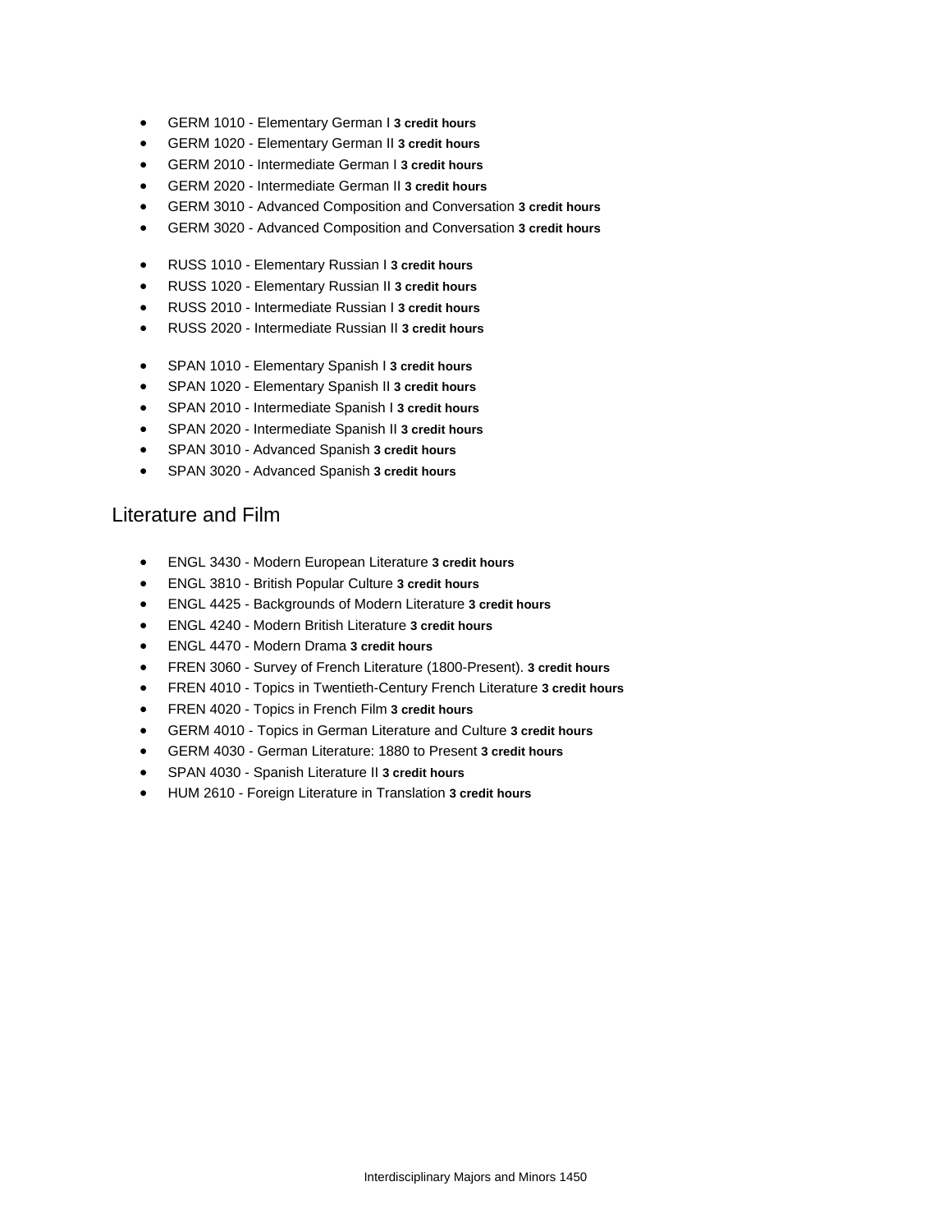- GERM 1010 - Elementary German I **3 credit hours**
- GERM 1020 - Elementary German II **3 credit hours**
- GERM 2010 - Intermediate German I **3 credit hours**
- GERM 2020 - Intermediate German II **3 credit hours**
- GERM 3010 - Advanced Composition and Conversation **3 credit hours**
- GERM 3020 - Advanced Composition and Conversation **3 credit hours**

- RUSS 1010 - Elementary Russian I **3 credit hours**
- RUSS 1020 - Elementary Russian II **3 credit hours**
- RUSS 2010 - Intermediate Russian I **3 credit hours**
- RUSS 2020 - Intermediate Russian II **3 credit hours**

- SPAN 1010 - Elementary Spanish I **3 credit hours**
- SPAN 1020 - Elementary Spanish II **3 credit hours**
- SPAN 2010 - Intermediate Spanish I **3 credit hours**
- SPAN 2020 - Intermediate Spanish II **3 credit hours**
- SPAN 3010 - Advanced Spanish **3 credit hours**
- SPAN 3020 - Advanced Spanish **3 credit hours**

## Literature and Film

- ENGL 3430 - Modern European Literature **3 credit hours**
- ENGL 3810 - British Popular Culture **3 credit hours**
- ENGL 4425 - Backgrounds of Modern Literature **3 credit hours**
- ENGL 4240 - Modern British Literature **3 credit hours**
- ENGL 4470 - Modern Drama **3 credit hours**
- FREN 3060 - Survey of French Literature (1800-Present). **3 credit hours**
- FREN 4010 - Topics in Twentieth-Century French Literature **3 credit hours**
- FREN 4020 - Topics in French Film **3 credit hours**
- GERM 4010 - Topics in German Literature and Culture **3 credit hours**
- GERM 4030 - German Literature: 1880 to Present **3 credit hours**
- SPAN 4030 - Spanish Literature II **3 credit hours**
- HUM 2610 - Foreign Literature in Translation **3 credit hours**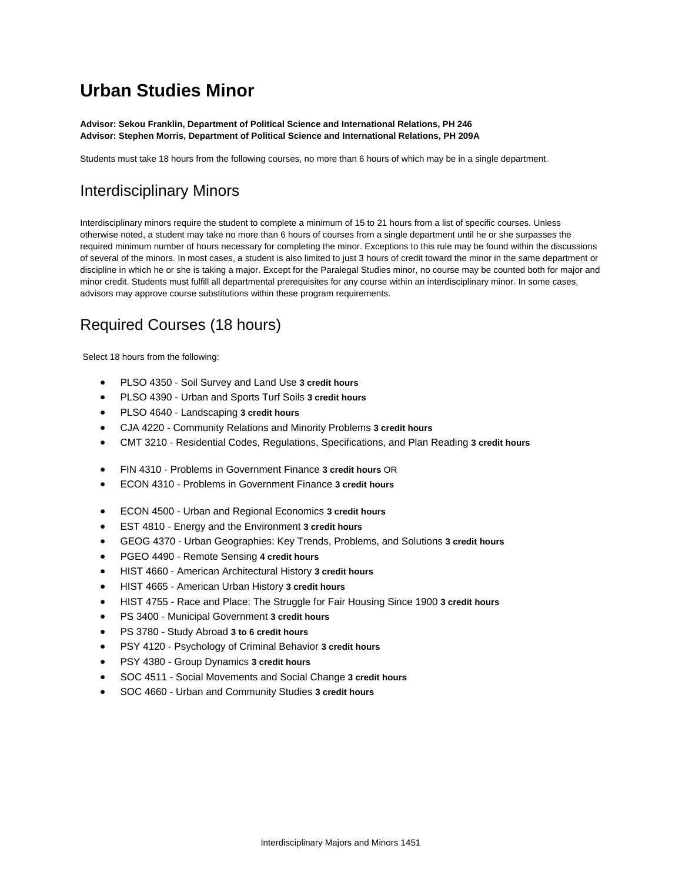# Urban Studies Minor

**Advisor: Sekou Franklin, Department of Political Science and International Relations, PH 246**
**Advisor: Stephen Morris, Department of Political Science and International Relations, PH 209A**

Students must take 18 hours from the following courses, no more than 6 hours of which may be in a single department.

## Interdisciplinary Minors

Interdisciplinary minors require the student to complete a minimum of 15 to 21 hours from a list of specific courses. Unless otherwise noted, a student may take no more than 6 hours of courses from a single department until he or she surpasses the required minimum number of hours necessary for completing the minor. Exceptions to this rule may be found within the discussions of several of the minors. In most cases, a student is also limited to just 3 hours of credit toward the minor in the same department or discipline in which he or she is taking a major. Except for the Paralegal Studies minor, no course may be counted both for major and minor credit. Students must fulfill all departmental prerequisites for any course within an interdisciplinary minor. In some cases, advisors may approve course substitutions within these program requirements.

## Required Courses (18 hours)

Select 18 hours from the following:

- PLSO 4350 - Soil Survey and Land Use **3 credit hours**
- PLSO 4390 - Urban and Sports Turf Soils **3 credit hours**
- PLSO 4640 - Landscaping **3 credit hours**
- CJA 4220 - Community Relations and Minority Problems **3 credit hours**
- CMT 3210 - Residential Codes, Regulations, Specifications, and Plan Reading **3 credit hours**

- FIN 4310 - Problems in Government Finance **3 credit hours** OR
- ECON 4310 - Problems in Government Finance **3 credit hours**

- ECON 4500 - Urban and Regional Economics **3 credit hours**
- EST 4810 - Energy and the Environment **3 credit hours**
- GEOG 4370 - Urban Geographies: Key Trends, Problems, and Solutions **3 credit hours**
- PGEO 4490 - Remote Sensing **4 credit hours**
- HIST 4660 - American Architectural History **3 credit hours**
- HIST 4665 - American Urban History **3 credit hours**
- HIST 4755 - Race and Place: The Struggle for Fair Housing Since 1900 **3 credit hours**
- PS 3400 - Municipal Government **3 credit hours**
- PS 3780 - Study Abroad **3 to 6 credit hours**
- PSY 4120 - Psychology of Criminal Behavior **3 credit hours**
- PSY 4380 - Group Dynamics **3 credit hours**
- SOC 4511 - Social Movements and Social Change **3 credit hours**
- SOC 4660 - Urban and Community Studies **3 credit hours**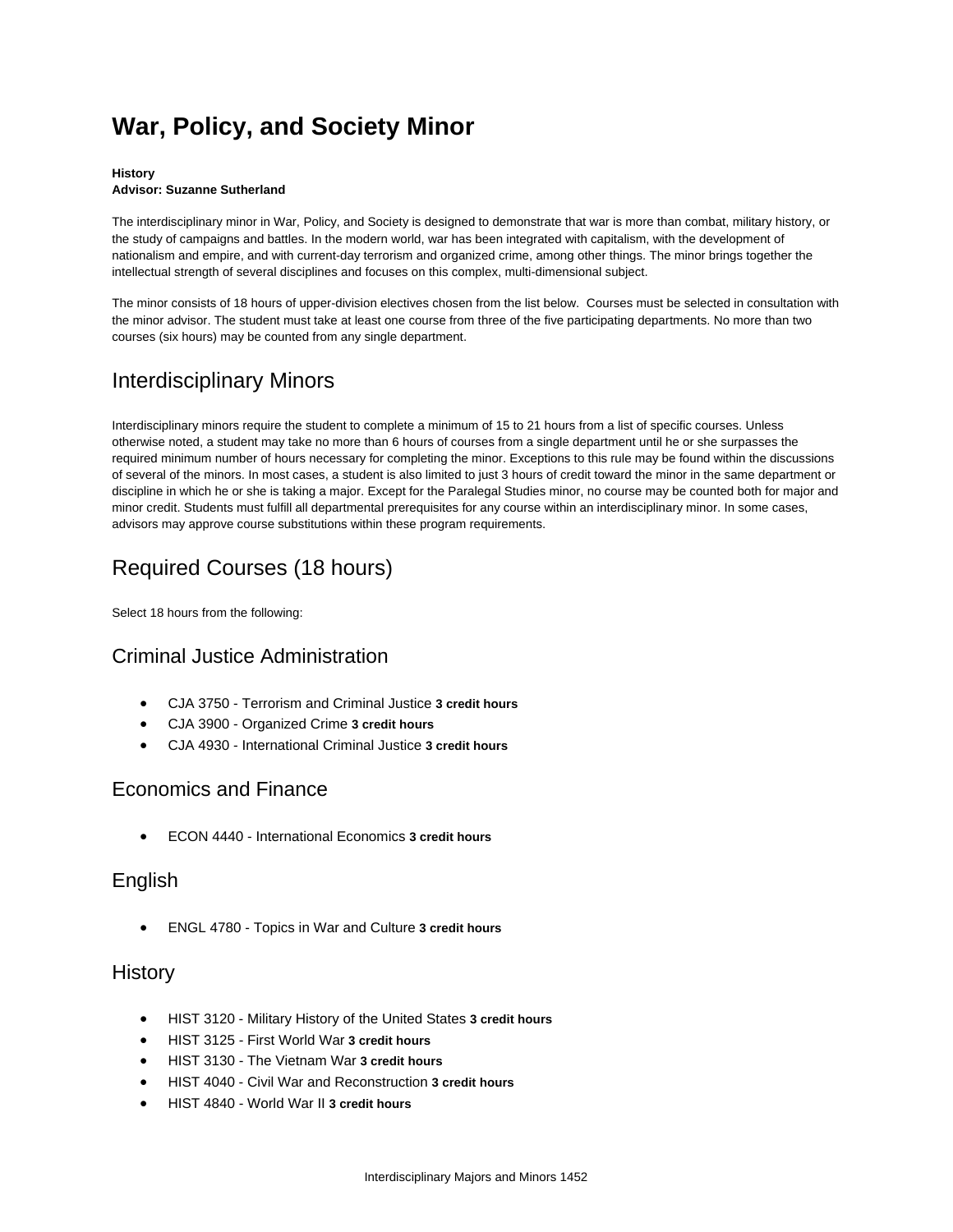# War, Policy, and Society Minor

**History**
**Advisor: Suzanne Sutherland**

The interdisciplinary minor in War, Policy, and Society is designed to demonstrate that war is more than combat, military history, or the study of campaigns and battles. In the modern world, war has been integrated with capitalism, with the development of nationalism and empire, and with current-day terrorism and organized crime, among other things. The minor brings together the intellectual strength of several disciplines and focuses on this complex, multi-dimensional subject.

The minor consists of 18 hours of upper-division electives chosen from the list below. Courses must be selected in consultation with the minor advisor. The student must take at least one course from three of the five participating departments. No more than two courses (six hours) may be counted from any single department.

## Interdisciplinary Minors

Interdisciplinary minors require the student to complete a minimum of 15 to 21 hours from a list of specific courses. Unless otherwise noted, a student may take no more than 6 hours of courses from a single department until he or she surpasses the required minimum number of hours necessary for completing the minor. Exceptions to this rule may be found within the discussions of several of the minors. In most cases, a student is also limited to just 3 hours of credit toward the minor in the same department or discipline in which he or she is taking a major. Except for the Paralegal Studies minor, no course may be counted both for major and minor credit. Students must fulfill all departmental prerequisites for any course within an interdisciplinary minor. In some cases, advisors may approve course substitutions within these program requirements.

## Required Courses (18 hours)

Select 18 hours from the following:

### Criminal Justice Administration

- CJA 3750 - Terrorism and Criminal Justice **3 credit hours**
- CJA 3900 - Organized Crime **3 credit hours**
- CJA 4930 - International Criminal Justice **3 credit hours**

### Economics and Finance

- ECON 4440 - International Economics **3 credit hours**

### English

- ENGL 4780 - Topics in War and Culture **3 credit hours**

### History

- HIST 3120 - Military History of the United States **3 credit hours**
- HIST 3125 - First World War **3 credit hours**
- HIST 3130 - The Vietnam War **3 credit hours**
- HIST 4040 - Civil War and Reconstruction **3 credit hours**
- HIST 4840 - World War II **3 credit hours**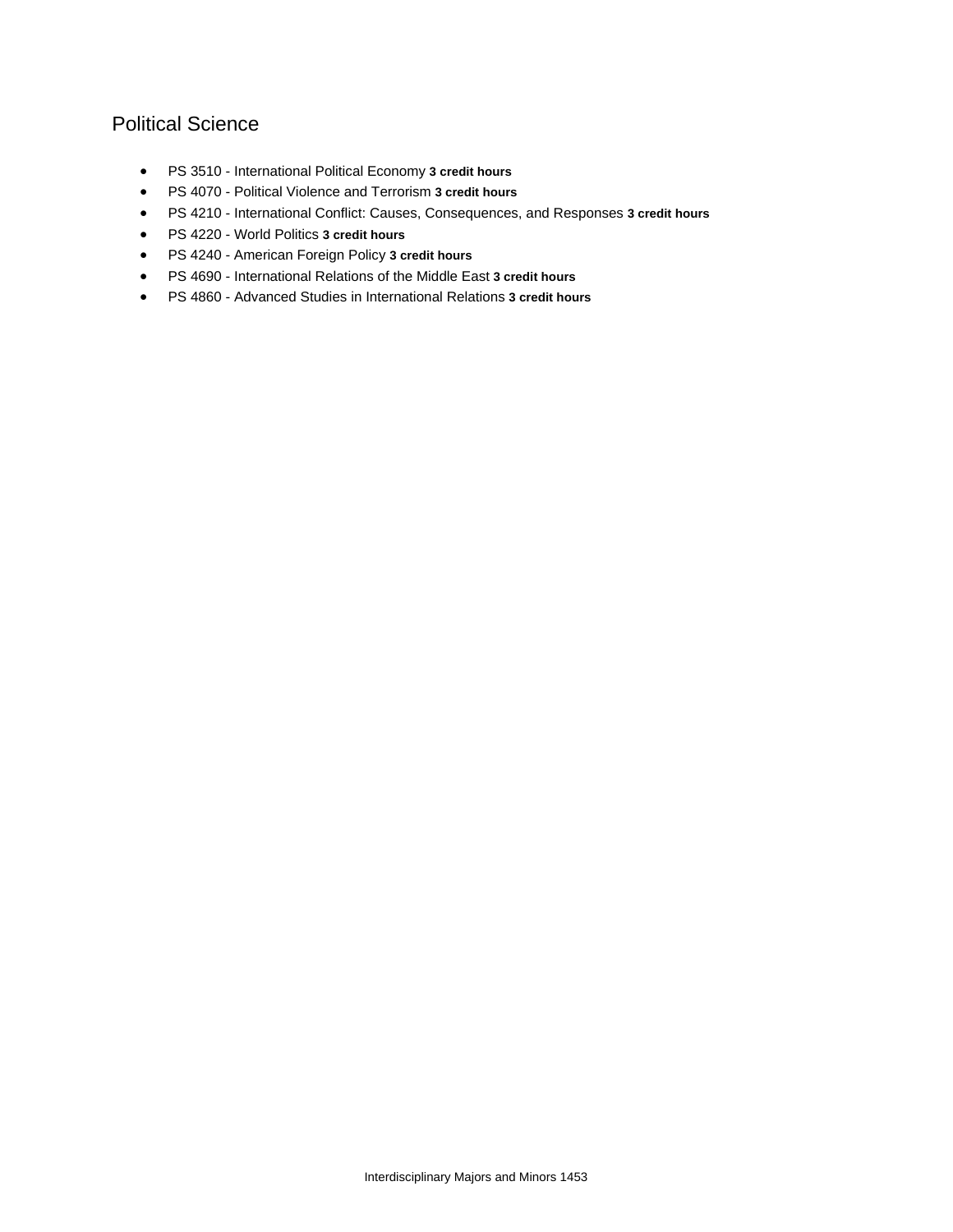### Political Science

- PS 3510 - International Political Economy **3 credit hours**
- PS 4070 - Political Violence and Terrorism **3 credit hours**
- PS 4210 - International Conflict: Causes, Consequences, and Responses **3 credit hours**
- PS 4220 - World Politics **3 credit hours**
- PS 4240 - American Foreign Policy **3 credit hours**
- PS 4690 - International Relations of the Middle East **3 credit hours**
- PS 4860 - Advanced Studies in International Relations **3 credit hours**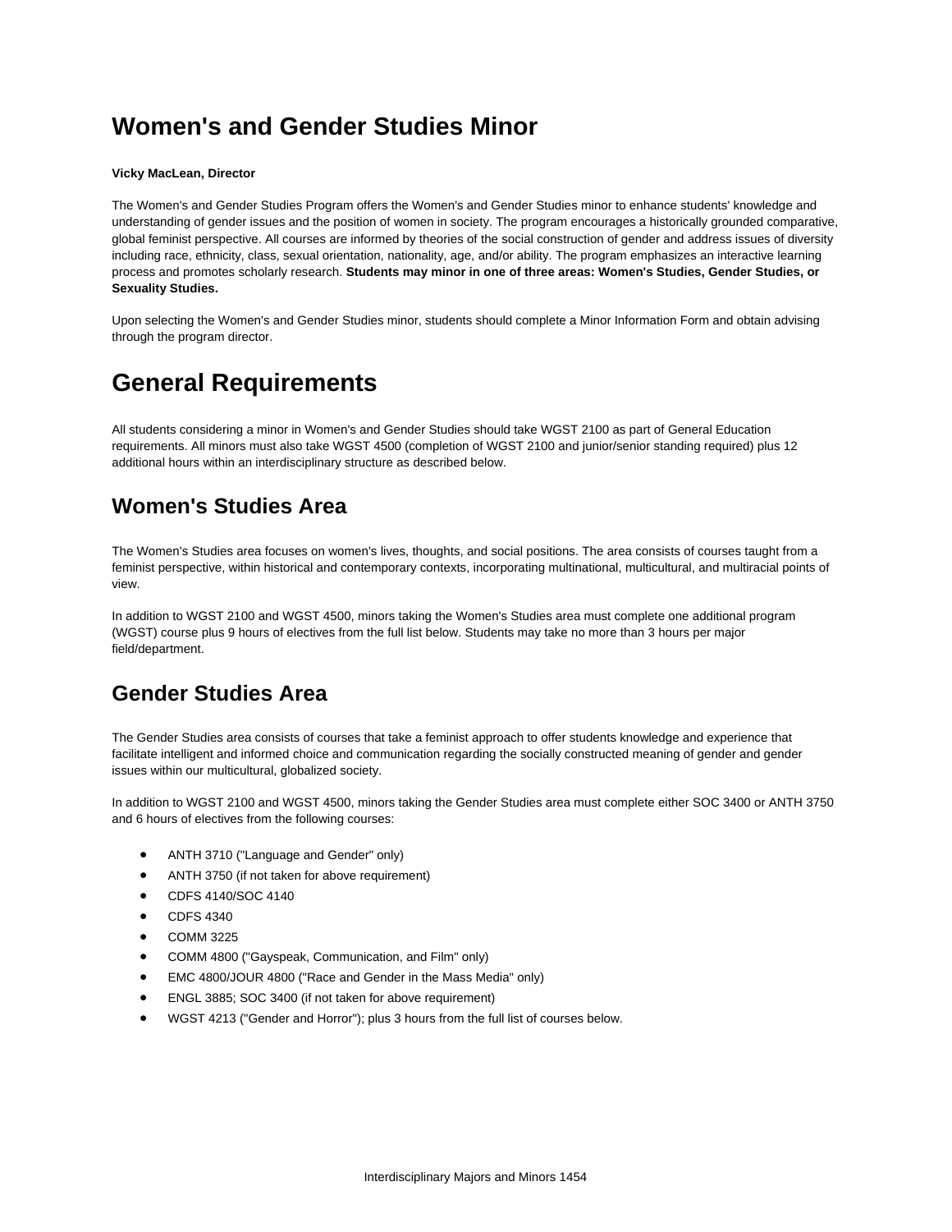# Women's and Gender Studies Minor

**Vicky MacLean, Director**

The Women's and Gender Studies Program offers the Women's and Gender Studies minor to enhance students' knowledge and understanding of gender issues and the position of women in society. The program encourages a historically grounded comparative, global feminist perspective. All courses are informed by theories of the social construction of gender and address issues of diversity including race, ethnicity, class, sexual orientation, nationality, age, and/or ability. The program emphasizes an interactive learning process and promotes scholarly research. **Students may minor in one of three areas: Women's Studies, Gender Studies, or Sexuality Studies.**

Upon selecting the Women's and Gender Studies minor, students should complete a Minor Information Form and obtain advising through the program director.

# General Requirements

All students considering a minor in Women's and Gender Studies should take WGST 2100 as part of General Education requirements. All minors must also take WGST 4500 (completion of WGST 2100 and junior/senior standing required) plus 12 additional hours within an interdisciplinary structure as described below.

## Women's Studies Area

The Women's Studies area focuses on women's lives, thoughts, and social positions. The area consists of courses taught from a feminist perspective, within historical and contemporary contexts, incorporating multinational, multicultural, and multiracial points of view.

In addition to WGST 2100 and WGST 4500, minors taking the Women's Studies area must complete one additional program (WGST) course plus 9 hours of electives from the full list below. Students may take no more than 3 hours per major field/department.

## Gender Studies Area

The Gender Studies area consists of courses that take a feminist approach to offer students knowledge and experience that facilitate intelligent and informed choice and communication regarding the socially constructed meaning of gender and gender issues within our multicultural, globalized society.

In addition to WGST 2100 and WGST 4500, minors taking the Gender Studies area must complete either SOC 3400 or ANTH 3750 and 6 hours of electives from the following courses:

- ANTH 3710 ("Language and Gender" only)
- ANTH 3750 (if not taken for above requirement)
- CDFS 4140/SOC 4140
- CDFS 4340
- COMM 3225
- COMM 4800 ("Gayspeak, Communication, and Film" only)
- EMC 4800/JOUR 4800 ("Race and Gender in the Mass Media" only)
- ENGL 3885; SOC 3400 (if not taken for above requirement)
- WGST 4213 ("Gender and Horror"); plus 3 hours from the full list of courses below.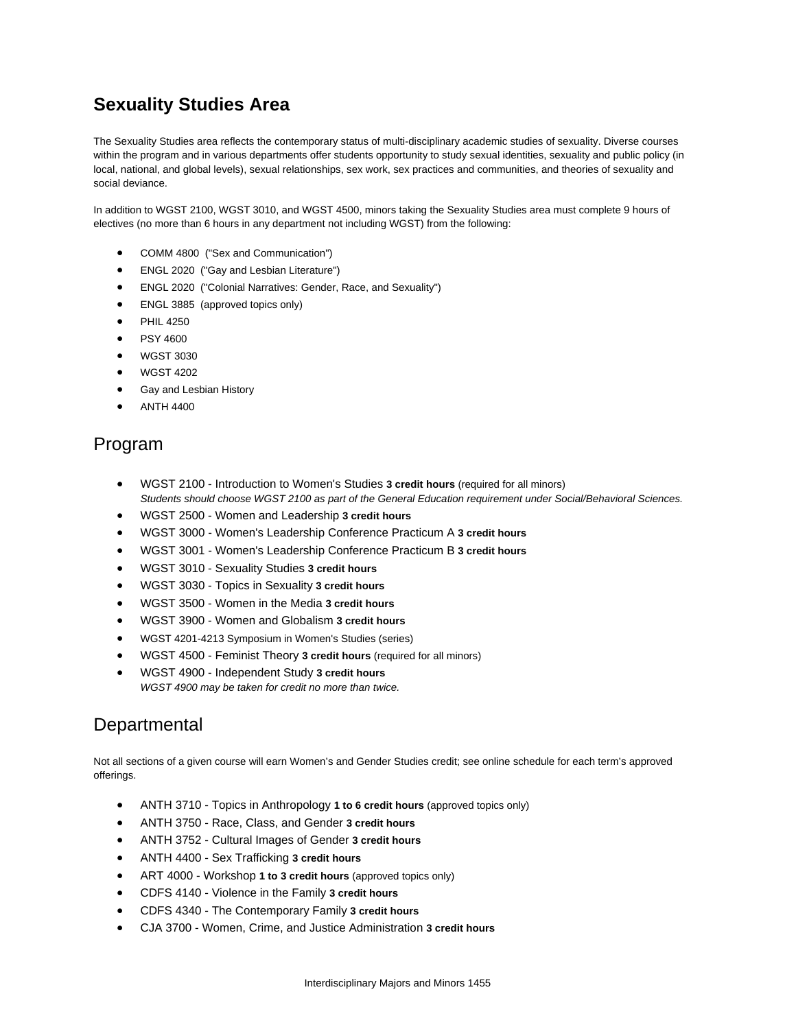## Sexuality Studies Area

The Sexuality Studies area reflects the contemporary status of multi-disciplinary academic studies of sexuality. Diverse courses within the program and in various departments offer students opportunity to study sexual identities, sexuality and public policy (in local, national, and global levels), sexual relationships, sex work, sex practices and communities, and theories of sexuality and social deviance.

In addition to WGST 2100, WGST 3010, and WGST 4500, minors taking the Sexuality Studies area must complete 9 hours of electives (no more than 6 hours in any department not including WGST) from the following:

- COMM 4800 ("Sex and Communication")
- ENGL 2020 ("Gay and Lesbian Literature")
- ENGL 2020 ("Colonial Narratives: Gender, Race, and Sexuality")
- ENGL 3885 (approved topics only)
- PHIL 4250
- PSY 4600
- WGST 3030
- WGST 4202
- Gay and Lesbian History
- ANTH 4400

## Program

- WGST 2100 - Introduction to Women's Studies **3 credit hours** (required for all minors)
  *Students should choose WGST 2100 as part of the General Education requirement under Social/Behavioral Sciences.*
- WGST 2500 - Women and Leadership **3 credit hours**
- WGST 3000 - Women's Leadership Conference Practicum A **3 credit hours**
- WGST 3001 - Women's Leadership Conference Practicum B **3 credit hours**
- WGST 3010 - Sexuality Studies **3 credit hours**
- WGST 3030 - Topics in Sexuality **3 credit hours**
- WGST 3500 - Women in the Media **3 credit hours**
- WGST 3900 - Women and Globalism **3 credit hours**
- WGST 4201-4213 Symposium in Women's Studies (series)
- WGST 4500 - Feminist Theory **3 credit hours** (required for all minors)
- WGST 4900 - Independent Study **3 credit hours**
  *WGST 4900 may be taken for credit no more than twice.*

## Departmental

Not all sections of a given course will earn Women's and Gender Studies credit; see online schedule for each term's approved offerings.

- ANTH 3710 - Topics in Anthropology **1 to 6 credit hours** (approved topics only)
- ANTH 3750 - Race, Class, and Gender **3 credit hours**
- ANTH 3752 - Cultural Images of Gender **3 credit hours**
- ANTH 4400 - Sex Trafficking **3 credit hours**
- ART 4000 - Workshop **1 to 3 credit hours** (approved topics only)
- CDFS 4140 - Violence in the Family **3 credit hours**
- CDFS 4340 - The Contemporary Family **3 credit hours**
- CJA 3700 - Women, Crime, and Justice Administration **3 credit hours**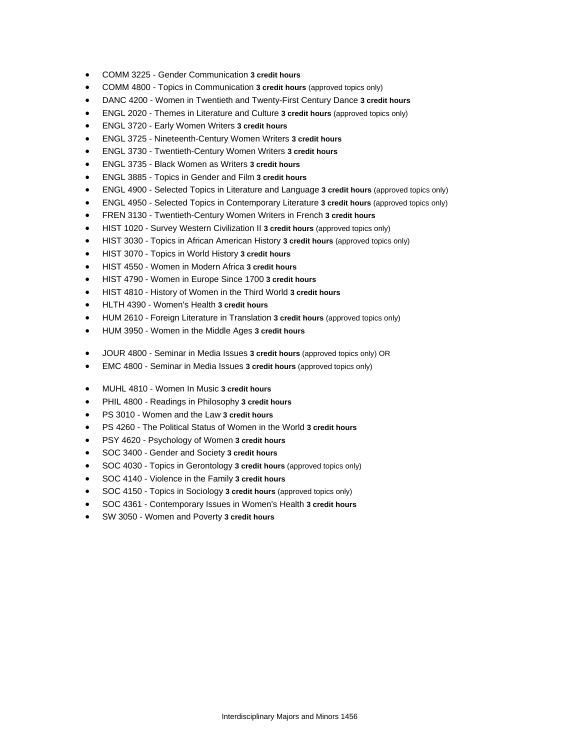- COMM 3225 - Gender Communication **3 credit hours**
- COMM 4800 - Topics in Communication **3 credit hours** (approved topics only)
- DANC 4200 - Women in Twentieth and Twenty-First Century Dance **3 credit hours**
- ENGL 2020 - Themes in Literature and Culture **3 credit hours** (approved topics only)
- ENGL 3720 - Early Women Writers **3 credit hours**
- ENGL 3725 - Nineteenth-Century Women Writers **3 credit hours**
- ENGL 3730 - Twentieth-Century Women Writers **3 credit hours**
- ENGL 3735 - Black Women as Writers **3 credit hours**
- ENGL 3885 - Topics in Gender and Film **3 credit hours**
- ENGL 4900 - Selected Topics in Literature and Language **3 credit hours** (approved topics only)
- ENGL 4950 - Selected Topics in Contemporary Literature **3 credit hours** (approved topics only)
- FREN 3130 - Twentieth-Century Women Writers in French **3 credit hours**
- HIST 1020 - Survey Western Civilization II **3 credit hours** (approved topics only)
- HIST 3030 - Topics in African American History **3 credit hours** (approved topics only)
- HIST 3070 - Topics in World History **3 credit hours**
- HIST 4550 - Women in Modern Africa **3 credit hours**
- HIST 4790 - Women in Europe Since 1700 **3 credit hours**
- HIST 4810 - History of Women in the Third World **3 credit hours**
- HLTH 4390 - Women's Health **3 credit hours**
- HUM 2610 - Foreign Literature in Translation **3 credit hours** (approved topics only)
- HUM 3950 - Women in the Middle Ages **3 credit hours**

- JOUR 4800 - Seminar in Media Issues **3 credit hours** (approved topics only) OR
- EMC 4800 - Seminar in Media Issues **3 credit hours** (approved topics only)

- MUHL 4810 - Women In Music **3 credit hours**
- PHIL 4800 - Readings in Philosophy **3 credit hours**
- PS 3010 - Women and the Law **3 credit hours**
- PS 4260 - The Political Status of Women in the World **3 credit hours**
- PSY 4620 - Psychology of Women **3 credit hours**
- SOC 3400 - Gender and Society **3 credit hours**
- SOC 4030 - Topics in Gerontology **3 credit hours** (approved topics only)
- SOC 4140 - Violence in the Family **3 credit hours**
- SOC 4150 - Topics in Sociology **3 credit hours** (approved topics only)
- SOC 4361 - Contemporary Issues in Women's Health **3 credit hours**
- SW 3050 - Women and Poverty **3 credit hours**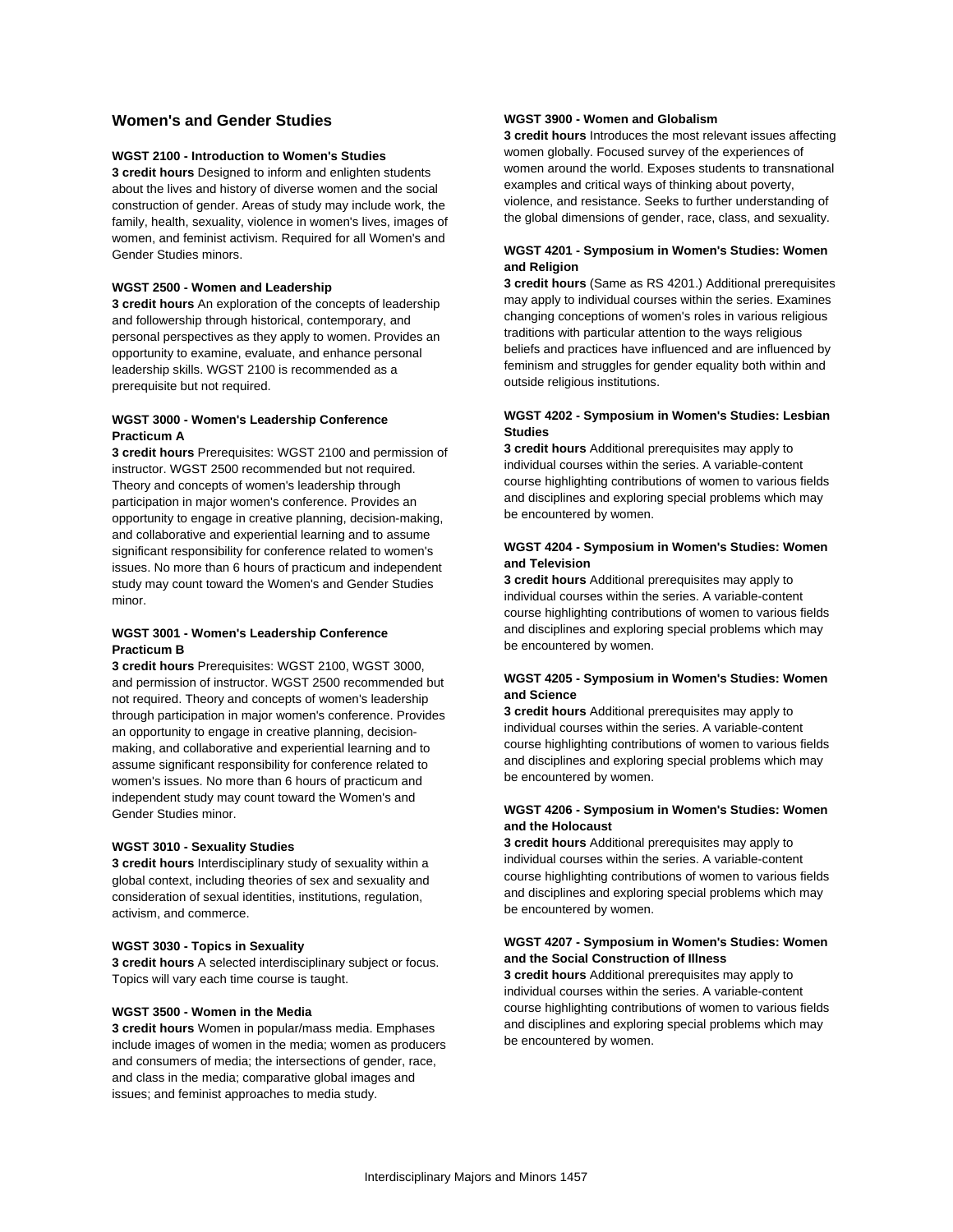## Women's and Gender Studies

#### WGST 2100 - Introduction to Women's Studies

**3 credit hours** Designed to inform and enlighten students about the lives and history of diverse women and the social construction of gender. Areas of study may include work, the family, health, sexuality, violence in women's lives, images of women, and feminist activism. Required for all Women's and Gender Studies minors.

#### WGST 2500 - Women and Leadership

**3 credit hours** An exploration of the concepts of leadership and followership through historical, contemporary, and personal perspectives as they apply to women. Provides an opportunity to examine, evaluate, and enhance personal leadership skills. WGST 2100 is recommended as a prerequisite but not required.

#### WGST 3000 - Women's Leadership Conference Practicum A

**3 credit hours** Prerequisites: WGST 2100 and permission of instructor. WGST 2500 recommended but not required. Theory and concepts of women's leadership through participation in major women's conference. Provides an opportunity to engage in creative planning, decision-making, and collaborative and experiential learning and to assume significant responsibility for conference related to women's issues. No more than 6 hours of practicum and independent study may count toward the Women's and Gender Studies minor.

#### WGST 3001 - Women's Leadership Conference Practicum B

**3 credit hours** Prerequisites: WGST 2100, WGST 3000, and permission of instructor. WGST 2500 recommended but not required. Theory and concepts of women's leadership through participation in major women's conference. Provides an opportunity to engage in creative planning, decision-making, and collaborative and experiential learning and to assume significant responsibility for conference related to women's issues. No more than 6 hours of practicum and independent study may count toward the Women's and Gender Studies minor.

#### WGST 3010 - Sexuality Studies

**3 credit hours** Interdisciplinary study of sexuality within a global context, including theories of sex and sexuality and consideration of sexual identities, institutions, regulation, activism, and commerce.

#### WGST 3030 - Topics in Sexuality

**3 credit hours** A selected interdisciplinary subject or focus. Topics will vary each time course is taught.

#### WGST 3500 - Women in the Media

**3 credit hours** Women in popular/mass media. Emphases include images of women in the media; women as producers and consumers of media; the intersections of gender, race, and class in the media; comparative global images and issues; and feminist approaches to media study.

#### WGST 3900 - Women and Globalism

**3 credit hours** Introduces the most relevant issues affecting women globally. Focused survey of the experiences of women around the world. Exposes students to transnational examples and critical ways of thinking about poverty, violence, and resistance. Seeks to further understanding of the global dimensions of gender, race, class, and sexuality.

#### WGST 4201 - Symposium in Women's Studies: Women and Religion

**3 credit hours** (Same as RS 4201.) Additional prerequisites may apply to individual courses within the series. Examines changing conceptions of women's roles in various religious traditions with particular attention to the ways religious beliefs and practices have influenced and are influenced by feminism and struggles for gender equality both within and outside religious institutions.

#### WGST 4202 - Symposium in Women's Studies: Lesbian Studies

**3 credit hours** Additional prerequisites may apply to individual courses within the series. A variable-content course highlighting contributions of women to various fields and disciplines and exploring special problems which may be encountered by women.

#### WGST 4204 - Symposium in Women's Studies: Women and Television

**3 credit hours** Additional prerequisites may apply to individual courses within the series. A variable-content course highlighting contributions of women to various fields and disciplines and exploring special problems which may be encountered by women.

#### WGST 4205 - Symposium in Women's Studies: Women and Science

**3 credit hours** Additional prerequisites may apply to individual courses within the series. A variable-content course highlighting contributions of women to various fields and disciplines and exploring special problems which may be encountered by women.

#### WGST 4206 - Symposium in Women's Studies: Women and the Holocaust

**3 credit hours** Additional prerequisites may apply to individual courses within the series. A variable-content course highlighting contributions of women to various fields and disciplines and exploring special problems which may be encountered by women.

#### WGST 4207 - Symposium in Women's Studies: Women and the Social Construction of Illness

**3 credit hours** Additional prerequisites may apply to individual courses within the series. A variable-content course highlighting contributions of women to various fields and disciplines and exploring special problems which may be encountered by women.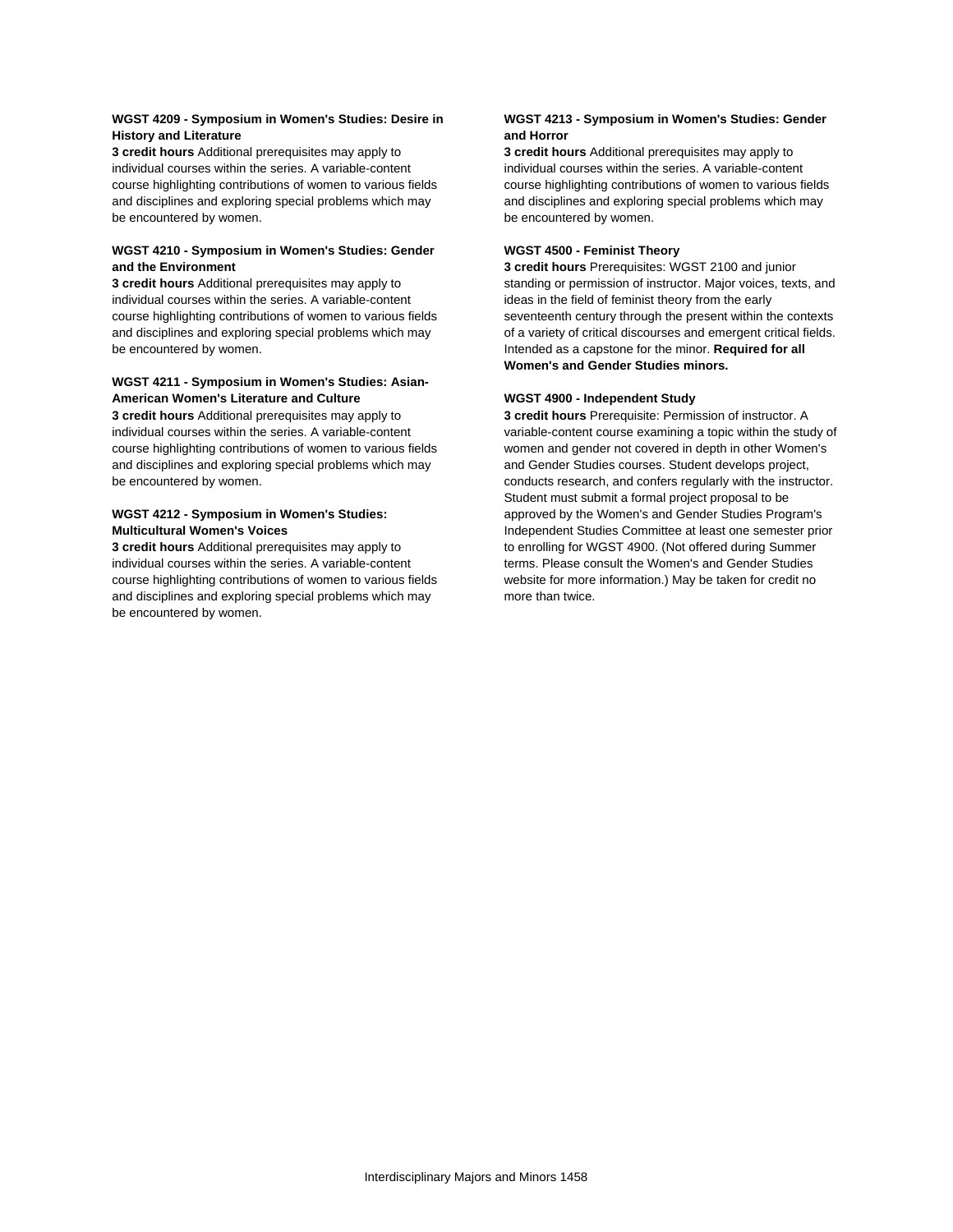#### WGST 4209 - Symposium in Women's Studies: Desire in History and Literature

**3 credit hours** Additional prerequisites may apply to individual courses within the series. A variable-content course highlighting contributions of women to various fields and disciplines and exploring special problems which may be encountered by women.

#### WGST 4210 - Symposium in Women's Studies: Gender and the Environment

**3 credit hours** Additional prerequisites may apply to individual courses within the series. A variable-content course highlighting contributions of women to various fields and disciplines and exploring special problems which may be encountered by women.

#### WGST 4211 - Symposium in Women's Studies: Asian-American Women's Literature and Culture

**3 credit hours** Additional prerequisites may apply to individual courses within the series. A variable-content course highlighting contributions of women to various fields and disciplines and exploring special problems which may be encountered by women.

#### WGST 4212 - Symposium in Women's Studies: Multicultural Women's Voices

**3 credit hours** Additional prerequisites may apply to individual courses within the series. A variable-content course highlighting contributions of women to various fields and disciplines and exploring special problems which may be encountered by women.

#### WGST 4213 - Symposium in Women's Studies: Gender and Horror

**3 credit hours** Additional prerequisites may apply to individual courses within the series. A variable-content course highlighting contributions of women to various fields and disciplines and exploring special problems which may be encountered by women.

#### WGST 4500 - Feminist Theory

**3 credit hours** Prerequisites: WGST 2100 and junior standing or permission of instructor. Major voices, texts, and ideas in the field of feminist theory from the early seventeenth century through the present within the contexts of a variety of critical discourses and emergent critical fields. Intended as a capstone for the minor. **Required for all Women's and Gender Studies minors.**

#### WGST 4900 - Independent Study

**3 credit hours** Prerequisite: Permission of instructor. A variable-content course examining a topic within the study of women and gender not covered in depth in other Women's and Gender Studies courses. Student develops project, conducts research, and confers regularly with the instructor. Student must submit a formal project proposal to be approved by the Women's and Gender Studies Program's Independent Studies Committee at least one semester prior to enrolling for WGST 4900. (Not offered during Summer terms. Please consult the Women's and Gender Studies website for more information.) May be taken for credit no more than twice.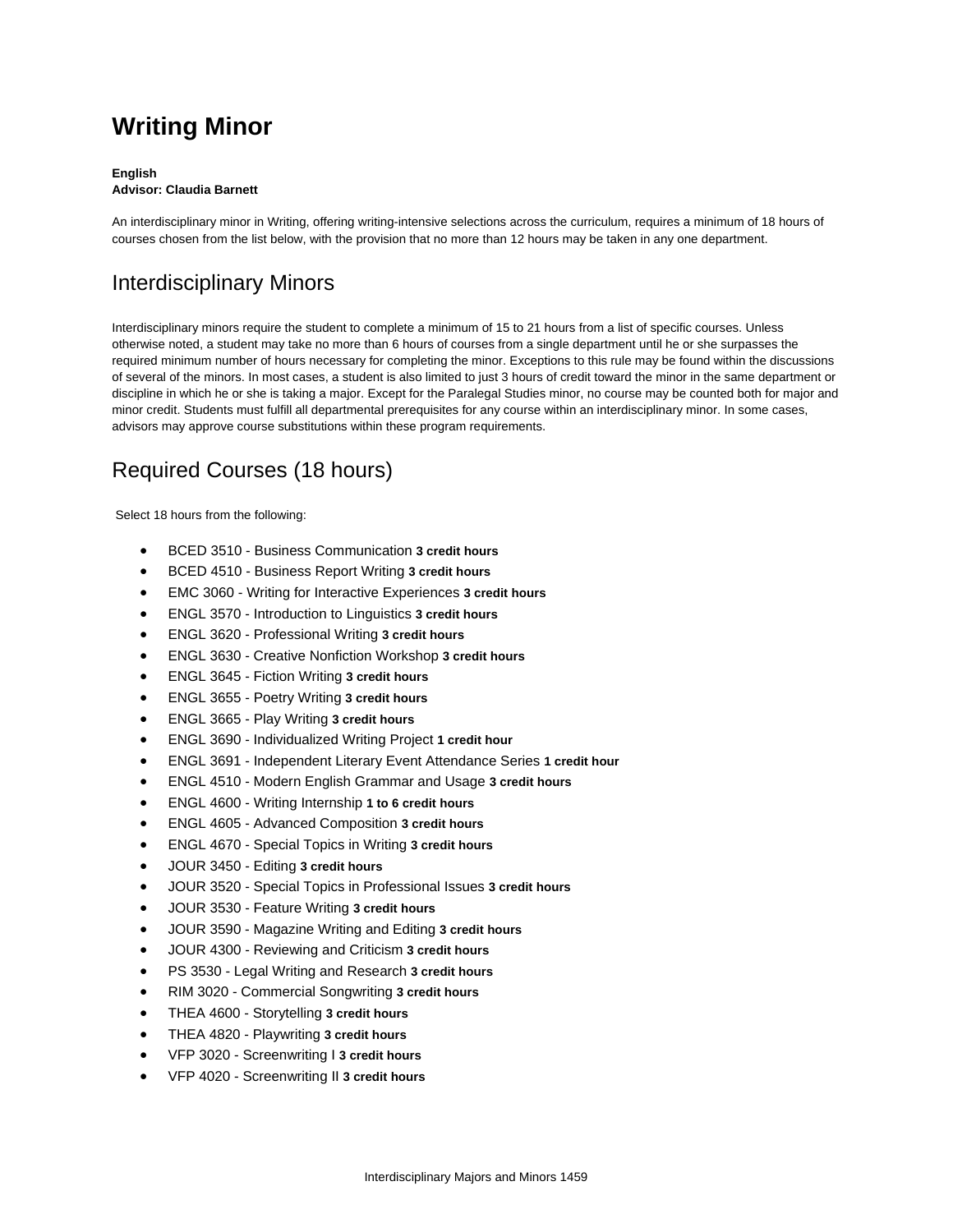# Writing Minor

**English**
**Advisor: Claudia Barnett**

An interdisciplinary minor in Writing, offering writing-intensive selections across the curriculum, requires a minimum of 18 hours of courses chosen from the list below, with the provision that no more than 12 hours may be taken in any one department.

## Interdisciplinary Minors

Interdisciplinary minors require the student to complete a minimum of 15 to 21 hours from a list of specific courses. Unless otherwise noted, a student may take no more than 6 hours of courses from a single department until he or she surpasses the required minimum number of hours necessary for completing the minor. Exceptions to this rule may be found within the discussions of several of the minors. In most cases, a student is also limited to just 3 hours of credit toward the minor in the same department or discipline in which he or she is taking a major. Except for the Paralegal Studies minor, no course may be counted both for major and minor credit. Students must fulfill all departmental prerequisites for any course within an interdisciplinary minor. In some cases, advisors may approve course substitutions within these program requirements.

## Required Courses (18 hours)

Select 18 hours from the following:

- BCED 3510 - Business Communication **3 credit hours**
- BCED 4510 - Business Report Writing **3 credit hours**
- EMC 3060 - Writing for Interactive Experiences **3 credit hours**
- ENGL 3570 - Introduction to Linguistics **3 credit hours**
- ENGL 3620 - Professional Writing **3 credit hours**
- ENGL 3630 - Creative Nonfiction Workshop **3 credit hours**
- ENGL 3645 - Fiction Writing **3 credit hours**
- ENGL 3655 - Poetry Writing **3 credit hours**
- ENGL 3665 - Play Writing **3 credit hours**
- ENGL 3690 - Individualized Writing Project **1 credit hour**
- ENGL 3691 - Independent Literary Event Attendance Series **1 credit hour**
- ENGL 4510 - Modern English Grammar and Usage **3 credit hours**
- ENGL 4600 - Writing Internship **1 to 6 credit hours**
- ENGL 4605 - Advanced Composition **3 credit hours**
- ENGL 4670 - Special Topics in Writing **3 credit hours**
- JOUR 3450 - Editing **3 credit hours**
- JOUR 3520 - Special Topics in Professional Issues **3 credit hours**
- JOUR 3530 - Feature Writing **3 credit hours**
- JOUR 3590 - Magazine Writing and Editing **3 credit hours**
- JOUR 4300 - Reviewing and Criticism **3 credit hours**
- PS 3530 - Legal Writing and Research **3 credit hours**
- RIM 3020 - Commercial Songwriting **3 credit hours**
- THEA 4600 - Storytelling **3 credit hours**
- THEA 4820 - Playwriting **3 credit hours**
- VFP 3020 - Screenwriting I **3 credit hours**
- VFP 4020 - Screenwriting II **3 credit hours**